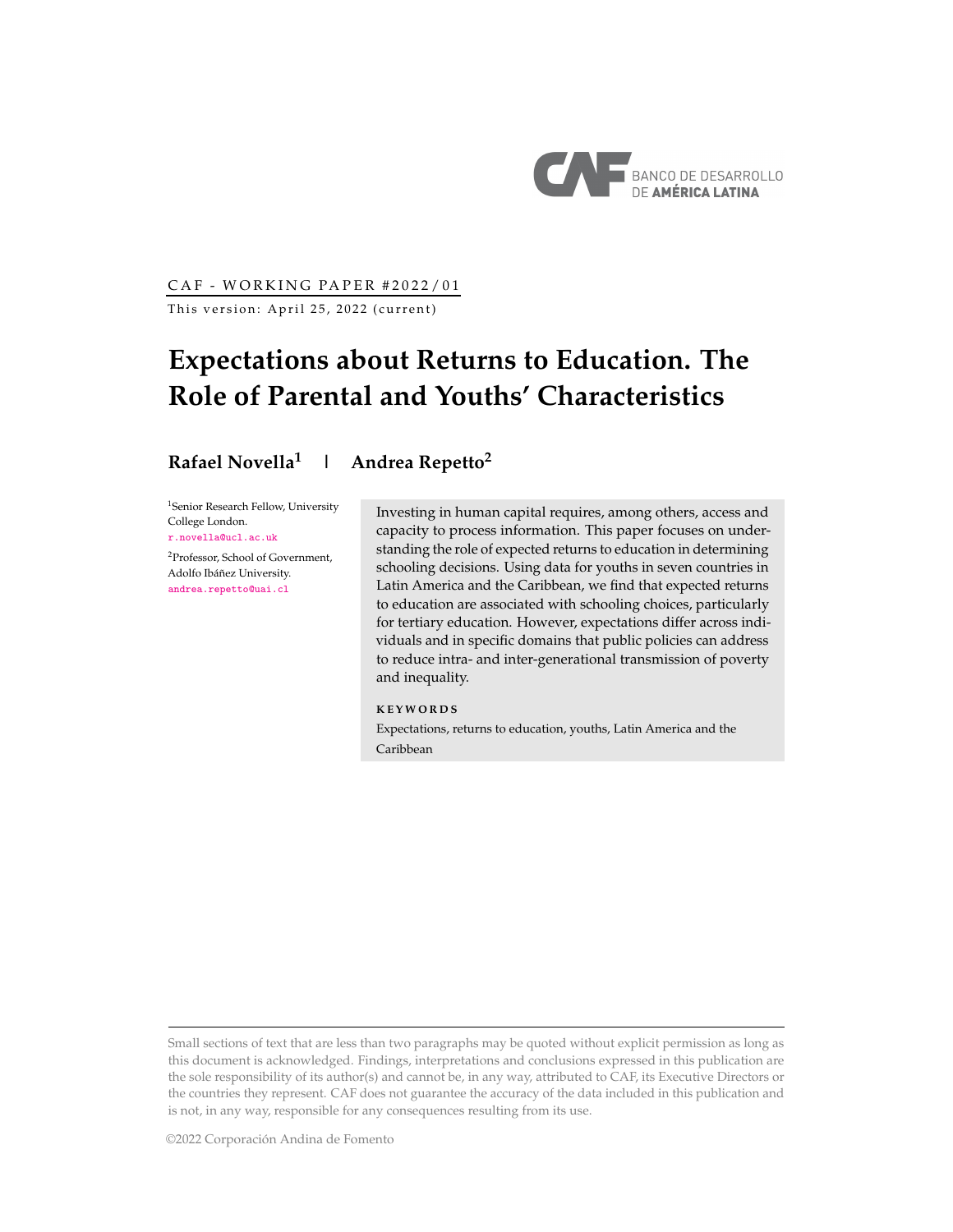CAF - WORKING PAPER #2022/01

This version: April 25, 2022 (current)

# Expectations about Returns to Education. The Role of Parental and Youths' Characteristics

**Rafael Novella**[1] | **Andrea Repetto**[2]

[1]Senior Research Fellow, University College London. r.novella@ucl.ac.uk

[2]Professor, School of Government, Adolfo Ibáñez University. andrea.repetto@uai.cl

Investing in human capital requires, among others, access and capacity to process information. This paper focuses on understanding the role of expected returns to education in determining schooling decisions. Using data for youths in seven countries in Latin America and the Caribbean, we find that expected returns to education are associated with schooling choices, particularly for tertiary education. However, expectations differ across individuals and in specific domains that public policies can address to reduce intra- and inter-generational transmission of poverty and inequality.

**KEYWORDS**

Expectations, returns to education, youths, Latin America and the Caribbean

Small sections of text that are less than two paragraphs may be quoted without explicit permission as long as this document is acknowledged. Findings, interpretations and conclusions expressed in this publication are the sole responsibility of its author(s) and cannot be, in any way, attributed to CAF, its Executive Directors or the countries they represent. CAF does not guarantee the accuracy of the data included in this publication and is not, in any way, responsible for any consequences resulting from its use.

©2022 Corporación Andina de Fomento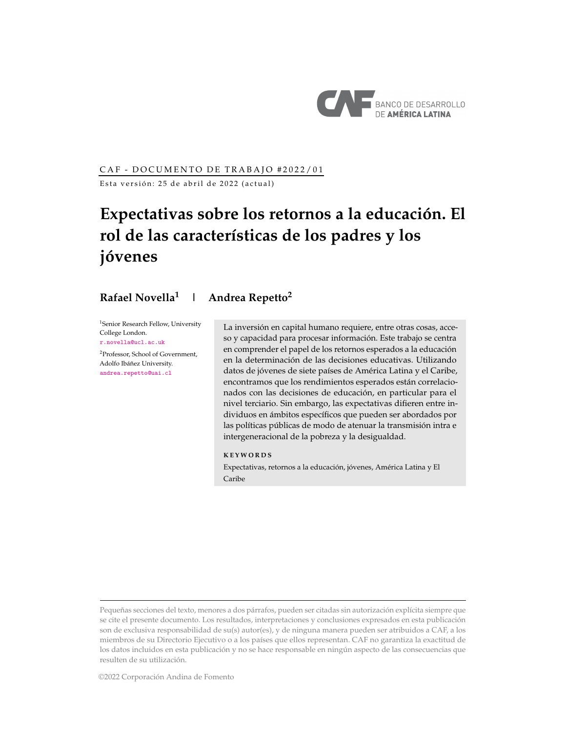CAF - DOCUMENTO DE TRABAJO #2022/01

Esta versión: 25 de abril de 2022 (actual)

# Expectativas sobre los retornos a la educación. El rol de las características de los padres y los jóvenes

**Rafael Novella[1]** | **Andrea Repetto[2]**

[1]Senior Research Fellow, University College London.
r.novella@ucl.ac.uk

[2]Professor, School of Government, Adolfo Ibáñez University.
andrea.repetto@uai.cl

La inversión en capital humano requiere, entre otras cosas, acceso y capacidad para procesar información. Este trabajo se centra en comprender el papel de los retornos esperados a la educación en la determinación de las decisiones educativas. Utilizando datos de jóvenes de siete países de América Latina y el Caribe, encontramos que los rendimientos esperados están correlacionados con las decisiones de educación, en particular para el nivel terciario. Sin embargo, las expectativas difieren entre individuos en ámbitos específicos que pueden ser abordados por las políticas públicas de modo de atenuar la transmisión intra e intergeneracional de la pobreza y la desigualdad.

**KEYWORDS**

Expectativas, retornos a la educación, jóvenes, América Latina y El Caribe

Pequeñas secciones del texto, menores a dos párrafos, pueden ser citadas sin autorización explícita siempre que se cite el presente documento. Los resultados, interpretaciones y conclusiones expresados en esta publicación son de exclusiva responsabilidad de su(s) autor(es), y de ninguna manera pueden ser atribuidos a CAF, a los miembros de su Directorio Ejecutivo o a los países que ellos representan. CAF no garantiza la exactitud de los datos incluidos en esta publicación y no se hace responsable en ningún aspecto de las consecuencias que resulten de su utilización.

©2022 Corporación Andina de Fomento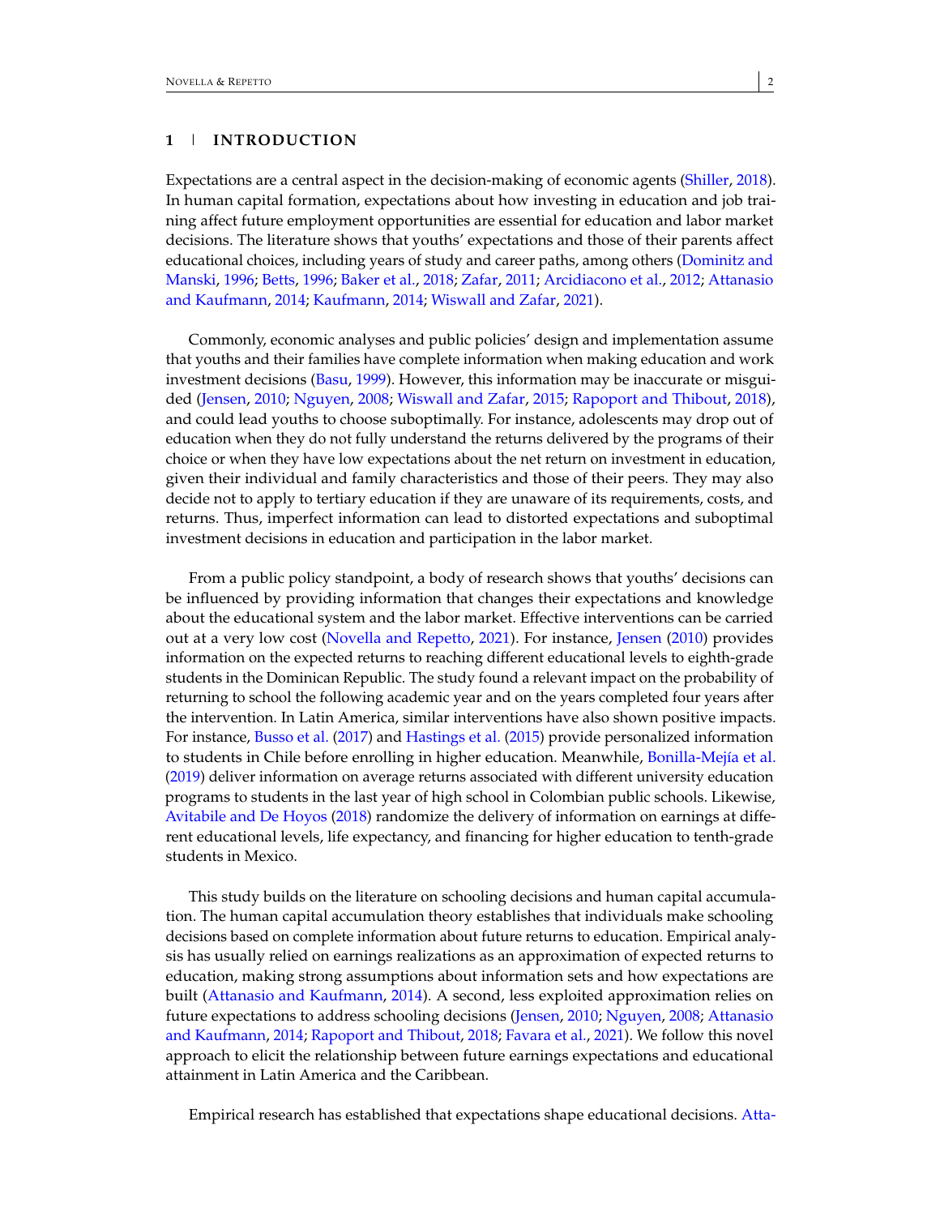## 1 | INTRODUCTION

Expectations are a central aspect in the decision-making of economic agents (Shiller, 2018). In human capital formation, expectations about how investing in education and job training affect future employment opportunities are essential for education and labor market decisions. The literature shows that youths' expectations and those of their parents affect educational choices, including years of study and career paths, among others (Dominitz and Manski, 1996; Betts, 1996; Baker et al., 2018; Zafar, 2011; Arcidiacono et al., 2012; Attanasio and Kaufmann, 2014; Kaufmann, 2014; Wiswall and Zafar, 2021).

Commonly, economic analyses and public policies' design and implementation assume that youths and their families have complete information when making education and work investment decisions (Basu, 1999). However, this information may be inaccurate or misguided (Jensen, 2010; Nguyen, 2008; Wiswall and Zafar, 2015; Rapoport and Thibout, 2018), and could lead youths to choose suboptimally. For instance, adolescents may drop out of education when they do not fully understand the returns delivered by the programs of their choice or when they have low expectations about the net return on investment in education, given their individual and family characteristics and those of their peers. They may also decide not to apply to tertiary education if they are unaware of its requirements, costs, and returns. Thus, imperfect information can lead to distorted expectations and suboptimal investment decisions in education and participation in the labor market.

From a public policy standpoint, a body of research shows that youths' decisions can be influenced by providing information that changes their expectations and knowledge about the educational system and the labor market. Effective interventions can be carried out at a very low cost (Novella and Repetto, 2021). For instance, Jensen (2010) provides information on the expected returns to reaching different educational levels to eighth-grade students in the Dominican Republic. The study found a relevant impact on the probability of returning to school the following academic year and on the years completed four years after the intervention. In Latin America, similar interventions have also shown positive impacts. For instance, Busso et al. (2017) and Hastings et al. (2015) provide personalized information to students in Chile before enrolling in higher education. Meanwhile, Bonilla-Mejía et al. (2019) deliver information on average returns associated with different university education programs to students in the last year of high school in Colombian public schools. Likewise, Avitabile and De Hoyos (2018) randomize the delivery of information on earnings at different educational levels, life expectancy, and financing for higher education to tenth-grade students in Mexico.

This study builds on the literature on schooling decisions and human capital accumulation. The human capital accumulation theory establishes that individuals make schooling decisions based on complete information about future returns to education. Empirical analysis has usually relied on earnings realizations as an approximation of expected returns to education, making strong assumptions about information sets and how expectations are built (Attanasio and Kaufmann, 2014). A second, less exploited approximation relies on future expectations to address schooling decisions (Jensen, 2010; Nguyen, 2008; Attanasio and Kaufmann, 2014; Rapoport and Thibout, 2018; Favara et al., 2021). We follow this novel approach to elicit the relationship between future earnings expectations and educational attainment in Latin America and the Caribbean.

Empirical research has established that expectations shape educational decisions. Atta-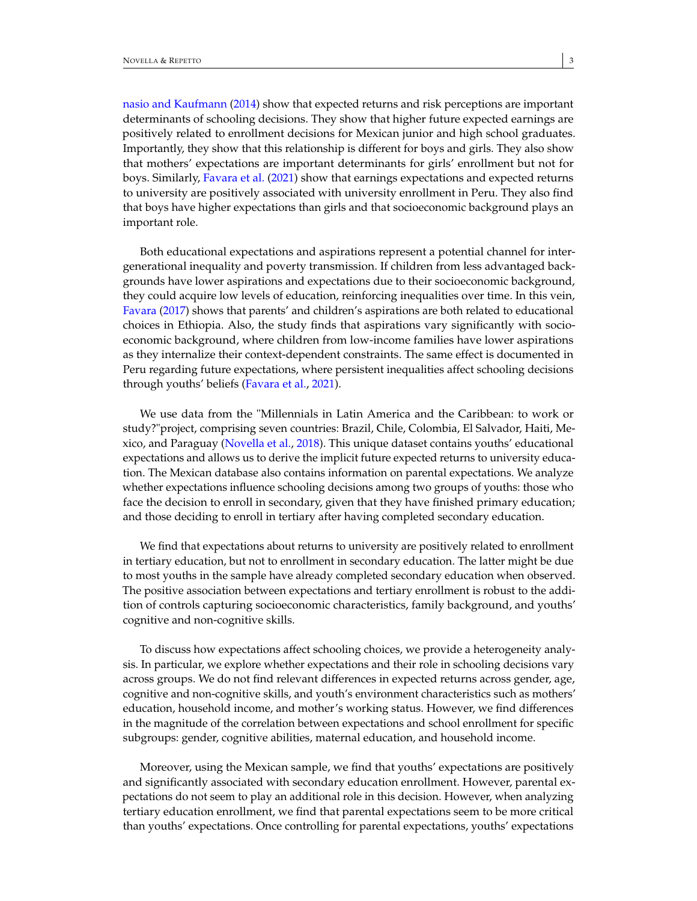nasio and Kaufmann (2014) show that expected returns and risk perceptions are important determinants of schooling decisions. They show that higher future expected earnings are positively related to enrollment decisions for Mexican junior and high school graduates. Importantly, they show that this relationship is different for boys and girls. They also show that mothers' expectations are important determinants for girls' enrollment but not for boys. Similarly, Favara et al. (2021) show that earnings expectations and expected returns to university are positively associated with university enrollment in Peru. They also find that boys have higher expectations than girls and that socioeconomic background plays an important role.

Both educational expectations and aspirations represent a potential channel for intergenerational inequality and poverty transmission. If children from less advantaged backgrounds have lower aspirations and expectations due to their socioeconomic background, they could acquire low levels of education, reinforcing inequalities over time. In this vein, Favara (2017) shows that parents' and children's aspirations are both related to educational choices in Ethiopia. Also, the study finds that aspirations vary significantly with socioeconomic background, where children from low-income families have lower aspirations as they internalize their context-dependent constraints. The same effect is documented in Peru regarding future expectations, where persistent inequalities affect schooling decisions through youths' beliefs (Favara et al., 2021).

We use data from the "Millennials in Latin America and the Caribbean: to work or study?"project, comprising seven countries: Brazil, Chile, Colombia, El Salvador, Haiti, Mexico, and Paraguay (Novella et al., 2018). This unique dataset contains youths' educational expectations and allows us to derive the implicit future expected returns to university education. The Mexican database also contains information on parental expectations. We analyze whether expectations influence schooling decisions among two groups of youths: those who face the decision to enroll in secondary, given that they have finished primary education; and those deciding to enroll in tertiary after having completed secondary education.

We find that expectations about returns to university are positively related to enrollment in tertiary education, but not to enrollment in secondary education. The latter might be due to most youths in the sample have already completed secondary education when observed. The positive association between expectations and tertiary enrollment is robust to the addition of controls capturing socioeconomic characteristics, family background, and youths' cognitive and non-cognitive skills.

To discuss how expectations affect schooling choices, we provide a heterogeneity analysis. In particular, we explore whether expectations and their role in schooling decisions vary across groups. We do not find relevant differences in expected returns across gender, age, cognitive and non-cognitive skills, and youth's environment characteristics such as mothers' education, household income, and mother's working status. However, we find differences in the magnitude of the correlation between expectations and school enrollment for specific subgroups: gender, cognitive abilities, maternal education, and household income.

Moreover, using the Mexican sample, we find that youths' expectations are positively and significantly associated with secondary education enrollment. However, parental expectations do not seem to play an additional role in this decision. However, when analyzing tertiary education enrollment, we find that parental expectations seem to be more critical than youths' expectations. Once controlling for parental expectations, youths' expectations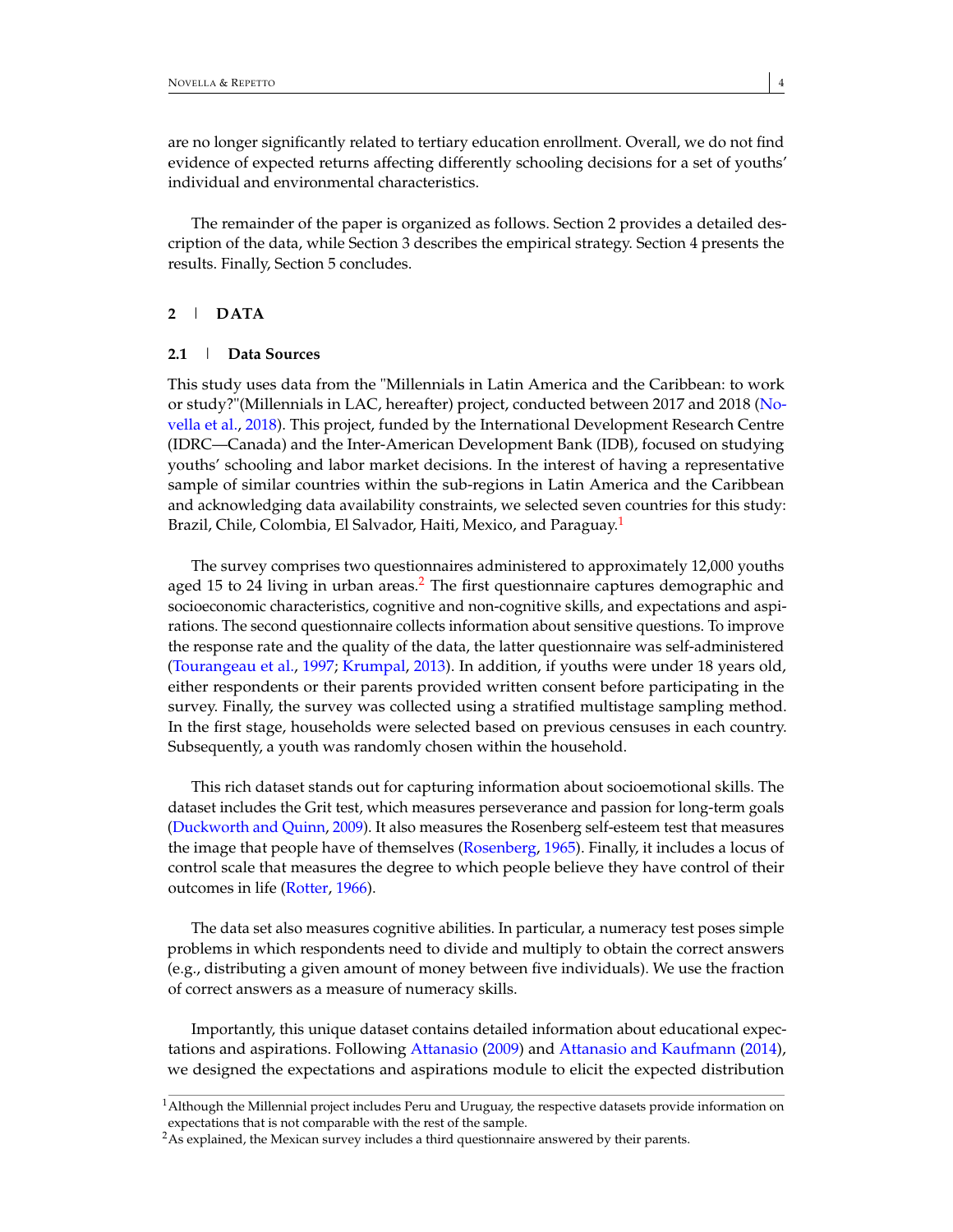are no longer significantly related to tertiary education enrollment. Overall, we do not find evidence of expected returns affecting differently schooling decisions for a set of youths' individual and environmental characteristics.

The remainder of the paper is organized as follows. Section 2 provides a detailed description of the data, while Section 3 describes the empirical strategy. Section 4 presents the results. Finally, Section 5 concludes.

## 2 | DATA

### 2.1 | Data Sources

This study uses data from the "Millennials in Latin America and the Caribbean: to work or study?"(Millennials in LAC, hereafter) project, conducted between 2017 and 2018 (Novella et al., 2018). This project, funded by the International Development Research Centre (IDRC—Canada) and the Inter-American Development Bank (IDB), focused on studying youths' schooling and labor market decisions. In the interest of having a representative sample of similar countries within the sub-regions in Latin America and the Caribbean and acknowledging data availability constraints, we selected seven countries for this study: Brazil, Chile, Colombia, El Salvador, Haiti, Mexico, and Paraguay.[1]

The survey comprises two questionnaires administered to approximately 12,000 youths aged 15 to 24 living in urban areas.[2] The first questionnaire captures demographic and socioeconomic characteristics, cognitive and non-cognitive skills, and expectations and aspirations. The second questionnaire collects information about sensitive questions. To improve the response rate and the quality of the data, the latter questionnaire was self-administered (Tourangeau et al., 1997; Krumpal, 2013). In addition, if youths were under 18 years old, either respondents or their parents provided written consent before participating in the survey. Finally, the survey was collected using a stratified multistage sampling method. In the first stage, households were selected based on previous censuses in each country. Subsequently, a youth was randomly chosen within the household.

This rich dataset stands out for capturing information about socioemotional skills. The dataset includes the Grit test, which measures perseverance and passion for long-term goals (Duckworth and Quinn, 2009). It also measures the Rosenberg self-esteem test that measures the image that people have of themselves (Rosenberg, 1965). Finally, it includes a locus of control scale that measures the degree to which people believe they have control of their outcomes in life (Rotter, 1966).

The data set also measures cognitive abilities. In particular, a numeracy test poses simple problems in which respondents need to divide and multiply to obtain the correct answers (e.g., distributing a given amount of money between five individuals). We use the fraction of correct answers as a measure of numeracy skills.

Importantly, this unique dataset contains detailed information about educational expectations and aspirations. Following Attanasio (2009) and Attanasio and Kaufmann (2014), we designed the expectations and aspirations module to elicit the expected distribution

[1] Although the Millennial project includes Peru and Uruguay, the respective datasets provide information on expectations that is not comparable with the rest of the sample.

[2] As explained, the Mexican survey includes a third questionnaire answered by their parents.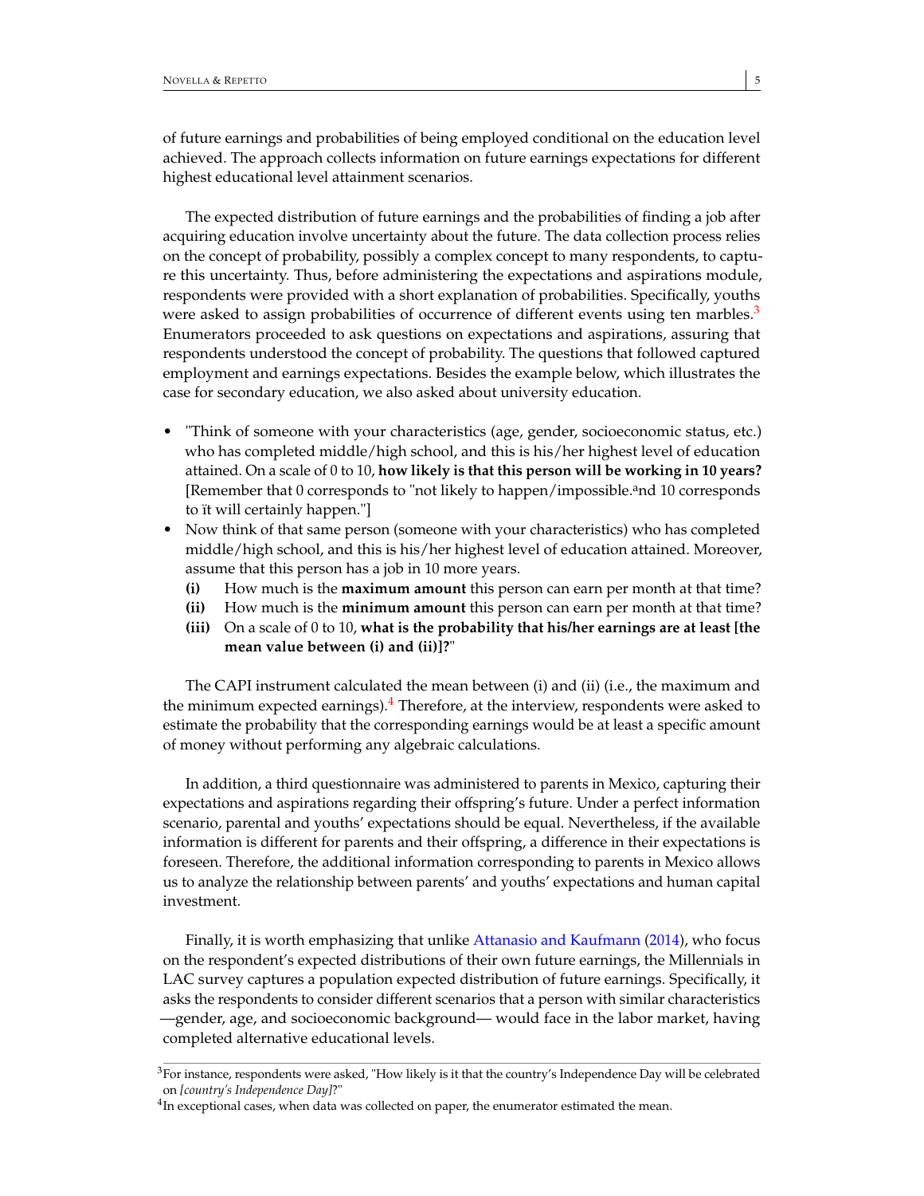of future earnings and probabilities of being employed conditional on the education level achieved. The approach collects information on future earnings expectations for different highest educational level attainment scenarios.

The expected distribution of future earnings and the probabilities of finding a job after acquiring education involve uncertainty about the future. The data collection process relies on the concept of probability, possibly a complex concept to many respondents, to capture this uncertainty. Thus, before administering the expectations and aspirations module, respondents were provided with a short explanation of probabilities. Specifically, youths were asked to assign probabilities of occurrence of different events using ten marbles.[3] Enumerators proceeded to ask questions on expectations and aspirations, assuring that respondents understood the concept of probability. The questions that followed captured employment and earnings expectations. Besides the example below, which illustrates the case for secondary education, we also asked about university education.

- "Think of someone with your characteristics (age, gender, socioeconomic status, etc.) who has completed middle/high school, and this is his/her highest level of education attained. On a scale of 0 to 10, **how likely is that this person will be working in 10 years?** [Remember that 0 corresponds to "not likely to happen/impossible.ªnd 10 corresponds to ït will certainly happen."]
- Now think of that same person (someone with your characteristics) who has completed middle/high school, and this is his/her highest level of education attained. Moreover, assume that this person has a job in 10 more years.
  - **(i)** How much is the **maximum amount** this person can earn per month at that time?
  - **(ii)** How much is the **minimum amount** this person can earn per month at that time?
  - **(iii)** On a scale of 0 to 10, **what is the probability that his/her earnings are at least [the mean value between (i) and (ii)]?**"

The CAPI instrument calculated the mean between (i) and (ii) (i.e., the maximum and the minimum expected earnings).[4] Therefore, at the interview, respondents were asked to estimate the probability that the corresponding earnings would be at least a specific amount of money without performing any algebraic calculations.

In addition, a third questionnaire was administered to parents in Mexico, capturing their expectations and aspirations regarding their offspring's future. Under a perfect information scenario, parental and youths' expectations should be equal. Nevertheless, if the available information is different for parents and their offspring, a difference in their expectations is foreseen. Therefore, the additional information corresponding to parents in Mexico allows us to analyze the relationship between parents' and youths' expectations and human capital investment.

Finally, it is worth emphasizing that unlike Attanasio and Kaufmann (2014), who focus on the respondent's expected distributions of their own future earnings, the Millennials in LAC survey captures a population expected distribution of future earnings. Specifically, it asks the respondents to consider different scenarios that a person with similar characteristics —gender, age, and socioeconomic background— would face in the labor market, having completed alternative educational levels.

[3] For instance, respondents were asked, "How likely is it that the country's Independence Day will be celebrated on *[country's Independence Day]*?"

[4] In exceptional cases, when data was collected on paper, the enumerator estimated the mean.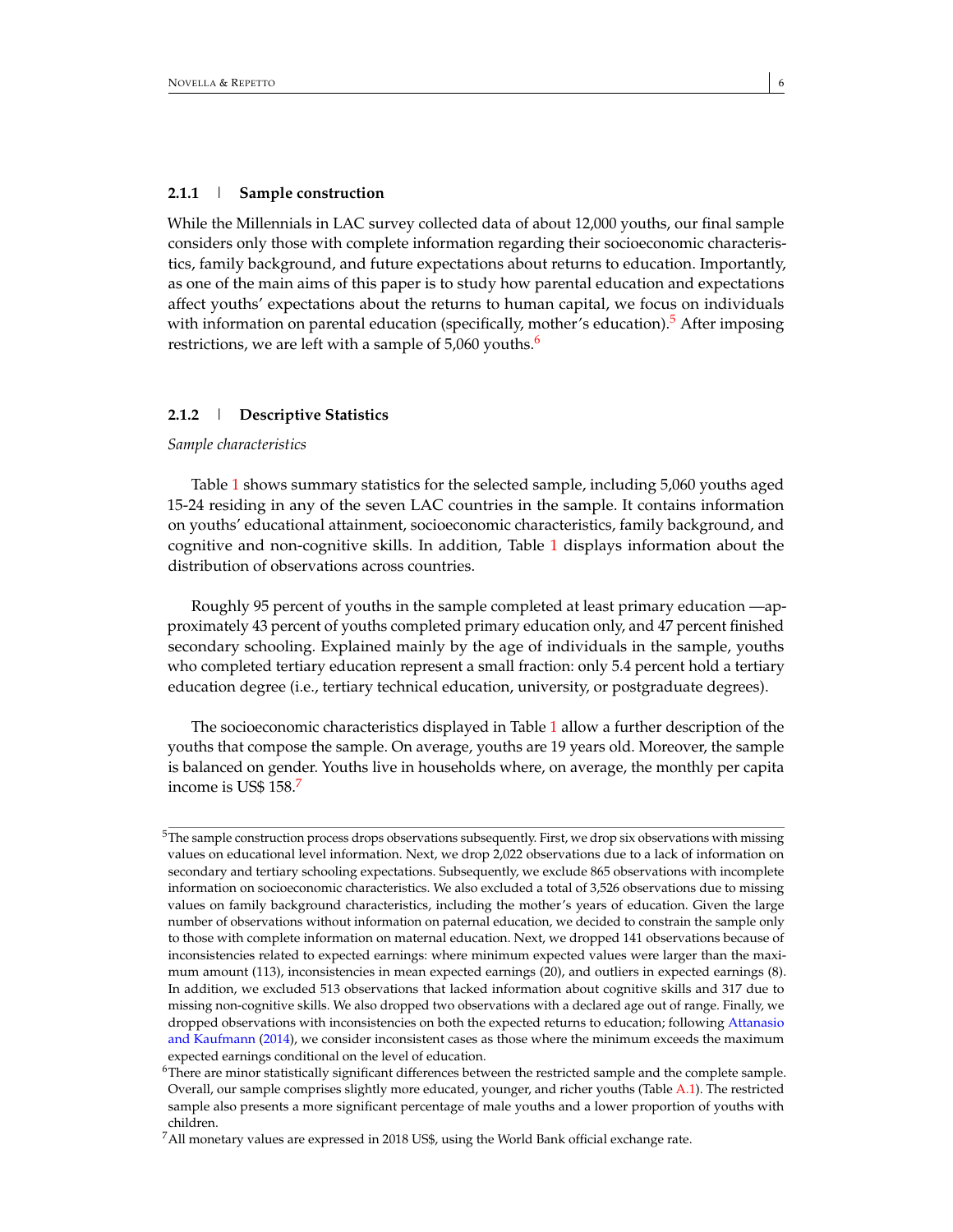### 2.1.1 | Sample construction

While the Millennials in LAC survey collected data of about 12,000 youths, our final sample considers only those with complete information regarding their socioeconomic characteristics, family background, and future expectations about returns to education. Importantly, as one of the main aims of this paper is to study how parental education and expectations affect youths' expectations about the returns to human capital, we focus on individuals with information on parental education (specifically, mother's education).[5] After imposing restrictions, we are left with a sample of 5,060 youths.[6]

### 2.1.2 | Descriptive Statistics

*Sample characteristics*

Table 1 shows summary statistics for the selected sample, including 5,060 youths aged 15-24 residing in any of the seven LAC countries in the sample. It contains information on youths' educational attainment, socioeconomic characteristics, family background, and cognitive and non-cognitive skills. In addition, Table 1 displays information about the distribution of observations across countries.

Roughly 95 percent of youths in the sample completed at least primary education —approximately 43 percent of youths completed primary education only, and 47 percent finished secondary schooling. Explained mainly by the age of individuals in the sample, youths who completed tertiary education represent a small fraction: only 5.4 percent hold a tertiary education degree (i.e., tertiary technical education, university, or postgraduate degrees).

The socioeconomic characteristics displayed in Table 1 allow a further description of the youths that compose the sample. On average, youths are 19 years old. Moreover, the sample is balanced on gender. Youths live in households where, on average, the monthly per capita income is US$ 158.[7]

---

[5] The sample construction process drops observations subsequently. First, we drop six observations with missing values on educational level information. Next, we drop 2,022 observations due to a lack of information on secondary and tertiary schooling expectations. Subsequently, we exclude 865 observations with incomplete information on socioeconomic characteristics. We also excluded a total of 3,526 observations due to missing values on family background characteristics, including the mother's years of education. Given the large number of observations without information on paternal education, we decided to constrain the sample only to those with complete information on maternal education. Next, we dropped 141 observations because of inconsistencies related to expected earnings: where minimum expected values were larger than the maximum amount (113), inconsistencies in mean expected earnings (20), and outliers in expected earnings (8). In addition, we excluded 513 observations that lacked information about cognitive skills and 317 due to missing non-cognitive skills. We also dropped two observations with a declared age out of range. Finally, we dropped observations with inconsistencies on both the expected returns to education; following Attanasio and Kaufmann (2014), we consider inconsistent cases as those where the minimum exceeds the maximum expected earnings conditional on the level of education.

[6] There are minor statistically significant differences between the restricted sample and the complete sample. Overall, our sample comprises slightly more educated, younger, and richer youths (Table A.1). The restricted sample also presents a more significant percentage of male youths and a lower proportion of youths with children.

[7] All monetary values are expressed in 2018 US$, using the World Bank official exchange rate.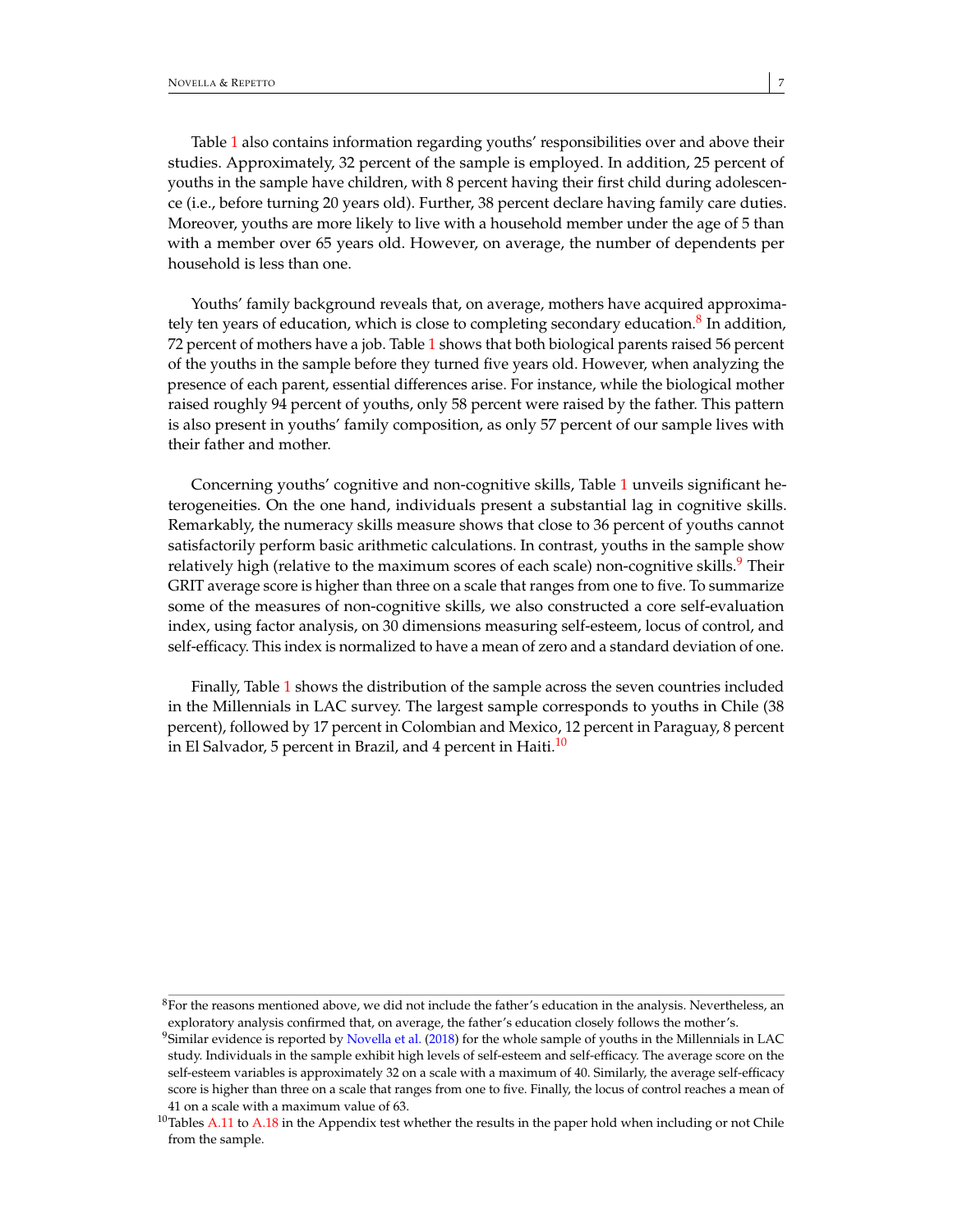Table 1 also contains information regarding youths' responsibilities over and above their studies. Approximately, 32 percent of the sample is employed. In addition, 25 percent of youths in the sample have children, with 8 percent having their first child during adolescence (i.e., before turning 20 years old). Further, 38 percent declare having family care duties. Moreover, youths are more likely to live with a household member under the age of 5 than with a member over 65 years old. However, on average, the number of dependents per household is less than one.

Youths' family background reveals that, on average, mothers have acquired approximately ten years of education, which is close to completing secondary education.[8] In addition, 72 percent of mothers have a job. Table 1 shows that both biological parents raised 56 percent of the youths in the sample before they turned five years old. However, when analyzing the presence of each parent, essential differences arise. For instance, while the biological mother raised roughly 94 percent of youths, only 58 percent were raised by the father. This pattern is also present in youths' family composition, as only 57 percent of our sample lives with their father and mother.

Concerning youths' cognitive and non-cognitive skills, Table 1 unveils significant heterogeneities. On the one hand, individuals present a substantial lag in cognitive skills. Remarkably, the numeracy skills measure shows that close to 36 percent of youths cannot satisfactorily perform basic arithmetic calculations. In contrast, youths in the sample show relatively high (relative to the maximum scores of each scale) non-cognitive skills.[9] Their GRIT average score is higher than three on a scale that ranges from one to five. To summarize some of the measures of non-cognitive skills, we also constructed a core self-evaluation index, using factor analysis, on 30 dimensions measuring self-esteem, locus of control, and self-efficacy. This index is normalized to have a mean of zero and a standard deviation of one.

Finally, Table 1 shows the distribution of the sample across the seven countries included in the Millennials in LAC survey. The largest sample corresponds to youths in Chile (38 percent), followed by 17 percent in Colombian and Mexico, 12 percent in Paraguay, 8 percent in El Salvador, 5 percent in Brazil, and 4 percent in Haiti.[10]

---

[8] For the reasons mentioned above, we did not include the father's education in the analysis. Nevertheless, an exploratory analysis confirmed that, on average, the father's education closely follows the mother's.

[9] Similar evidence is reported by Novella et al. (2018) for the whole sample of youths in the Millennials in LAC study. Individuals in the sample exhibit high levels of self-esteem and self-efficacy. The average score on the self-esteem variables is approximately 32 on a scale with a maximum of 40. Similarly, the average self-efficacy score is higher than three on a scale that ranges from one to five. Finally, the locus of control reaches a mean of 41 on a scale with a maximum value of 63.

[10] Tables A.11 to A.18 in the Appendix test whether the results in the paper hold when including or not Chile from the sample.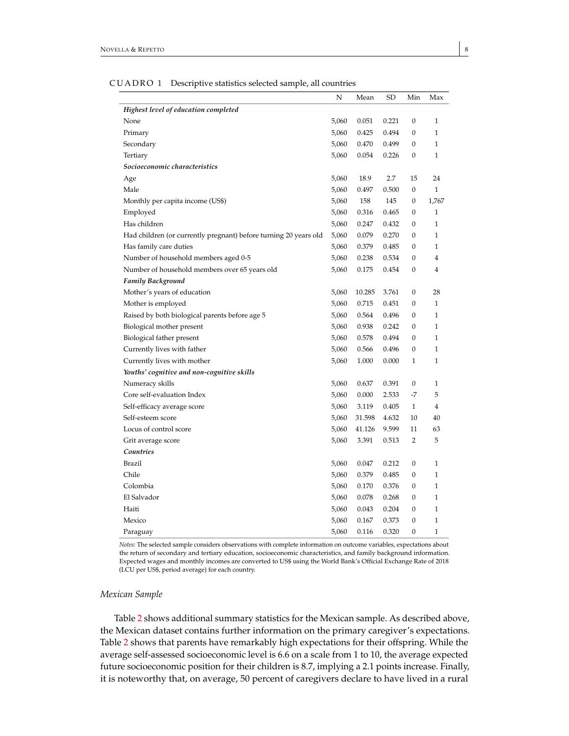CUADRO 1 Descriptive statistics selected sample, all countries

| | N | Mean | SD | Min | Max |
|---|---|---|---|---|---|
| ***Highest level of education completed*** | | | | | |
| None | 5,060 | 0.051 | 0.221 | 0 | 1 |
| Primary | 5,060 | 0.425 | 0.494 | 0 | 1 |
| Secondary | 5,060 | 0.470 | 0.499 | 0 | 1 |
| Tertiary | 5,060 | 0.054 | 0.226 | 0 | 1 |
| ***Socioeconomic characteristics*** | | | | | |
| Age | 5,060 | 18.9 | 2.7 | 15 | 24 |
| Male | 5,060 | 0.497 | 0.500 | 0 | 1 |
| Monthly per capita income (US$) | 5,060 | 158 | 145 | 0 | 1,767 |
| Employed | 5,060 | 0.316 | 0.465 | 0 | 1 |
| Has children | 5,060 | 0.247 | 0.432 | 0 | 1 |
| Had children (or currently pregnant) before turning 20 years old | 5,060 | 0.079 | 0.270 | 0 | 1 |
| Has family care duties | 5,060 | 0.379 | 0.485 | 0 | 1 |
| Number of household members aged 0-5 | 5,060 | 0.238 | 0.534 | 0 | 4 |
| Number of household members over 65 years old | 5,060 | 0.175 | 0.454 | 0 | 4 |
| ***Family Background*** | | | | | |
| Mother's years of education | 5,060 | 10.285 | 3.761 | 0 | 28 |
| Mother is employed | 5,060 | 0.715 | 0.451 | 0 | 1 |
| Raised by both biological parents before age 5 | 5,060 | 0.564 | 0.496 | 0 | 1 |
| Biological mother present | 5,060 | 0.938 | 0.242 | 0 | 1 |
| Biological father present | 5,060 | 0.578 | 0.494 | 0 | 1 |
| Currently lives with father | 5,060 | 0.566 | 0.496 | 0 | 1 |
| Currently lives with mother | 5,060 | 1.000 | 0.000 | 1 | 1 |
| ***Youths' cognitive and non-cognitive skills*** | | | | | |
| Numeracy skills | 5,060 | 0.637 | 0.391 | 0 | 1 |
| Core self-evaluation Index | 5,060 | 0.000 | 2.533 | -7 | 5 |
| Self-efficacy average score | 5,060 | 3.119 | 0.405 | 1 | 4 |
| Self-esteem score | 5,060 | 31.598 | 4.632 | 10 | 40 |
| Locus of control score | 5,060 | 41.126 | 9.599 | 11 | 63 |
| Grit average score | 5,060 | 3.391 | 0.513 | 2 | 5 |
| ***Countries*** | | | | | |
| Brazil | 5,060 | 0.047 | 0.212 | 0 | 1 |
| Chile | 5,060 | 0.379 | 0.485 | 0 | 1 |
| Colombia | 5,060 | 0.170 | 0.376 | 0 | 1 |
| El Salvador | 5,060 | 0.078 | 0.268 | 0 | 1 |
| Haiti | 5,060 | 0.043 | 0.204 | 0 | 1 |
| Mexico | 5,060 | 0.167 | 0.373 | 0 | 1 |
| Paraguay | 5,060 | 0.116 | 0.320 | 0 | 1 |

*Notes:* The selected sample considers observations with complete information on outcome variables, expectations about the return of secondary and tertiary education, socioeconomic characteristics, and family background information. Expected wages and monthly incomes are converted to US$ using the World Bank's Official Exchange Rate of 2018 (LCU per US$, period average) for each country.

### *Mexican Sample*

Table 2 shows additional summary statistics for the Mexican sample. As described above, the Mexican dataset contains further information on the primary caregiver's expectations. Table 2 shows that parents have remarkably high expectations for their offspring. While the average self-assessed socioeconomic level is 6.6 on a scale from 1 to 10, the average expected future socioeconomic position for their children is 8.7, implying a 2.1 points increase. Finally, it is noteworthy that, on average, 50 percent of caregivers declare to have lived in a rural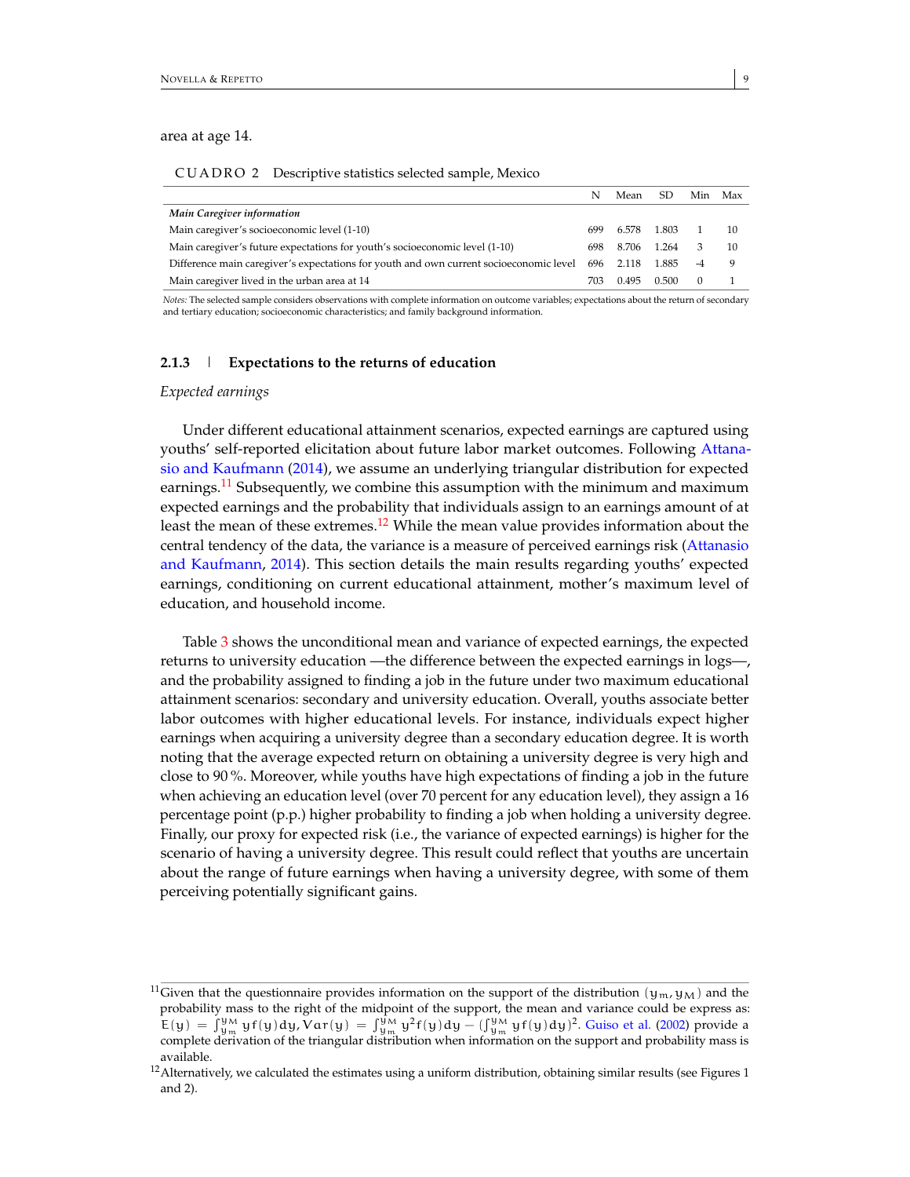area at age 14.

CUADRO 2 Descriptive statistics selected sample, Mexico

| | N | Mean | SD | Min | Max |
|---|---|---|---|---|---|
| ***Main Caregiver information*** | | | | | |
| Main caregiver's socioeconomic level (1-10) | 699 | 6.578 | 1.803 | 1 | 10 |
| Main caregiver's future expectations for youth's socioeconomic level (1-10) | 698 | 8.706 | 1.264 | 3 | 10 |
| Difference main caregiver's expectations for youth and own current socioeconomic level | 696 | 2.118 | 1.885 | -4 | 9 |
| Main caregiver lived in the urban area at 14 | 703 | 0.495 | 0.500 | 0 | 1 |

*Notes:* The selected sample considers observations with complete information on outcome variables; expectations about the return of secondary and tertiary education; socioeconomic characteristics; and family background information.

### 2.1.3 | Expectations to the returns of education

*Expected earnings*

Under different educational attainment scenarios, expected earnings are captured using youths' self-reported elicitation about future labor market outcomes. Following Attanasio and Kaufmann (2014), we assume an underlying triangular distribution for expected earnings.[11] Subsequently, we combine this assumption with the minimum and maximum expected earnings and the probability that individuals assign to an earnings amount of at least the mean of these extremes.[12] While the mean value provides information about the central tendency of the data, the variance is a measure of perceived earnings risk (Attanasio and Kaufmann, 2014). This section details the main results regarding youths' expected earnings, conditioning on current educational attainment, mother's maximum level of education, and household income.

Table 3 shows the unconditional mean and variance of expected earnings, the expected returns to university education —the difference between the expected earnings in logs—, and the probability assigned to finding a job in the future under two maximum educational attainment scenarios: secondary and university education. Overall, youths associate better labor outcomes with higher educational levels. For instance, individuals expect higher earnings when acquiring a university degree than a secondary education degree. It is worth noting that the average expected return on obtaining a university degree is very high and close to 90 %. Moreover, while youths have high expectations of finding a job in the future when achieving an education level (over 70 percent for any education level), they assign a 16 percentage point (p.p.) higher probability to finding a job when holding a university degree. Finally, our proxy for expected risk (i.e., the variance of expected earnings) is higher for the scenario of having a university degree. This result could reflect that youths are uncertain about the range of future earnings when having a university degree, with some of them perceiving potentially significant gains.

[11] Given that the questionnaire provides information on the support of the distribution $(y_m, y_M)$ and the probability mass to the right of the midpoint of the support, the mean and variance could be express as: $E(y) = \int_{y_m}^{y_M} y f(y) dy$, $Var(y) = \int_{y_m}^{y_M} y^2 f(y) dy - (\int_{y_m}^{y_M} y f(y) dy)^2$. Guiso et al. (2002) provide a complete derivation of the triangular distribution when information on the support and probability mass is available.

[12] Alternatively, we calculated the estimates using a uniform distribution, obtaining similar results (see Figures 1 and 2).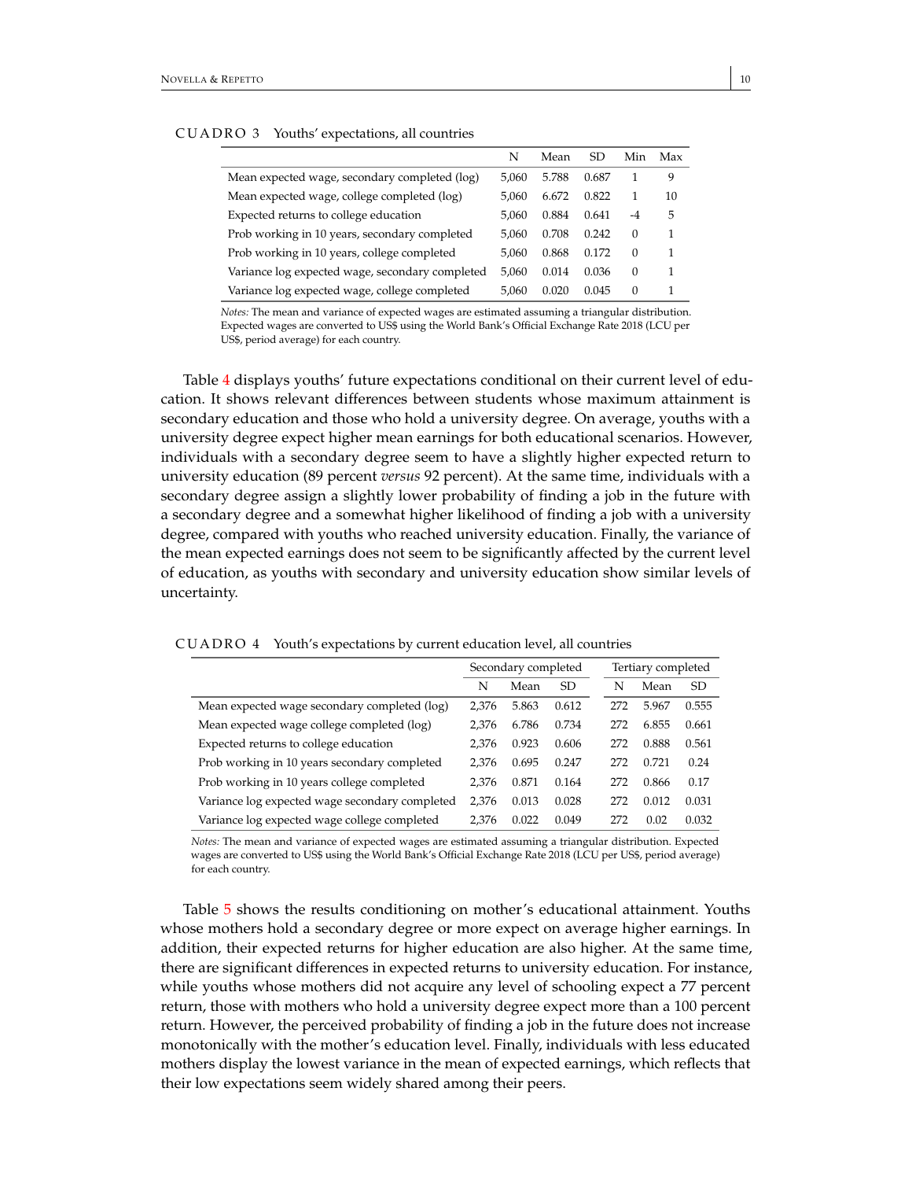CUADRO 3 Youths' expectations, all countries

| | N | Mean | SD | Min | Max |
|---|---|---|---|---|---|
| Mean expected wage, secondary completed (log) | 5,060 | 5.788 | 0.687 | 1 | 9 |
| Mean expected wage, college completed (log) | 5,060 | 6.672 | 0.822 | 1 | 10 |
| Expected returns to college education | 5,060 | 0.884 | 0.641 | -4 | 5 |
| Prob working in 10 years, secondary completed | 5,060 | 0.708 | 0.242 | 0 | 1 |
| Prob working in 10 years, college completed | 5,060 | 0.868 | 0.172 | 0 | 1 |
| Variance log expected wage, secondary completed | 5,060 | 0.014 | 0.036 | 0 | 1 |
| Variance log expected wage, college completed | 5,060 | 0.020 | 0.045 | 0 | 1 |

*Notes:* The mean and variance of expected wages are estimated assuming a triangular distribution. Expected wages are converted to US$ using the World Bank's Official Exchange Rate 2018 (LCU per US$, period average) for each country.

Table 4 displays youths' future expectations conditional on their current level of education. It shows relevant differences between students whose maximum attainment is secondary education and those who hold a university degree. On average, youths with a university degree expect higher mean earnings for both educational scenarios. However, individuals with a secondary degree seem to have a slightly higher expected return to university education (89 percent *versus* 92 percent). At the same time, individuals with a secondary degree assign a slightly lower probability of finding a job in the future with a secondary degree and a somewhat higher likelihood of finding a job with a university degree, compared with youths who reached university education. Finally, the variance of the mean expected earnings does not seem to be significantly affected by the current level of education, as youths with secondary and university education show similar levels of uncertainty.

CUADRO 4 Youth's expectations by current education level, all countries

| | Secondary completed | | | Tertiary completed | | |
|---|---|---|---|---|---|---|
| | N | Mean | SD | N | Mean | SD |
| Mean expected wage secondary completed (log) | 2,376 | 5.863 | 0.612 | 272 | 5.967 | 0.555 |
| Mean expected wage college completed (log) | 2,376 | 6.786 | 0.734 | 272 | 6.855 | 0.661 |
| Expected returns to college education | 2,376 | 0.923 | 0.606 | 272 | 0.888 | 0.561 |
| Prob working in 10 years secondary completed | 2,376 | 0.695 | 0.247 | 272 | 0.721 | 0.24 |
| Prob working in 10 years college completed | 2,376 | 0.871 | 0.164 | 272 | 0.866 | 0.17 |
| Variance log expected wage secondary completed | 2,376 | 0.013 | 0.028 | 272 | 0.012 | 0.031 |
| Variance log expected wage college completed | 2,376 | 0.022 | 0.049 | 272 | 0.02 | 0.032 |

*Notes:* The mean and variance of expected wages are estimated assuming a triangular distribution. Expected wages are converted to US$ using the World Bank's Official Exchange Rate 2018 (LCU per US$, period average) for each country.

Table 5 shows the results conditioning on mother's educational attainment. Youths whose mothers hold a secondary degree or more expect on average higher earnings. In addition, their expected returns for higher education are also higher. At the same time, there are significant differences in expected returns to university education. For instance, while youths whose mothers did not acquire any level of schooling expect a 77 percent return, those with mothers who hold a university degree expect more than a 100 percent return. However, the perceived probability of finding a job in the future does not increase monotonically with the mother's education level. Finally, individuals with less educated mothers display the lowest variance in the mean of expected earnings, which reflects that their low expectations seem widely shared among their peers.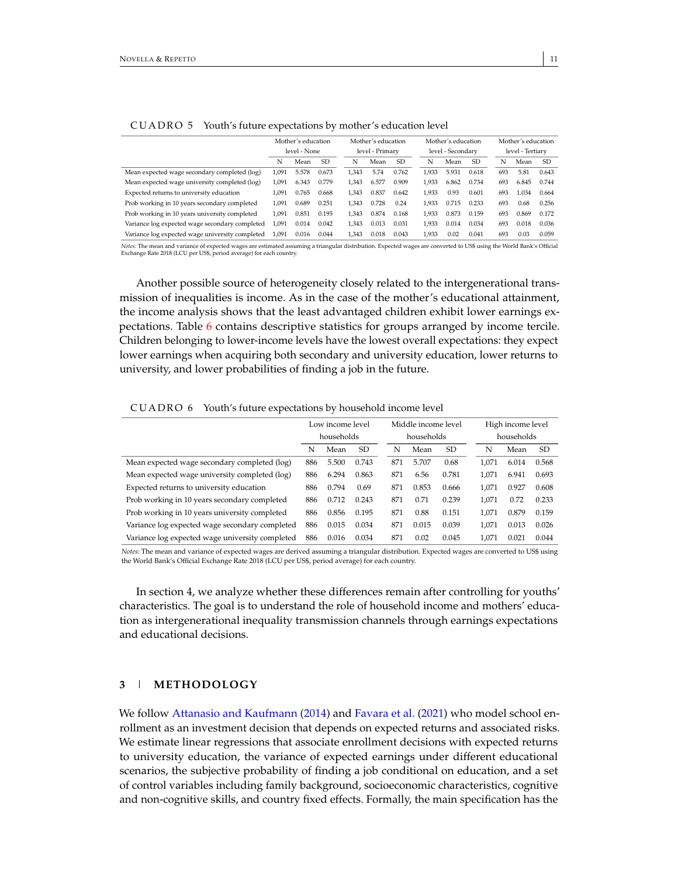CUADRO 5 Youth's future expectations by mother's education level

| | Mother's education level - None | | | Mother's education level - Primary | | | Mother's education level - Secondary | | | Mother's education level - Tertiary | | |
|---|---|---|---|---|---|---|---|---|---|---|---|---|
| | N | Mean | SD | N | Mean | SD | N | Mean | SD | N | Mean | SD |
| Mean expected wage secondary completed (log) | 1,091 | 5.578 | 0.673 | 1,343 | 5.74 | 0.762 | 1,933 | 5.931 | 0.618 | 693 | 5.81 | 0.643 |
| Mean expected wage university completed (log) | 1,091 | 6.343 | 0.779 | 1,343 | 6.577 | 0.909 | 1,933 | 6.862 | 0.734 | 693 | 6.845 | 0.744 |
| Expected returns to university education | 1,091 | 0.765 | 0.668 | 1,343 | 0.837 | 0.642 | 1,933 | 0.93 | 0.601 | 693 | 1.034 | 0.664 |
| Prob working in 10 years secondary completed | 1,091 | 0.689 | 0.251 | 1,343 | 0.728 | 0.24 | 1,933 | 0.715 | 0.233 | 693 | 0.68 | 0.256 |
| Prob working in 10 years university completed | 1,091 | 0.851 | 0.195 | 1,343 | 0.874 | 0.168 | 1,933 | 0.873 | 0.159 | 693 | 0.869 | 0.172 |
| Variance log expected wage secondary completed | 1,091 | 0.014 | 0.042 | 1,343 | 0.013 | 0.031 | 1,933 | 0.014 | 0.034 | 693 | 0.018 | 0.036 |
| Variance log expected wage university completed | 1,091 | 0.016 | 0.044 | 1,343 | 0.018 | 0.043 | 1,933 | 0.02 | 0.041 | 693 | 0.03 | 0.059 |

*Notes:* The mean and variance of expected wages are estimated assuming a triangular distribution. Expected wages are converted to US$ using the World Bank's Official Exchange Rate 2018 (LCU per US$, period average) for each country.

Another possible source of heterogeneity closely related to the intergenerational transmission of inequalities is income. As in the case of the mother's educational attainment, the income analysis shows that the least advantaged children exhibit lower earnings expectations. Table 6 contains descriptive statistics for groups arranged by income tercile. Children belonging to lower-income levels have the lowest overall expectations: they expect lower earnings when acquiring both secondary and university education, lower returns to university, and lower probabilities of finding a job in the future.

CUADRO 6 Youth's future expectations by household income level

| | Low income level households | | | Middle income level households | | | High income level households | | |
|---|---|---|---|---|---|---|---|---|---|
| | N | Mean | SD | N | Mean | SD | N | Mean | SD |
| Mean expected wage secondary completed (log) | 886 | 5.500 | 0.743 | 871 | 5.707 | 0.68 | 1,071 | 6.014 | 0.568 |
| Mean expected wage university completed (log) | 886 | 6.294 | 0.863 | 871 | 6.56 | 0.781 | 1,071 | 6.941 | 0.693 |
| Expected returns to university education | 886 | 0.794 | 0.69 | 871 | 0.853 | 0.666 | 1,071 | 0.927 | 0.608 |
| Prob working in 10 years secondary completed | 886 | 0.712 | 0.243 | 871 | 0.71 | 0.239 | 1,071 | 0.72 | 0.233 |
| Prob working in 10 years university completed | 886 | 0.856 | 0.195 | 871 | 0.88 | 0.151 | 1,071 | 0.879 | 0.159 |
| Variance log expected wage secondary completed | 886 | 0.015 | 0.034 | 871 | 0.015 | 0.039 | 1,071 | 0.013 | 0.026 |
| Variance log expected wage university completed | 886 | 0.016 | 0.034 | 871 | 0.02 | 0.045 | 1,071 | 0.021 | 0.044 |

*Notes:* The mean and variance of expected wages are derived assuming a triangular distribution. Expected wages are converted to US$ using the World Bank's Official Exchange Rate 2018 (LCU per US$, period average) for each country.

In section 4, we analyze whether these differences remain after controlling for youths' characteristics. The goal is to understand the role of household income and mothers' education as intergenerational inequality transmission channels through earnings expectations and educational decisions.

## 3 | METHODOLOGY

We follow Attanasio and Kaufmann (2014) and Favara et al. (2021) who model school enrollment as an investment decision that depends on expected returns and associated risks. We estimate linear regressions that associate enrollment decisions with expected returns to university education, the variance of expected earnings under different educational scenarios, the subjective probability of finding a job conditional on education, and a set of control variables including family background, socioeconomic characteristics, cognitive and non-cognitive skills, and country fixed effects. Formally, the main specification has the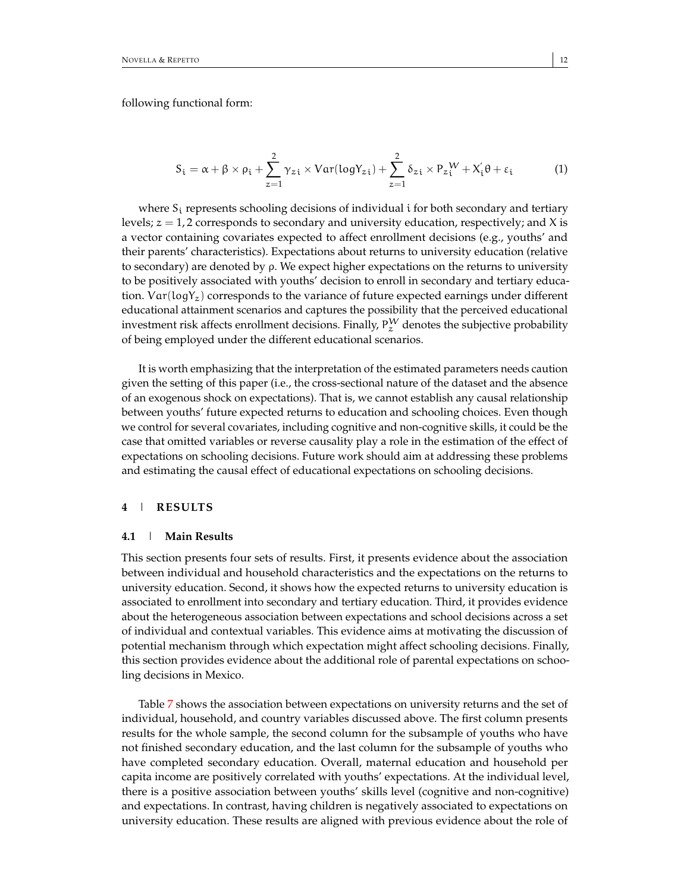following functional form:

$$S_i = \alpha + \beta \times \rho_i + \sum_{z=1}^{2} \gamma_{zi} \times Var(logY_{zi}) + \sum_{z=1}^{2} \delta_{zi} \times P_{z_i}^{W} + X_i^{'}\theta + \varepsilon_i \tag{1}$$

where $S_i$ represents schooling decisions of individual $i$ for both secondary and tertiary levels; $z = 1, 2$ corresponds to secondary and university education, respectively; and $X$ is a vector containing covariates expected to affect enrollment decisions (e.g., youths' and their parents' characteristics). Expectations about returns to university education (relative to secondary) are denoted by $\rho$. We expect higher expectations on the returns to university to be positively associated with youths' decision to enroll in secondary and tertiary education. $Var(logY_z)$ corresponds to the variance of future expected earnings under different educational attainment scenarios and captures the possibility that the perceived educational investment risk affects enrollment decisions. Finally, $P_z^W$ denotes the subjective probability of being employed under the different educational scenarios.

It is worth emphasizing that the interpretation of the estimated parameters needs caution given the setting of this paper (i.e., the cross-sectional nature of the dataset and the absence of an exogenous shock on expectations). That is, we cannot establish any causal relationship between youths' future expected returns to education and schooling choices. Even though we control for several covariates, including cognitive and non-cognitive skills, it could be the case that omitted variables or reverse causality play a role in the estimation of the effect of expectations on schooling decisions. Future work should aim at addressing these problems and estimating the causal effect of educational expectations on schooling decisions.

## 4 | RESULTS

### 4.1 | Main Results

This section presents four sets of results. First, it presents evidence about the association between individual and household characteristics and the expectations on the returns to university education. Second, it shows how the expected returns to university education is associated to enrollment into secondary and tertiary education. Third, it provides evidence about the heterogeneous association between expectations and school decisions across a set of individual and contextual variables. This evidence aims at motivating the discussion of potential mechanism through which expectation might affect schooling decisions. Finally, this section provides evidence about the additional role of parental expectations on schooling decisions in Mexico.

Table 7 shows the association between expectations on university returns and the set of individual, household, and country variables discussed above. The first column presents results for the whole sample, the second column for the subsample of youths who have not finished secondary education, and the last column for the subsample of youths who have completed secondary education. Overall, maternal education and household per capita income are positively correlated with youths' expectations. At the individual level, there is a positive association between youths' skills level (cognitive and non-cognitive) and expectations. In contrast, having children is negatively associated to expectations on university education. These results are aligned with previous evidence about the role of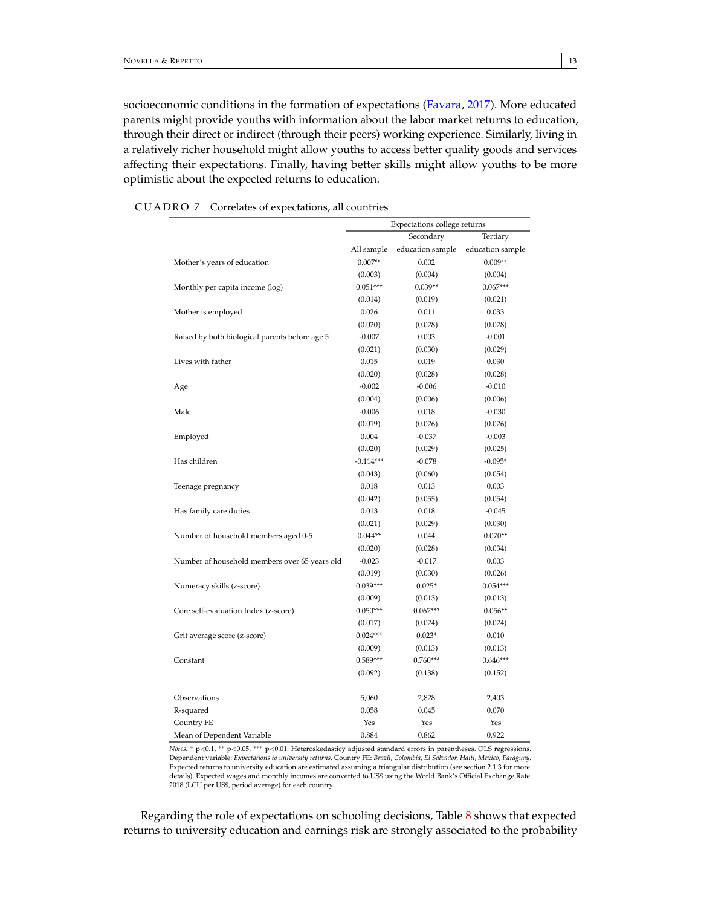socioeconomic conditions in the formation of expectations (Favara, 2017). More educated parents might provide youths with information about the labor market returns to education, through their direct or indirect (through their peers) working experience. Similarly, living in a relatively richer household might allow youths to access better quality goods and services affecting their expectations. Finally, having better skills might allow youths to be more optimistic about the expected returns to education.

CUADRO 7 Correlates of expectations, all countries

| | Expectations college returns | | |
|---|---|---|---|
| | All sample | Secondary education sample | Tertiary education sample |
| Mother's years of education | 0.007** | 0.002 | 0.009** |
| | (0.003) | (0.004) | (0.004) |
| Monthly per capita income (log) | 0.051*** | 0.039** | 0.067*** |
| | (0.014) | (0.019) | (0.021) |
| Mother is employed | 0.026 | 0.011 | 0.033 |
| | (0.020) | (0.028) | (0.028) |
| Raised by both biological parents before age 5 | -0.007 | 0.003 | -0.001 |
| | (0.021) | (0.030) | (0.029) |
| Lives with father | 0.015 | 0.019 | 0.030 |
| | (0.020) | (0.028) | (0.028) |
| Age | -0.002 | -0.006 | -0.010 |
| | (0.004) | (0.006) | (0.006) |
| Male | -0.006 | 0.018 | -0.030 |
| | (0.019) | (0.026) | (0.026) |
| Employed | 0.004 | -0.037 | -0.003 |
| | (0.020) | (0.029) | (0.025) |
| Has children | -0.114*** | -0.078 | -0.095* |
| | (0.043) | (0.060) | (0.054) |
| Teenage pregnancy | 0.018 | 0.013 | 0.003 |
| | (0.042) | (0.055) | (0.054) |
| Has family care duties | 0.013 | 0.018 | -0.045 |
| | (0.021) | (0.029) | (0.030) |
| Number of household members aged 0-5 | 0.044** | 0.044 | 0.070** |
| | (0.020) | (0.028) | (0.034) |
| Number of household members over 65 years old | -0.023 | -0.017 | 0.003 |
| | (0.019) | (0.030) | (0.026) |
| Numeracy skills (z-score) | 0.039*** | 0.025* | 0.054*** |
| | (0.009) | (0.013) | (0.013) |
| Core self-evaluation Index (z-score) | 0.050*** | 0.067*** | 0.056** |
| | (0.017) | (0.024) | (0.024) |
| Grit average score (z-score) | 0.024*** | 0.023* | 0.010 |
| | (0.009) | (0.013) | (0.013) |
| Constant | 0.589*** | 0.760*** | 0.646*** |
| | (0.092) | (0.138) | (0.152) |
| Observations | 5,060 | 2,828 | 2,403 |
| R-squared | 0.058 | 0.045 | 0.070 |
| Country FE | Yes | Yes | Yes |
| Mean of Dependent Variable | 0.884 | 0.862 | 0.922 |

*Notes:* * p<0.1, ** p<0.05, *** p<0.01. Heteroskedasticy adjusted standard errors in parentheses. OLS regressions. Dependent variable: *Expectations to university returns*. Country FE: *Brazil, Colombia, El Salvador, Haiti, Mexico, Paraguay*. Expected returns to university education are estimated assuming a triangular distribution (see section 2.1.3 for more details). Expected wages and monthly incomes are converted to US$ using the World Bank's Official Exchange Rate 2018 (LCU per US$, period average) for each country.

Regarding the role of expectations on schooling decisions, Table 8 shows that expected returns to university education and earnings risk are strongly associated to the probability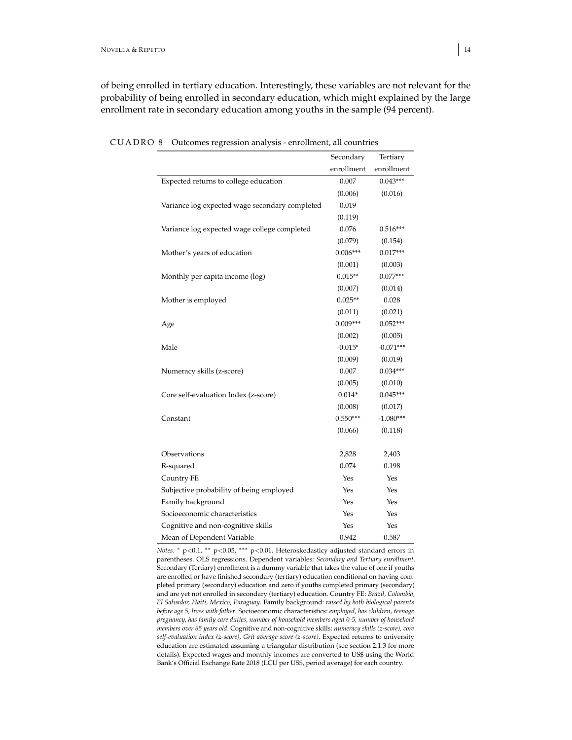of being enrolled in tertiary education. Interestingly, these variables are not relevant for the probability of being enrolled in secondary education, which might explained by the large enrollment rate in secondary education among youths in the sample (94 percent).

CUADRO 8 Outcomes regression analysis - enrollment, all countries

| | Secondary enrollment | Tertiary enrollment |
|---|---|---|
| Expected returns to college education | 0.007 | 0.043*** |
| | (0.006) | (0.016) |
| Variance log expected wage secondary completed | 0.019 | |
| | (0.119) | |
| Variance log expected wage college completed | 0.076 | 0.516*** |
| | (0.079) | (0.154) |
| Mother's years of education | 0.006*** | 0.017*** |
| | (0.001) | (0.003) |
| Monthly per capita income (log) | 0.015** | 0.077*** |
| | (0.007) | (0.014) |
| Mother is employed | 0.025** | 0.028 |
| | (0.011) | (0.021) |
| Age | 0.009*** | 0.052*** |
| | (0.002) | (0.005) |
| Male | -0.015* | -0.071*** |
| | (0.009) | (0.019) |
| Numeracy skills (z-score) | 0.007 | 0.034*** |
| | (0.005) | (0.010) |
| Core self-evaluation Index (z-score) | 0.014* | 0.045*** |
| | (0.008) | (0.017) |
| Constant | 0.550*** | -1.080*** |
| | (0.066) | (0.118) |
| Observations | 2,828 | 2,403 |
| R-squared | 0.074 | 0.198 |
| Country FE | Yes | Yes |
| Subjective probability of being employed | Yes | Yes |
| Family background | Yes | Yes |
| Socioeconomic characteristics | Yes | Yes |
| Cognitive and non-cognitive skills | Yes | Yes |
| Mean of Dependent Variable | 0.942 | 0.587 |

*Notes:* * p<0.1, ** p<0.05, *** p<0.01. Heteroskedasticy adjusted standard errors in parentheses. OLS regressions. Dependent variables: *Secondary and Tertiary enrollment*. Secondary (Tertiary) enrollment is a dummy variable that takes the value of one if youths are enrolled or have finished secondary (tertiary) education conditional on having completed primary (secondary) education and zero if youths completed primary (secondary) and are yet not enrolled in secondary (tertiary) education. Country FE: *Brazil, Colombia, El Salvador, Haiti, Mexico, Paraguay*. Family background: *raised by both biological parents before age 5, lives with father*. Socioeconomic characteristics: *employed, has children, teenage pregnancy, has family care duties, number of household members aged 0-5, number of household members over 65 years old*. Cognitive and non-cognitive skills: *numeracy skills (z-score), core self-evaluation index (z-score), Grit average score (z-score)*. Expected returns to university education are estimated assuming a triangular distribution (see section 2.1.3 for more details). Expected wages and monthly incomes are converted to US$ using the World Bank's Official Exchange Rate 2018 (LCU per US$, period average) for each country.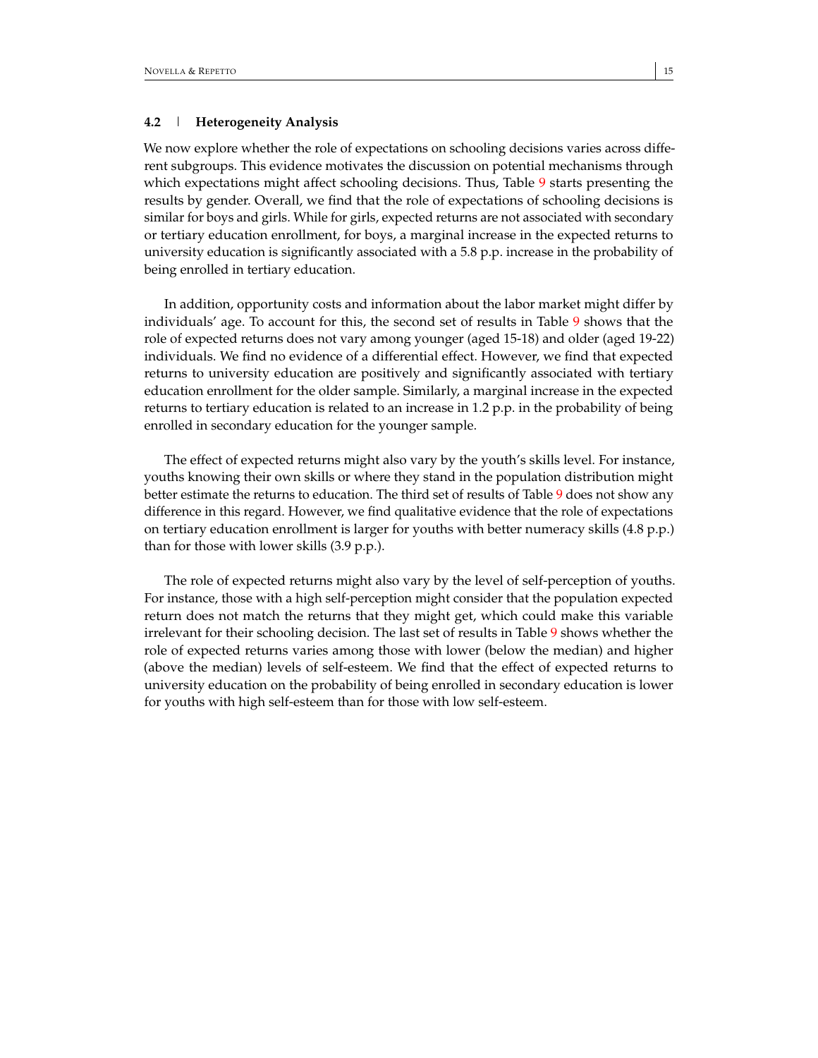### 4.2 | Heterogeneity Analysis

We now explore whether the role of expectations on schooling decisions varies across different subgroups. This evidence motivates the discussion on potential mechanisms through which expectations might affect schooling decisions. Thus, Table 9 starts presenting the results by gender. Overall, we find that the role of expectations of schooling decisions is similar for boys and girls. While for girls, expected returns are not associated with secondary or tertiary education enrollment, for boys, a marginal increase in the expected returns to university education is significantly associated with a 5.8 p.p. increase in the probability of being enrolled in tertiary education.

In addition, opportunity costs and information about the labor market might differ by individuals' age. To account for this, the second set of results in Table 9 shows that the role of expected returns does not vary among younger (aged 15-18) and older (aged 19-22) individuals. We find no evidence of a differential effect. However, we find that expected returns to university education are positively and significantly associated with tertiary education enrollment for the older sample. Similarly, a marginal increase in the expected returns to tertiary education is related to an increase in 1.2 p.p. in the probability of being enrolled in secondary education for the younger sample.

The effect of expected returns might also vary by the youth's skills level. For instance, youths knowing their own skills or where they stand in the population distribution might better estimate the returns to education. The third set of results of Table 9 does not show any difference in this regard. However, we find qualitative evidence that the role of expectations on tertiary education enrollment is larger for youths with better numeracy skills (4.8 p.p.) than for those with lower skills (3.9 p.p.).

The role of expected returns might also vary by the level of self-perception of youths. For instance, those with a high self-perception might consider that the population expected return does not match the returns that they might get, which could make this variable irrelevant for their schooling decision. The last set of results in Table 9 shows whether the role of expected returns varies among those with lower (below the median) and higher (above the median) levels of self-esteem. We find that the effect of expected returns to university education on the probability of being enrolled in secondary education is lower for youths with high self-esteem than for those with low self-esteem.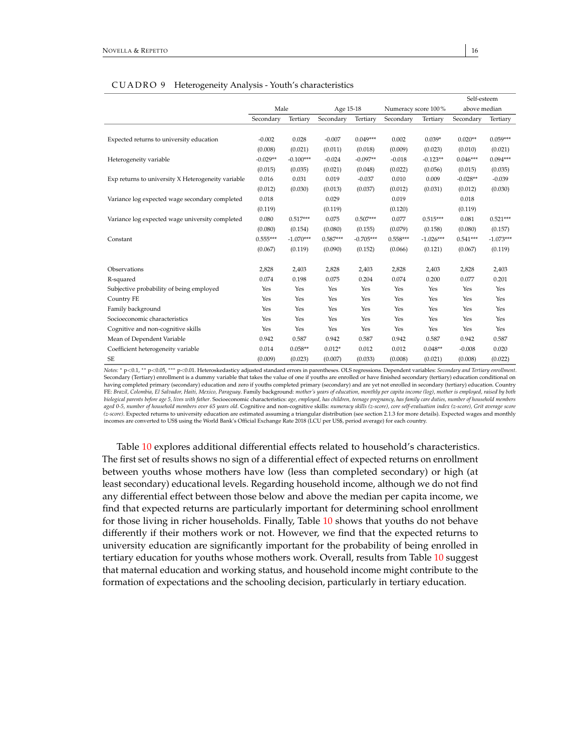CUADRO 9 Heterogeneity Analysis - Youth's characteristics

| | Male | | Age 15-18 | | Numeracy score 100 % | | Self-esteem above median | |
|---|---|---|---|---|---|---|---|---|
| | Secondary | Tertiary | Secondary | Tertiary | Secondary | Tertiary | Secondary | Tertiary |
| Expected returns to university education | -0.002 | 0.028 | -0.007 | 0.049*** | 0.002 | 0.039* | 0.020** | 0.059*** |
| | (0.008) | (0.021) | (0.011) | (0.018) | (0.009) | (0.023) | (0.010) | (0.021) |
| Heterogeneity variable | -0.029** | -0.100*** | -0.024 | -0.097** | -0.018 | -0.123** | 0.046*** | 0.094*** |
| | (0.015) | (0.035) | (0.021) | (0.048) | (0.022) | (0.056) | (0.015) | (0.035) |
| Exp returns to university X Heterogeneity variable | 0.016 | 0.031 | 0.019 | -0.037 | 0.010 | 0.009 | -0.028** | -0.039 |
| | (0.012) | (0.030) | (0.013) | (0.037) | (0.012) | (0.031) | (0.012) | (0.030) |
| Variance log expected wage secondary completed | 0.018 | | 0.029 | | 0.019 | | 0.018 | |
| | (0.119) | | (0.119) | | (0.120) | | (0.119) | |
| Variance log expected wage university completed | 0.080 | 0.517*** | 0.075 | 0.507*** | 0.077 | 0.515*** | 0.081 | 0.521*** |
| | (0.080) | (0.154) | (0.080) | (0.155) | (0.079) | (0.158) | (0.080) | (0.157) |
| Constant | 0.555*** | -1.070*** | 0.587*** | -0.705*** | 0.558*** | -1.026*** | 0.541*** | -1.073*** |
| | (0.067) | (0.119) | (0.090) | (0.152) | (0.066) | (0.121) | (0.067) | (0.119) |
| Observations | 2,828 | 2,403 | 2,828 | 2,403 | 2,828 | 2,403 | 2,828 | 2,403 |
| R-squared | 0.074 | 0.198 | 0.075 | 0.204 | 0.074 | 0.200 | 0.077 | 0.201 |
| Subjective probability of being employed | Yes | Yes | Yes | Yes | Yes | Yes | Yes | Yes |
| Country FE | Yes | Yes | Yes | Yes | Yes | Yes | Yes | Yes |
| Family background | Yes | Yes | Yes | Yes | Yes | Yes | Yes | Yes |
| Socioeconomic characteristics | Yes | Yes | Yes | Yes | Yes | Yes | Yes | Yes |
| Cognitive and non-cognitive skills | Yes | Yes | Yes | Yes | Yes | Yes | Yes | Yes |
| Mean of Dependent Variable | 0.942 | 0.587 | 0.942 | 0.587 | 0.942 | 0.587 | 0.942 | 0.587 |
| Coefficient heterogeneity variable | 0.014 | 0.058** | 0.012* | 0.012 | 0.012 | 0.048** | -0.008 | 0.020 |
| SE | (0.009) | (0.023) | (0.007) | (0.033) | (0.008) | (0.021) | (0.008) | (0.022) |

*Notes:* * p<0.1, ** p<0.05, *** p<0.01. Heteroskedasticy adjusted standard errors in parentheses. OLS regressions. Dependent variables: *Secondary and Tertiary enrollment*. Secondary (Tertiary) enrollment is a dummy variable that takes the value of one if youths are enrolled or have finished secondary (tertiary) education conditional on having completed primary (secondary) education and zero if youths completed primary (secondary) and are yet not enrolled in secondary (tertiary) education. Country FE: *Brazil, Colombia, El Salvador, Haiti, Mexico, Paraguay*. Family background: *mother's years of education, monthly per capita income (log), mother is employed, raised by both biological parents before age 5, lives with father*. Socioeconomic characteristics: *age, employed, has children, teenage pregnancy, has family care duties, number of household members aged 0-5, number of household members over 65 years old*. Cognitive and non-cognitive skills: *numeracy skills (z-score), core self-evaluation index (z-score), Grit average score (z-score)*. Expected returns to university education are estimated assuming a triangular distribution (see section 2.1.3 for more details). Expected wages and monthly incomes are converted to US$ using the World Bank's Official Exchange Rate 2018 (LCU per US$, period average) for each country.

Table 10 explores additional differential effects related to household's characteristics. The first set of results shows no sign of a differential effect of expected returns on enrollment between youths whose mothers have low (less than completed secondary) or high (at least secondary) educational levels. Regarding household income, although we do not find any differential effect between those below and above the median per capita income, we find that expected returns are particularly important for determining school enrollment for those living in richer households. Finally, Table 10 shows that youths do not behave differently if their mothers work or not. However, we find that the expected returns to university education are significantly important for the probability of being enrolled in tertiary education for youths whose mothers work. Overall, results from Table 10 suggest that maternal education and working status, and household income might contribute to the formation of expectations and the schooling decision, particularly in tertiary education.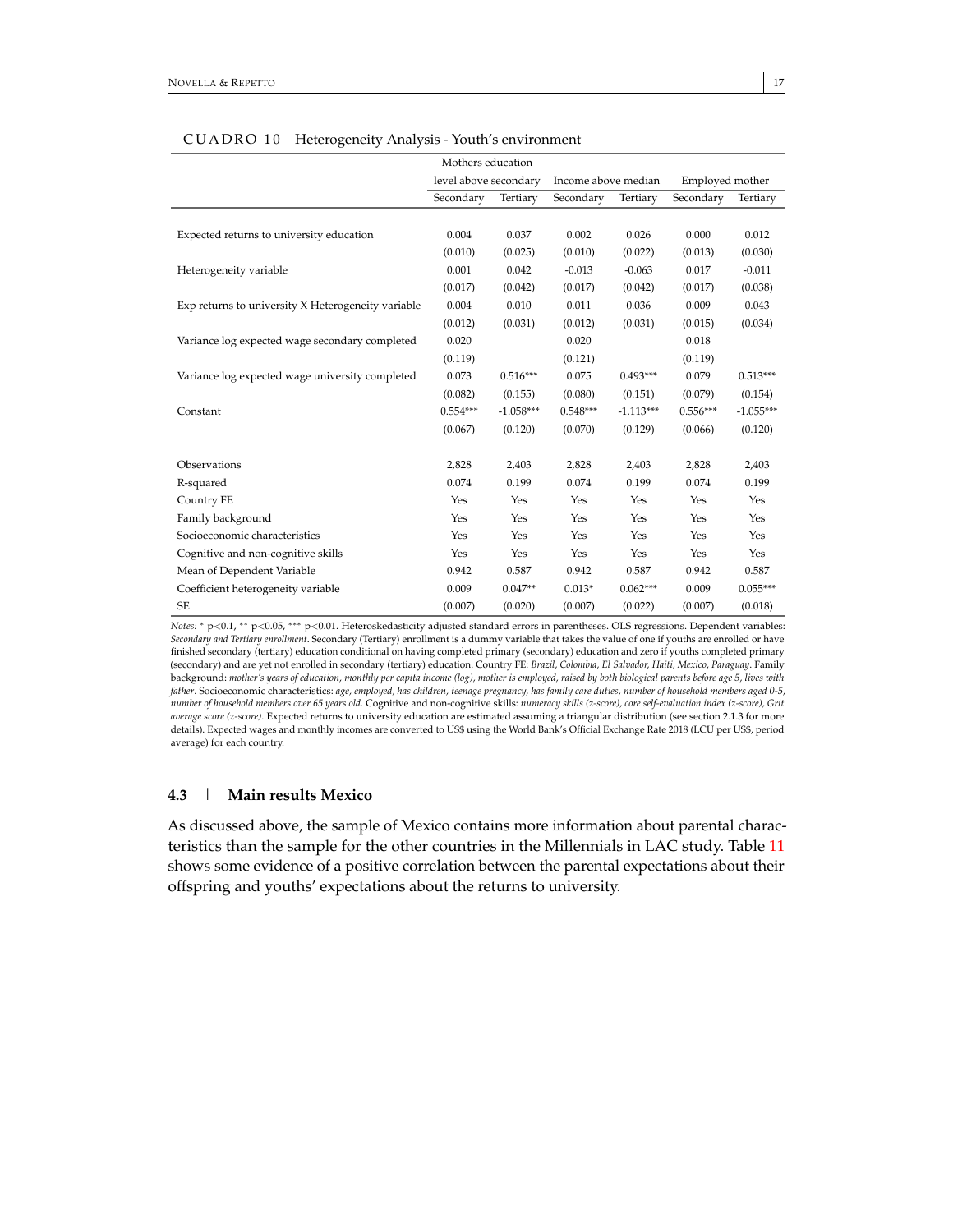CUADRO 10 Heterogeneity Analysis - Youth's environment

| | Mothers education level above secondary | | Income above median | | Employed mother | |
|---|---|---|---|---|---|---|
| | Secondary | Tertiary | Secondary | Tertiary | Secondary | Tertiary |
| Expected returns to university education | 0.004 | 0.037 | 0.002 | 0.026 | 0.000 | 0.012 |
| | (0.010) | (0.025) | (0.010) | (0.022) | (0.013) | (0.030) |
| Heterogeneity variable | 0.001 | 0.042 | -0.013 | -0.063 | 0.017 | -0.011 |
| | (0.017) | (0.042) | (0.017) | (0.042) | (0.017) | (0.038) |
| Exp returns to university X Heterogeneity variable | 0.004 | 0.010 | 0.011 | 0.036 | 0.009 | 0.043 |
| | (0.012) | (0.031) | (0.012) | (0.031) | (0.015) | (0.034) |
| Variance log expected wage secondary completed | 0.020 | | 0.020 | | 0.018 | |
| | (0.119) | | (0.121) | | (0.119) | |
| Variance log expected wage university completed | 0.073 | 0.516*** | 0.075 | 0.493*** | 0.079 | 0.513*** |
| | (0.082) | (0.155) | (0.080) | (0.151) | (0.079) | (0.154) |
| Constant | 0.554*** | -1.058*** | 0.548*** | -1.113*** | 0.556*** | -1.055*** |
| | (0.067) | (0.120) | (0.070) | (0.129) | (0.066) | (0.120) |
| Observations | 2,828 | 2,403 | 2,828 | 2,403 | 2,828 | 2,403 |
| R-squared | 0.074 | 0.199 | 0.074 | 0.199 | 0.074 | 0.199 |
| Country FE | Yes | Yes | Yes | Yes | Yes | Yes |
| Family background | Yes | Yes | Yes | Yes | Yes | Yes |
| Socioeconomic characteristics | Yes | Yes | Yes | Yes | Yes | Yes |
| Cognitive and non-cognitive skills | Yes | Yes | Yes | Yes | Yes | Yes |
| Mean of Dependent Variable | 0.942 | 0.587 | 0.942 | 0.587 | 0.942 | 0.587 |
| Coefficient heterogeneity variable | 0.009 | 0.047** | 0.013* | 0.062*** | 0.009 | 0.055*** |
| SE | (0.007) | (0.020) | (0.007) | (0.022) | (0.007) | (0.018) |

*Notes:* * p<0.1, ** p<0.05, *** p<0.01. Heteroskedasticity adjusted standard errors in parentheses. OLS regressions. Dependent variables: *Secondary and Tertiary enrollment*. Secondary (Tertiary) enrollment is a dummy variable that takes the value of one if youths are enrolled or have finished secondary (tertiary) education conditional on having completed primary (secondary) education and zero if youths completed primary (secondary) and are yet not enrolled in secondary (tertiary) education. Country FE: *Brazil, Colombia, El Salvador, Haiti, Mexico, Paraguay*. Family background: *mother's years of education, monthly per capita income (log), mother is employed, raised by both biological parents before age 5, lives with father*. Socioeconomic characteristics: *age, employed, has children, teenage pregnancy, has family care duties, number of household members aged 0-5, number of household members over 65 years old*. Cognitive and non-cognitive skills: *numeracy skills (z-score), core self-evaluation index (z-score), Grit average score (z-score)*. Expected returns to university education are estimated assuming a triangular distribution (see section 2.1.3 for more details). Expected wages and monthly incomes are converted to US$ using the World Bank's Official Exchange Rate 2018 (LCU per US$, period average) for each country.

### 4.3 | Main results Mexico

As discussed above, the sample of Mexico contains more information about parental characteristics than the sample for the other countries in the Millennials in LAC study. Table 11 shows some evidence of a positive correlation between the parental expectations about their offspring and youths' expectations about the returns to university.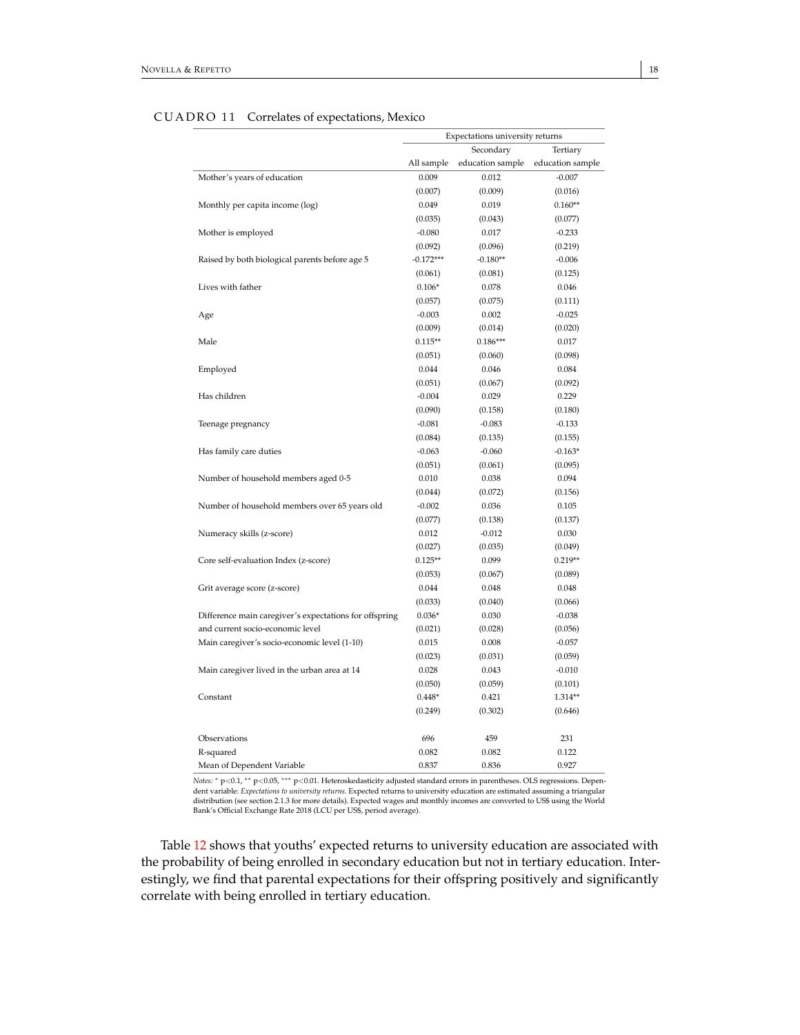CUADRO 11 Correlates of expectations, Mexico

| | Expectations university returns | | |
|---|---|---|---|
| | | Secondary | Tertiary |
| | All sample | education sample | education sample |
| Mother's years of education | 0.009 | 0.012 | -0.007 |
| | (0.007) | (0.009) | (0.016) |
| Monthly per capita income (log) | 0.049 | 0.019 | 0.160** |
| | (0.035) | (0.043) | (0.077) |
| Mother is employed | -0.080 | 0.017 | -0.233 |
| | (0.092) | (0.096) | (0.219) |
| Raised by both biological parents before age 5 | -0.172*** | -0.180** | -0.006 |
| | (0.061) | (0.081) | (0.125) |
| Lives with father | 0.106* | 0.078 | 0.046 |
| | (0.057) | (0.075) | (0.111) |
| Age | -0.003 | 0.002 | -0.025 |
| | (0.009) | (0.014) | (0.020) |
| Male | 0.115** | 0.186*** | 0.017 |
| | (0.051) | (0.060) | (0.098) |
| Employed | 0.044 | 0.046 | 0.084 |
| | (0.051) | (0.067) | (0.092) |
| Has children | -0.004 | 0.029 | 0.229 |
| | (0.090) | (0.158) | (0.180) |
| Teenage pregnancy | -0.081 | -0.083 | -0.133 |
| | (0.084) | (0.135) | (0.155) |
| Has family care duties | -0.063 | -0.060 | -0.163* |
| | (0.051) | (0.061) | (0.095) |
| Number of household members aged 0-5 | 0.010 | 0.038 | 0.094 |
| | (0.044) | (0.072) | (0.156) |
| Number of household members over 65 years old | -0.002 | 0.036 | 0.105 |
| | (0.077) | (0.138) | (0.137) |
| Numeracy skills (z-score) | 0.012 | -0.012 | 0.030 |
| | (0.027) | (0.035) | (0.049) |
| Core self-evaluation Index (z-score) | 0.125** | 0.099 | 0.219** |
| | (0.053) | (0.067) | (0.089) |
| Grit average score (z-score) | 0.044 | 0.048 | 0.048 |
| | (0.033) | (0.040) | (0.066) |
| Difference main caregiver's expectations for offspring | 0.036* | 0.030 | -0.038 |
| and current socio-economic level | (0.021) | (0.028) | (0.056) |
| Main caregiver's socio-economic level (1-10) | 0.015 | 0.008 | -0.057 |
| | (0.023) | (0.031) | (0.059) |
| Main caregiver lived in the urban area at 14 | 0.028 | 0.043 | -0.010 |
| | (0.050) | (0.059) | (0.101) |
| Constant | 0.448* | 0.421 | 1.314** |
| | (0.249) | (0.302) | (0.646) |
| Observations | 696 | 459 | 231 |
| R-squared | 0.082 | 0.082 | 0.122 |
| Mean of Dependent Variable | 0.837 | 0.836 | 0.927 |

*Notes:* * p<0.1, ** p<0.05, *** p<0.01. Heteroskedasticity adjusted standard errors in parentheses. OLS regressions. Dependent variable: *Expectations to university returns*. Expected returns to university education are estimated assuming a triangular distribution (see section 2.1.3 for more details). Expected wages and monthly incomes are converted to US$ using the World Bank's Official Exchange Rate 2018 (LCU per US$, period average).

Table 12 shows that youths' expected returns to university education are associated with the probability of being enrolled in secondary education but not in tertiary education. Interestingly, we find that parental expectations for their offspring positively and significantly correlate with being enrolled in tertiary education.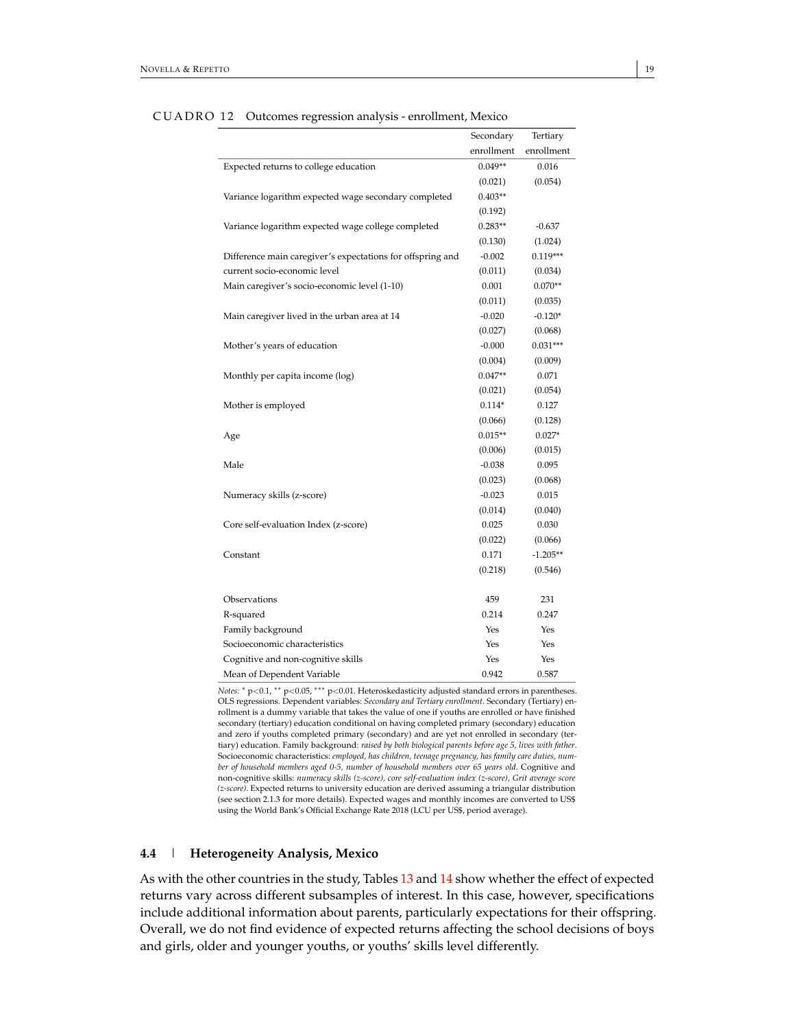CUADRO 12 Outcomes regression analysis - enrollment, Mexico

| | Secondary enrollment | Tertiary enrollment |
|---|---|---|
| Expected returns to college education | 0.049** | 0.016 |
| | (0.021) | (0.054) |
| Variance logarithm expected wage secondary completed | 0.403** | |
| | (0.192) | |
| Variance logarithm expected wage college completed | 0.283** | -0.637 |
| | (0.130) | (1.024) |
| Difference main caregiver's expectations for offspring and current socio-economic level | -0.002 | 0.119*** |
| | (0.011) | (0.034) |
| Main caregiver's socio-economic level (1-10) | 0.001 | 0.070** |
| | (0.011) | (0.035) |
| Main caregiver lived in the urban area at 14 | -0.020 | -0.120* |
| | (0.027) | (0.068) |
| Mother's years of education | -0.000 | 0.031*** |
| | (0.004) | (0.009) |
| Monthly per capita income (log) | 0.047** | 0.071 |
| | (0.021) | (0.054) |
| Mother is employed | 0.114* | 0.127 |
| | (0.066) | (0.128) |
| Age | 0.015** | 0.027* |
| | (0.006) | (0.015) |
| Male | -0.038 | 0.095 |
| | (0.023) | (0.068) |
| Numeracy skills (z-score) | -0.023 | 0.015 |
| | (0.014) | (0.040) |
| Core self-evaluation Index (z-score) | 0.025 | 0.030 |
| | (0.022) | (0.066) |
| Constant | 0.171 | -1.205** |
| | (0.218) | (0.546) |
| Observations | 459 | 231 |
| R-squared | 0.214 | 0.247 |
| Family background | Yes | Yes |
| Socioeconomic characteristics | Yes | Yes |
| Cognitive and non-cognitive skills | Yes | Yes |
| Mean of Dependent Variable | 0.942 | 0.587 |

*Notes:* * p<0.1, ** p<0.05, *** p<0.01. Heteroskedasticity adjusted standard errors in parentheses. OLS regressions. Dependent variables: *Secondary and Tertiary enrollment*. Secondary (Tertiary) enrollment is a dummy variable that takes the value of one if youths are enrolled or have finished secondary (tertiary) education conditional on having completed primary (secondary) education and zero if youths completed primary (secondary) and are yet not enrolled in secondary (tertiary) education. Family background: *raised by both biological parents before age 5, lives with father*. Socioeconomic characteristics: *employed, has children, teenage pregnancy, has family care duties, number of household members aged 0-5, number of household members over 65 years old*. Cognitive and non-cognitive skills: *numeracy skills (z-score), core self-evaluation index (z-score), Grit average score (z-score)*. Expected returns to university education are derived assuming a triangular distribution (see section 2.1.3 for more details). Expected wages and monthly incomes are converted to US$ using the World Bank's Official Exchange Rate 2018 (LCU per US$, period average).

## 4.4 | Heterogeneity Analysis, Mexico

As with the other countries in the study, Tables 13 and 14 show whether the effect of expected returns vary across different subsamples of interest. In this case, however, specifications include additional information about parents, particularly expectations for their offspring. Overall, we do not find evidence of expected returns affecting the school decisions of boys and girls, older and younger youths, or youths' skills level differently.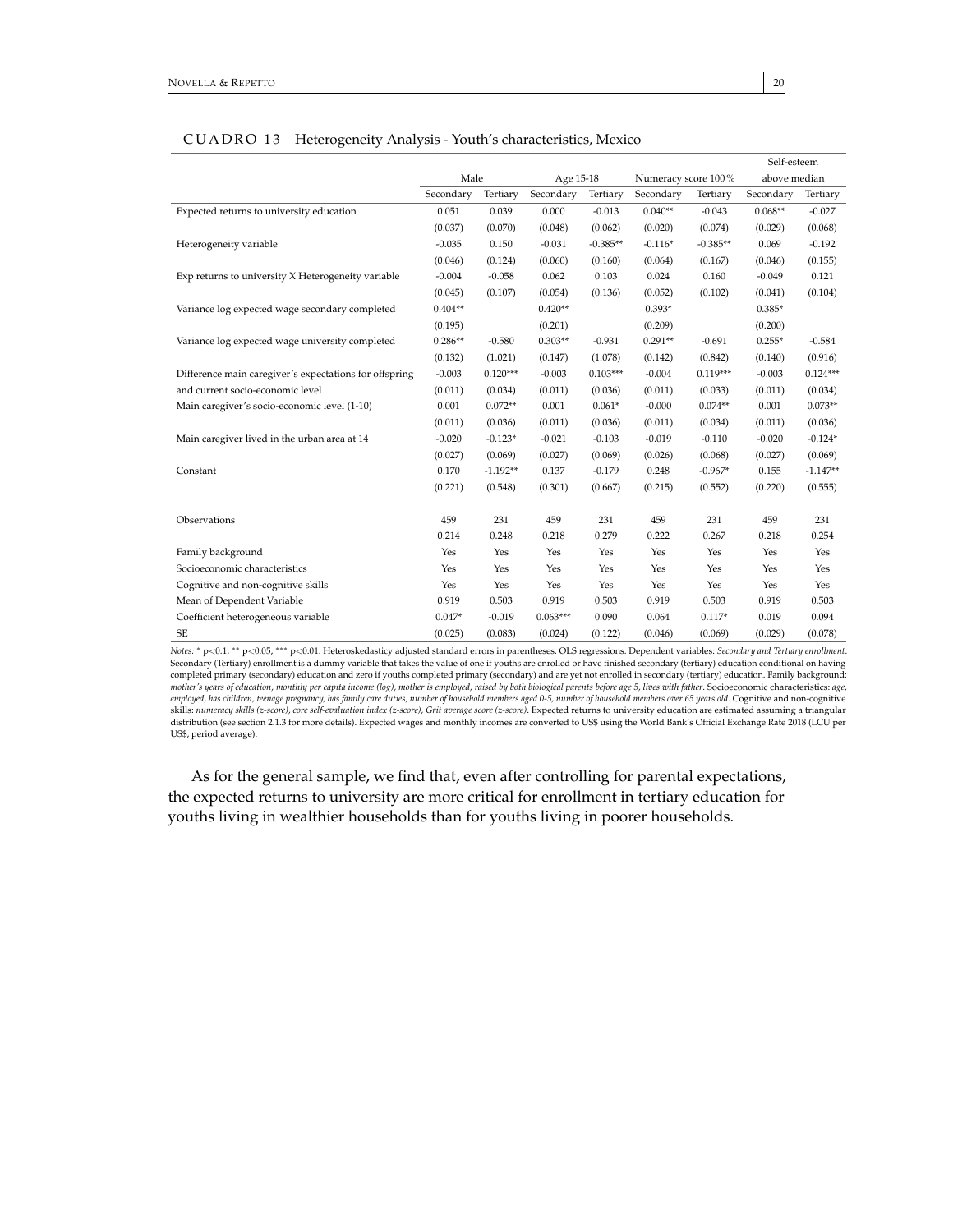CUADRO 13 Heterogeneity Analysis - Youth's characteristics, Mexico

| | Male | | Age 15-18 | | Numeracy score 100% | | Self-esteem above median | |
|---|---|---|---|---|---|---|---|---|
| | Secondary | Tertiary | Secondary | Tertiary | Secondary | Tertiary | Secondary | Tertiary |
| Expected returns to university education | 0.051 | 0.039 | 0.000 | -0.013 | 0.040** | -0.043 | 0.068** | -0.027 |
| | (0.037) | (0.070) | (0.048) | (0.062) | (0.020) | (0.074) | (0.029) | (0.068) |
| Heterogeneity variable | -0.035 | 0.150 | -0.031 | -0.385** | -0.116* | -0.385** | 0.069 | -0.192 |
| | (0.046) | (0.124) | (0.060) | (0.160) | (0.064) | (0.167) | (0.046) | (0.155) |
| Exp returns to university X Heterogeneity variable | -0.004 | -0.058 | 0.062 | 0.103 | 0.024 | 0.160 | -0.049 | 0.121 |
| | (0.045) | (0.107) | (0.054) | (0.136) | (0.052) | (0.102) | (0.041) | (0.104) |
| Variance log expected wage secondary completed | 0.404** | | 0.420** | | 0.393* | | 0.385* | |
| | (0.195) | | (0.201) | | (0.209) | | (0.200) | |
| Variance log expected wage university completed | 0.286** | -0.580 | 0.303** | -0.931 | 0.291** | -0.691 | 0.255* | -0.584 |
| | (0.132) | (1.021) | (0.147) | (1.078) | (0.142) | (0.842) | (0.140) | (0.916) |
| Difference main caregiver's expectations for offspring and current socio-economic level | -0.003 | 0.120*** | -0.003 | 0.103*** | -0.004 | 0.119*** | -0.003 | 0.124*** |
| | (0.011) | (0.034) | (0.011) | (0.036) | (0.011) | (0.033) | (0.011) | (0.034) |
| Main caregiver's socio-economic level (1-10) | 0.001 | 0.072** | 0.001 | 0.061* | -0.000 | 0.074** | 0.001 | 0.073** |
| | (0.011) | (0.036) | (0.011) | (0.036) | (0.011) | (0.034) | (0.011) | (0.036) |
| Main caregiver lived in the urban area at 14 | -0.020 | -0.123* | -0.021 | -0.103 | -0.019 | -0.110 | -0.020 | -0.124* |
| | (0.027) | (0.069) | (0.027) | (0.069) | (0.026) | (0.068) | (0.027) | (0.069) |
| Constant | 0.170 | -1.192** | 0.137 | -0.179 | 0.248 | -0.967* | 0.155 | -1.147** |
| | (0.221) | (0.548) | (0.301) | (0.667) | (0.215) | (0.552) | (0.220) | (0.555) |
| Observations | 459 | 231 | 459 | 231 | 459 | 231 | 459 | 231 |
| | 0.214 | 0.248 | 0.218 | 0.279 | 0.222 | 0.267 | 0.218 | 0.254 |
| Family background | Yes | Yes | Yes | Yes | Yes | Yes | Yes | Yes |
| Socioeconomic characteristics | Yes | Yes | Yes | Yes | Yes | Yes | Yes | Yes |
| Cognitive and non-cognitive skills | Yes | Yes | Yes | Yes | Yes | Yes | Yes | Yes |
| Mean of Dependent Variable | 0.919 | 0.503 | 0.919 | 0.503 | 0.919 | 0.503 | 0.919 | 0.503 |
| Coefficient heterogeneous variable | 0.047* | -0.019 | 0.063*** | 0.090 | 0.064 | 0.117* | 0.019 | 0.094 |
| SE | (0.025) | (0.083) | (0.024) | (0.122) | (0.046) | (0.069) | (0.029) | (0.078) |

*Notes:* * p<0.1, ** p<0.05, *** p<0.01. Heteroskedasticy adjusted standard errors in parentheses. OLS regressions. Dependent variables: *Secondary and Tertiary enrollment*. Secondary (Tertiary) enrollment is a dummy variable that takes the value of one if youths are enrolled or have finished secondary (tertiary) education conditional on having completed primary (secondary) education and zero if youths completed primary (secondary) and are yet not enrolled in secondary (tertiary) education. Family background: *mother's years of education, monthly per capita income (log), mother is employed, raised by both biological parents before age 5, lives with father*. Socioeconomic characteristics: *age, employed, has children, teenage pregnancy, has family care duties, number of household members aged 0-5, number of household members over 65 years old*. Cognitive and non-cognitive skills: *numeracy skills (z-score), core self-evaluation index (z-score), Grit average score (z-score)*. Expected returns to university education are estimated assuming a triangular distribution (see section 2.1.3 for more details). Expected wages and monthly incomes are converted to US$ using the World Bank's Official Exchange Rate 2018 (LCU per US$, period average).

As for the general sample, we find that, even after controlling for parental expectations, the expected returns to university are more critical for enrollment in tertiary education for youths living in wealthier households than for youths living in poorer households.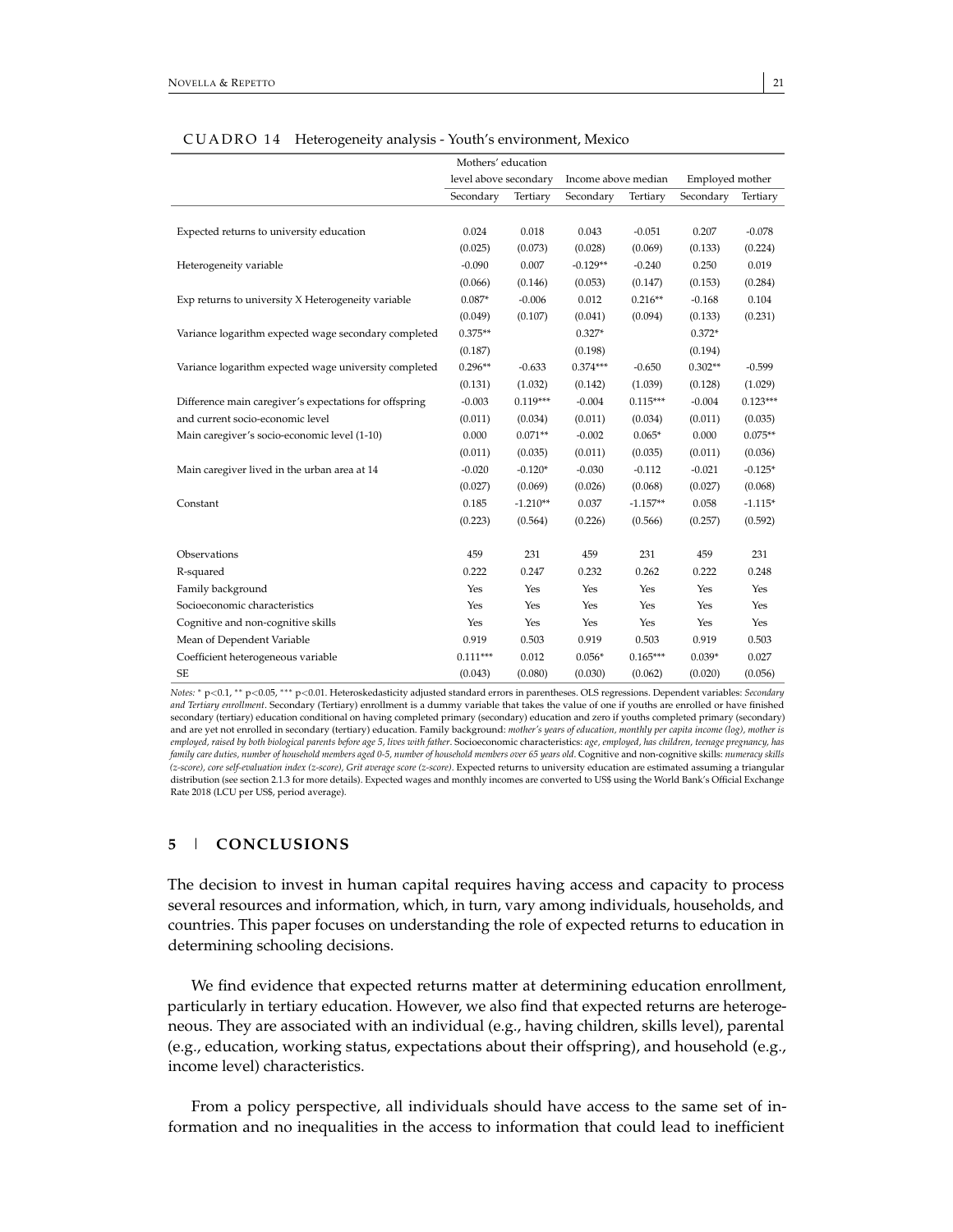CUADRO 14 Heterogeneity analysis - Youth's environment, Mexico

| | Mothers' education level above secondary | | Income above median | | Employed mother | |
|---|---|---|---|---|---|---|
| | Secondary | Tertiary | Secondary | Tertiary | Secondary | Tertiary |
| Expected returns to university education | 0.024 | 0.018 | 0.043 | -0.051 | 0.207 | -0.078 |
| | (0.025) | (0.073) | (0.028) | (0.069) | (0.133) | (0.224) |
| Heterogeneity variable | -0.090 | 0.007 | -0.129** | -0.240 | 0.250 | 0.019 |
| | (0.066) | (0.146) | (0.053) | (0.147) | (0.153) | (0.284) |
| Exp returns to university X Heterogeneity variable | 0.087* | -0.006 | 0.012 | 0.216** | -0.168 | 0.104 |
| | (0.049) | (0.107) | (0.041) | (0.094) | (0.133) | (0.231) |
| Variance logarithm expected wage secondary completed | 0.375** | | 0.327* | | 0.372* | |
| | (0.187) | | (0.198) | | (0.194) | |
| Variance logarithm expected wage university completed | 0.296** | -0.633 | 0.374*** | -0.650 | 0.302** | -0.599 |
| | (0.131) | (1.032) | (0.142) | (1.039) | (0.128) | (1.029) |
| Difference main caregiver's expectations for offspring and current socio-economic level | -0.003 | 0.119*** | -0.004 | 0.115*** | -0.004 | 0.123*** |
| | (0.011) | (0.034) | (0.011) | (0.034) | (0.011) | (0.035) |
| Main caregiver's socio-economic level (1-10) | 0.000 | 0.071** | -0.002 | 0.065* | 0.000 | 0.075** |
| | (0.011) | (0.035) | (0.011) | (0.035) | (0.011) | (0.036) |
| Main caregiver lived in the urban area at 14 | -0.020 | -0.120* | -0.030 | -0.112 | -0.021 | -0.125* |
| | (0.027) | (0.069) | (0.026) | (0.068) | (0.027) | (0.068) |
| Constant | 0.185 | -1.210** | 0.037 | -1.157** | 0.058 | -1.115* |
| | (0.223) | (0.564) | (0.226) | (0.566) | (0.257) | (0.592) |
| Observations | 459 | 231 | 459 | 231 | 459 | 231 |
| R-squared | 0.222 | 0.247 | 0.232 | 0.262 | 0.222 | 0.248 |
| Family background | Yes | Yes | Yes | Yes | Yes | Yes |
| Socioeconomic characteristics | Yes | Yes | Yes | Yes | Yes | Yes |
| Cognitive and non-cognitive skills | Yes | Yes | Yes | Yes | Yes | Yes |
| Mean of Dependent Variable | 0.919 | 0.503 | 0.919 | 0.503 | 0.919 | 0.503 |
| Coefficient heterogeneous variable | 0.111*** | 0.012 | 0.056* | 0.165*** | 0.039* | 0.027 |
| SE | (0.043) | (0.080) | (0.030) | (0.062) | (0.020) | (0.056) |

*Notes:* * p<0.1, ** p<0.05, *** p<0.01. Heteroskedasticity adjusted standard errors in parentheses. OLS regressions. Dependent variables: *Secondary and Tertiary enrollment*. Secondary (Tertiary) enrollment is a dummy variable that takes the value of one if youths are enrolled or have finished secondary (tertiary) education conditional on having completed primary (secondary) education and zero if youths completed primary (secondary) and are yet not enrolled in secondary (tertiary) education. Family background: *mother's years of education, monthly per capita income (log), mother is employed, raised by both biological parents before age 5, lives with father*. Socioeconomic characteristics: *age, employed, has children, teenage pregnancy, has family care duties, number of household members aged 0-5, number of household members over 65 years old*. Cognitive and non-cognitive skills: *numeracy skills (z-score), core self-evaluation index (z-score), Grit average score (z-score)*. Expected returns to university education are estimated assuming a triangular distribution (see section 2.1.3 for more details). Expected wages and monthly incomes are converted to US$ using the World Bank's Official Exchange Rate 2018 (LCU per US$, period average).

## 5 | CONCLUSIONS

The decision to invest in human capital requires having access and capacity to process several resources and information, which, in turn, vary among individuals, households, and countries. This paper focuses on understanding the role of expected returns to education in determining schooling decisions.

We find evidence that expected returns matter at determining education enrollment, particularly in tertiary education. However, we also find that expected returns are heterogeneous. They are associated with an individual (e.g., having children, skills level), parental (e.g., education, working status, expectations about their offspring), and household (e.g., income level) characteristics.

From a policy perspective, all individuals should have access to the same set of information and no inequalities in the access to information that could lead to inefficient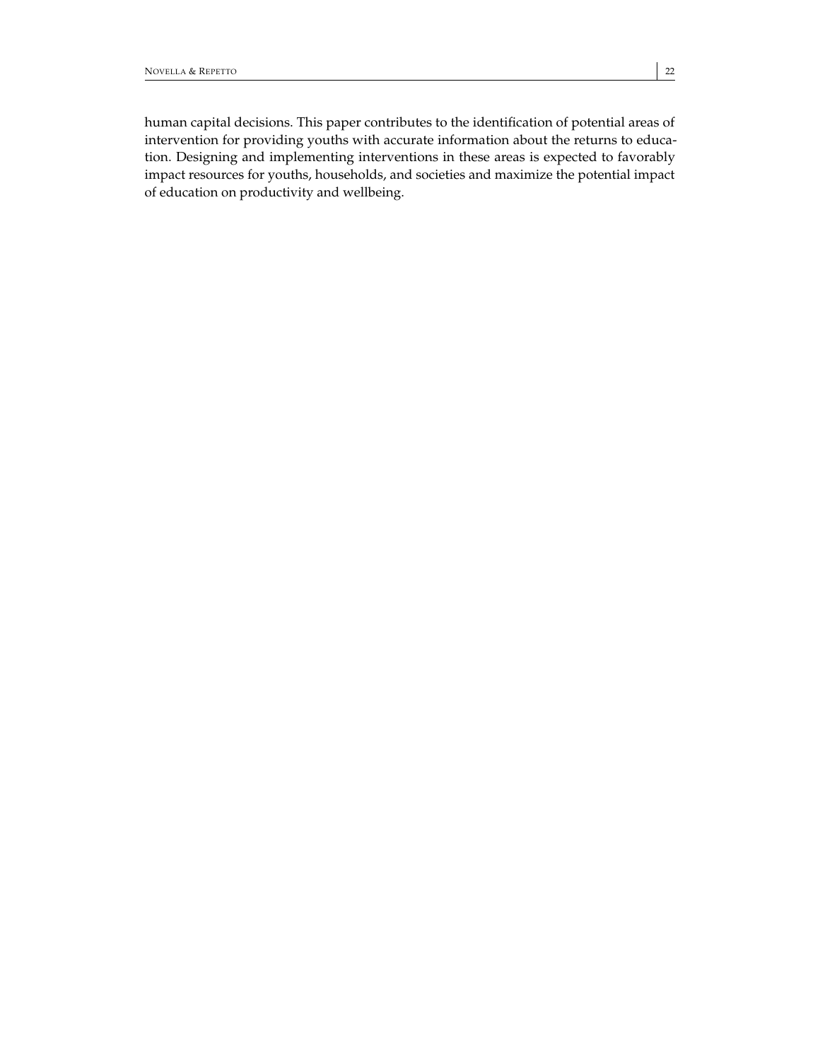human capital decisions. This paper contributes to the identification of potential areas of intervention for providing youths with accurate information about the returns to education. Designing and implementing interventions in these areas is expected to favorably impact resources for youths, households, and societies and maximize the potential impact of education on productivity and wellbeing.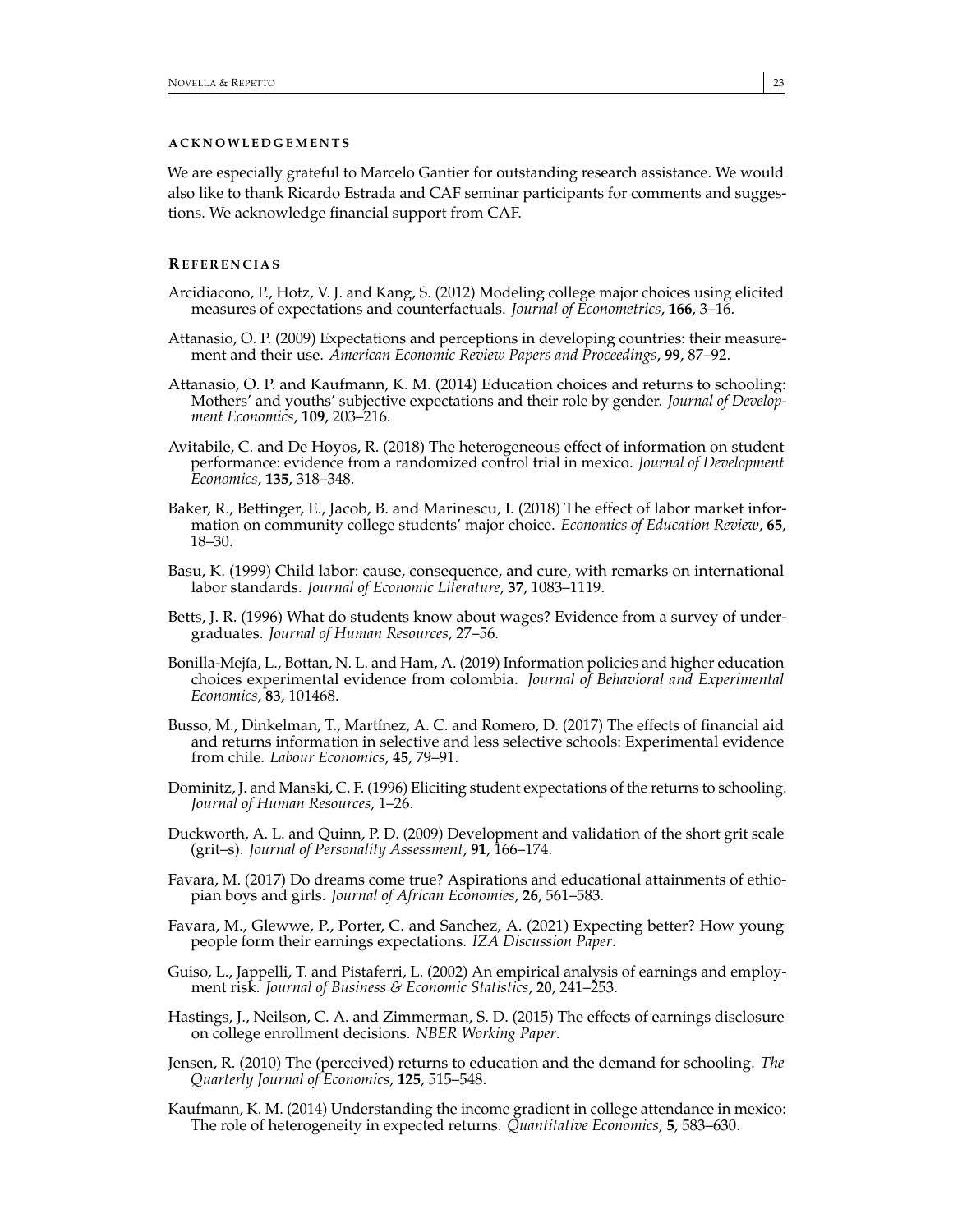### ACKNOWLEDGEMENTS

We are especially grateful to Marcelo Gantier for outstanding research assistance. We would also like to thank Ricardo Estrada and CAF seminar participants for comments and suggestions. We acknowledge financial support from CAF.

### REFERENCIAS

Arcidiacono, P., Hotz, V. J. and Kang, S. (2012) Modeling college major choices using elicited measures of expectations and counterfactuals. *Journal of Econometrics*, **166**, 3–16.

Attanasio, O. P. (2009) Expectations and perceptions in developing countries: their measurement and their use. *American Economic Review Papers and Proceedings*, **99**, 87–92.

Attanasio, O. P. and Kaufmann, K. M. (2014) Education choices and returns to schooling: Mothers' and youths' subjective expectations and their role by gender. *Journal of Development Economics*, **109**, 203–216.

Avitabile, C. and De Hoyos, R. (2018) The heterogeneous effect of information on student performance: evidence from a randomized control trial in mexico. *Journal of Development Economics*, **135**, 318–348.

Baker, R., Bettinger, E., Jacob, B. and Marinescu, I. (2018) The effect of labor market information on community college students' major choice. *Economics of Education Review*, **65**, 18–30.

Basu, K. (1999) Child labor: cause, consequence, and cure, with remarks on international labor standards. *Journal of Economic Literature*, **37**, 1083–1119.

Betts, J. R. (1996) What do students know about wages? Evidence from a survey of undergraduates. *Journal of Human Resources*, 27–56.

Bonilla-Mejía, L., Bottan, N. L. and Ham, A. (2019) Information policies and higher education choices experimental evidence from colombia. *Journal of Behavioral and Experimental Economics*, **83**, 101468.

Busso, M., Dinkelman, T., Martínez, A. C. and Romero, D. (2017) The effects of financial aid and returns information in selective and less selective schools: Experimental evidence from chile. *Labour Economics*, **45**, 79–91.

Dominitz, J. and Manski, C. F. (1996) Eliciting student expectations of the returns to schooling. *Journal of Human Resources*, 1–26.

Duckworth, A. L. and Quinn, P. D. (2009) Development and validation of the short grit scale (grit–s). *Journal of Personality Assessment*, **91**, 166–174.

Favara, M. (2017) Do dreams come true? Aspirations and educational attainments of ethiopian boys and girls. *Journal of African Economies*, **26**, 561–583.

Favara, M., Glewwe, P., Porter, C. and Sanchez, A. (2021) Expecting better? How young people form their earnings expectations. *IZA Discussion Paper*.

Guiso, L., Jappelli, T. and Pistaferri, L. (2002) An empirical analysis of earnings and employment risk. *Journal of Business & Economic Statistics*, **20**, 241–253.

Hastings, J., Neilson, C. A. and Zimmerman, S. D. (2015) The effects of earnings disclosure on college enrollment decisions. *NBER Working Paper*.

Jensen, R. (2010) The (perceived) returns to education and the demand for schooling. *The Quarterly Journal of Economics*, **125**, 515–548.

Kaufmann, K. M. (2014) Understanding the income gradient in college attendance in mexico: The role of heterogeneity in expected returns. *Quantitative Economics*, **5**, 583–630.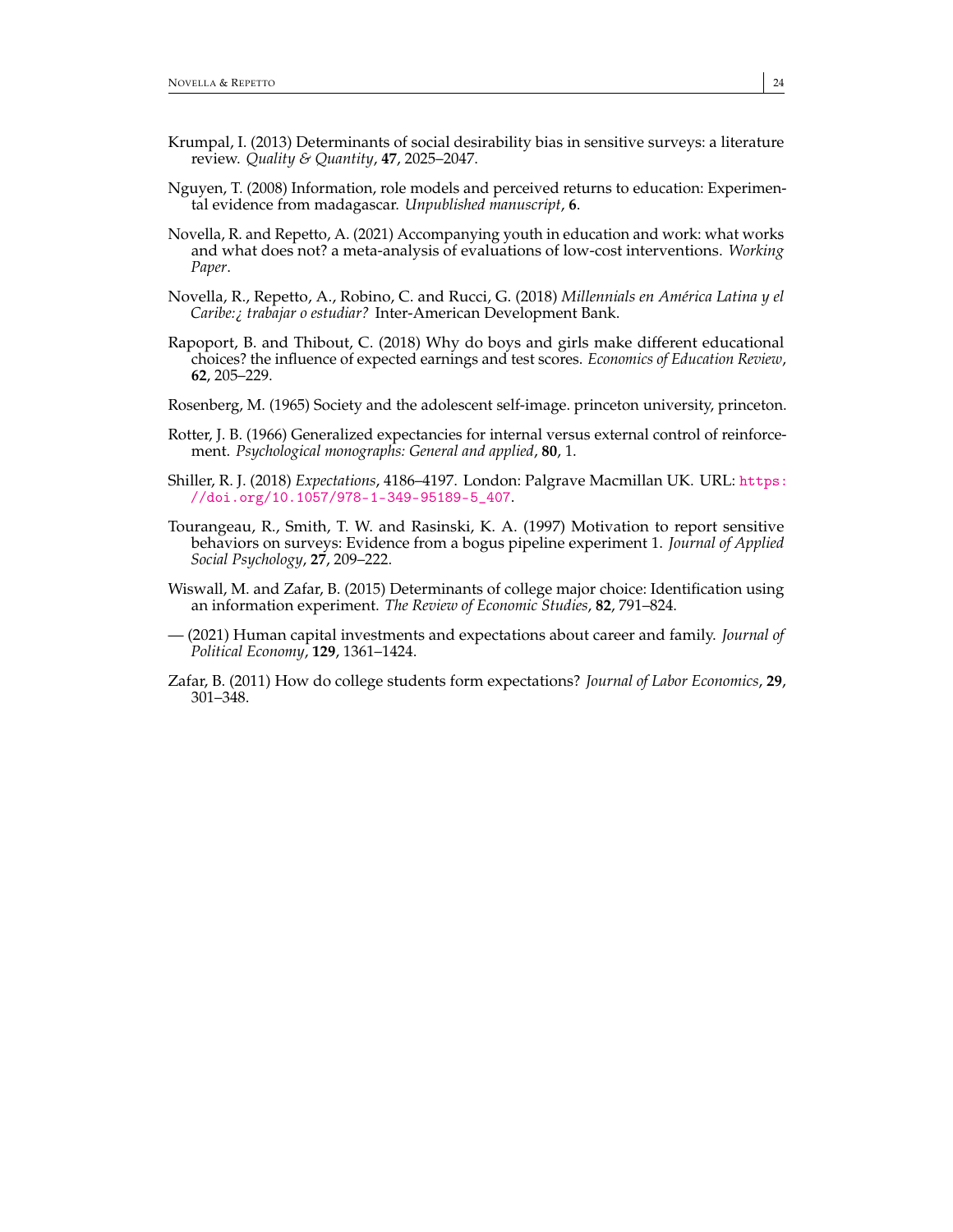Krumpal, I. (2013) Determinants of social desirability bias in sensitive surveys: a literature review. *Quality & Quantity*, **47**, 2025–2047.

Nguyen, T. (2008) Information, role models and perceived returns to education: Experimental evidence from madagascar. *Unpublished manuscript*, **6**.

Novella, R. and Repetto, A. (2021) Accompanying youth in education and work: what works and what does not? a meta-analysis of evaluations of low-cost interventions. *Working Paper*.

Novella, R., Repetto, A., Robino, C. and Rucci, G. (2018) *Millennials en América Latina y el Caribe:¿ trabajar o estudiar?* Inter-American Development Bank.

Rapoport, B. and Thibout, C. (2018) Why do boys and girls make different educational choices? the influence of expected earnings and test scores. *Economics of Education Review*, **62**, 205–229.

Rosenberg, M. (1965) Society and the adolescent self-image. princeton university, princeton.

Rotter, J. B. (1966) Generalized expectancies for internal versus external control of reinforcement. *Psychological monographs: General and applied*, **80**, 1.

Shiller, R. J. (2018) *Expectations*, 4186–4197. London: Palgrave Macmillan UK. URL: https://doi.org/10.1057/978-1-349-95189-5_407.

Tourangeau, R., Smith, T. W. and Rasinski, K. A. (1997) Motivation to report sensitive behaviors on surveys: Evidence from a bogus pipeline experiment 1. *Journal of Applied Social Psychology*, **27**, 209–222.

Wiswall, M. and Zafar, B. (2015) Determinants of college major choice: Identification using an information experiment. *The Review of Economic Studies*, **82**, 791–824.

— (2021) Human capital investments and expectations about career and family. *Journal of Political Economy*, **129**, 1361–1424.

Zafar, B. (2011) How do college students form expectations? *Journal of Labor Economics*, **29**, 301–348.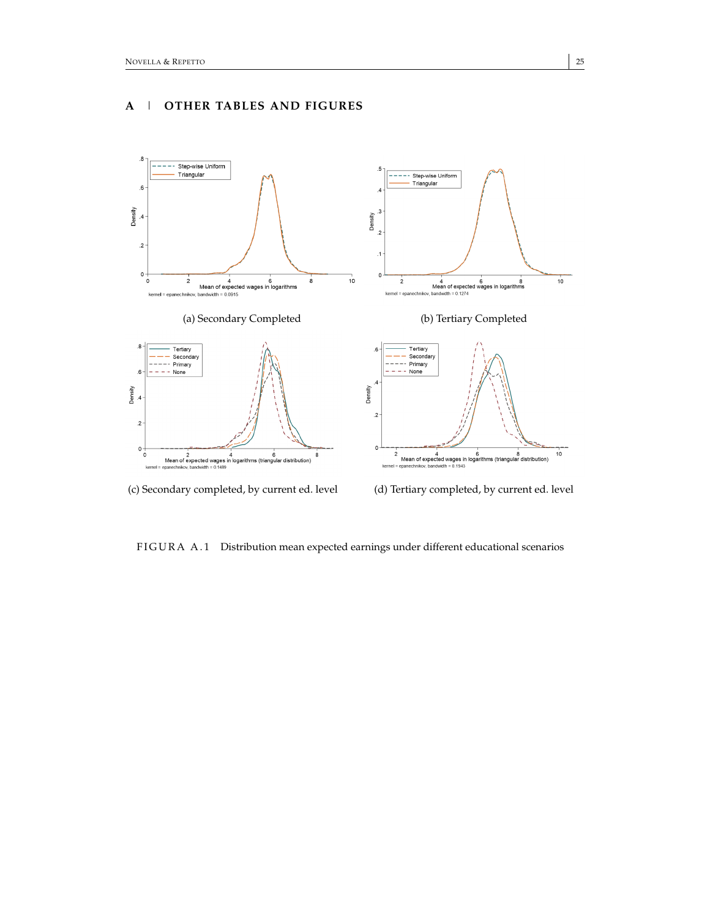# A | OTHER TABLES AND FIGURES

(a) Secondary Completed

(b) Tertiary Completed

(c) Secondary completed, by current ed. level

(d) Tertiary completed, by current ed. level

FIGURA A.1 Distribution mean expected earnings under different educational scenarios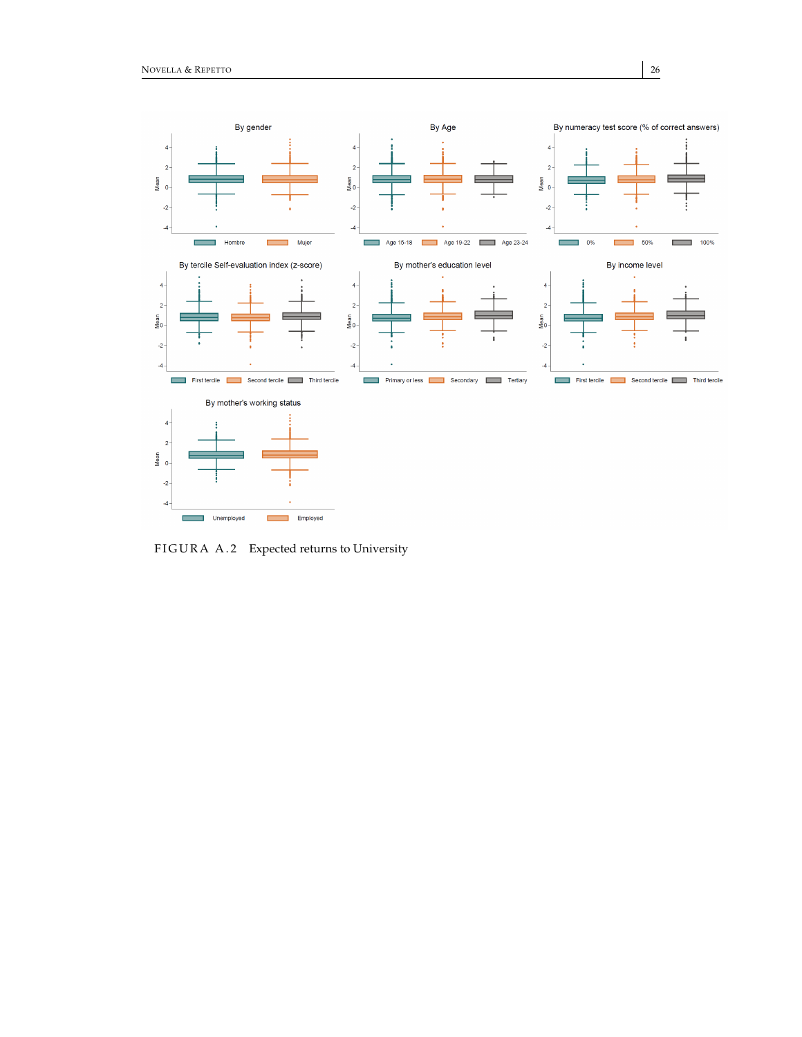FIGURA A.2 Expected returns to University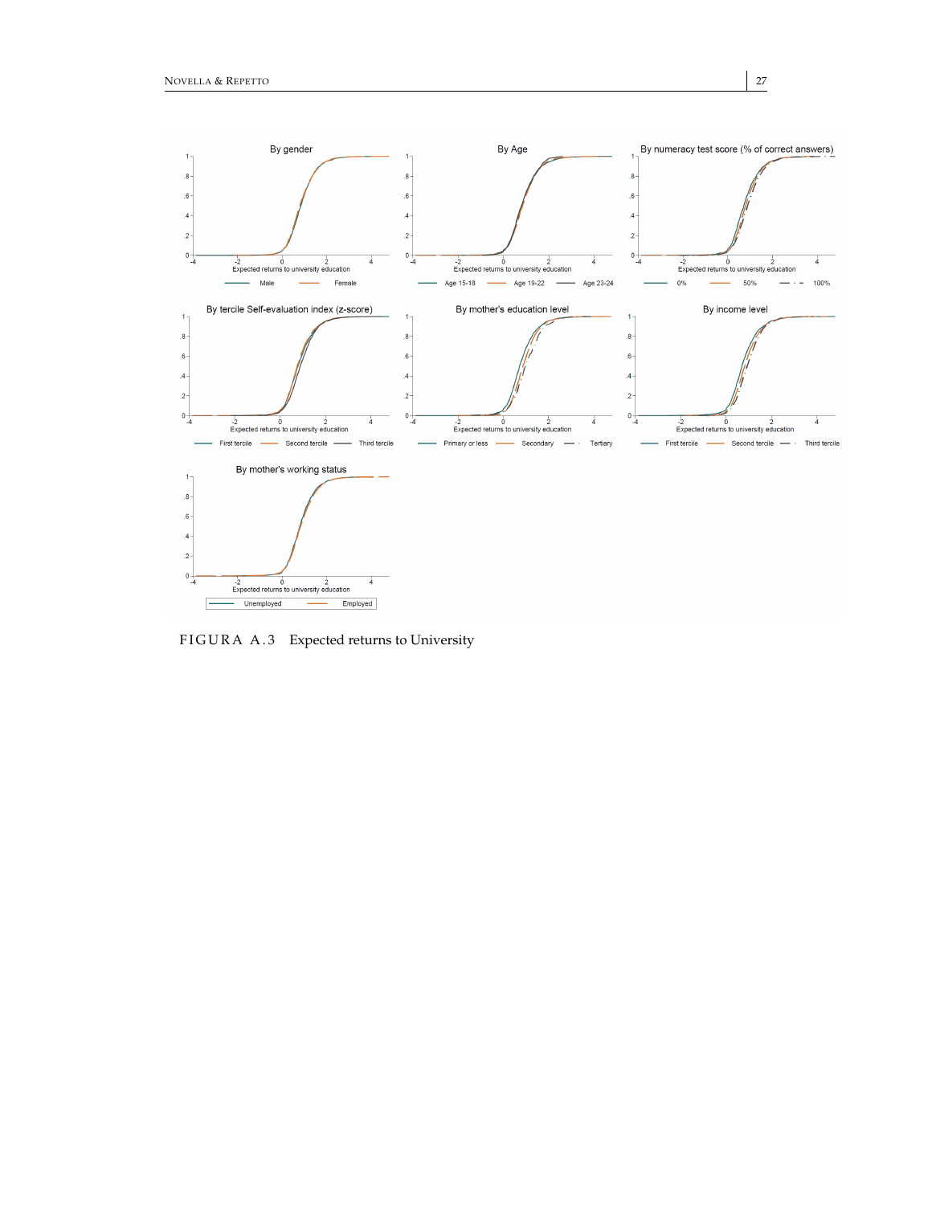FIGURA A.3 Expected returns to University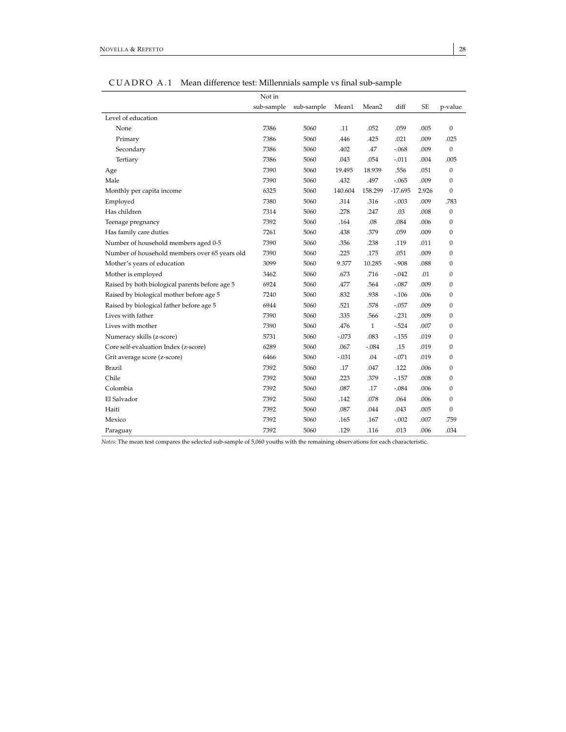CUADRO A.1 Mean difference test: Millennials sample vs final sub-sample

| | Not in sub-sample | sub-sample | Mean1 | Mean2 | diff | SE | p-value |
|---|---|---|---|---|---|---|---|
| Level of education | | | | | | | |
| None | 7386 | 5060 | .11 | .052 | .059 | .005 | 0 |
| Primary | 7386 | 5060 | .446 | .425 | .021 | .009 | .025 |
| Secondary | 7386 | 5060 | .402 | .47 | -.068 | .009 | 0 |
| Tertiary | 7386 | 5060 | .043 | .054 | -.011 | .004 | .005 |
| Age | 7390 | 5060 | 19.495 | 18.939 | .556 | .051 | 0 |
| Male | 7390 | 5060 | .432 | .497 | -.065 | .009 | 0 |
| Monthly per capita income | 6325 | 5060 | 140.604 | 158.299 | -17.695 | 2.926 | 0 |
| Employed | 7380 | 5060 | .314 | .316 | -.003 | .009 | .783 |
| Has children | 7314 | 5060 | .278 | .247 | .03 | .008 | 0 |
| Teenage pregnancy | 7392 | 5060 | .164 | .08 | .084 | .006 | 0 |
| Has family care duties | 7261 | 5060 | .438 | .379 | .059 | .009 | 0 |
| Number of household members aged 0-5 | 7390 | 5060 | .356 | .238 | .119 | .011 | 0 |
| Number of household members over 65 years old | 7390 | 5060 | .225 | .175 | .051 | .009 | 0 |
| Mother's years of education | 3099 | 5060 | 9.377 | 10.285 | -.908 | .088 | 0 |
| Mother is employed | 3462 | 5060 | .673 | .716 | -.042 | .01 | 0 |
| Raised by both biological parents before age 5 | 6924 | 5060 | .477 | .564 | -.087 | .009 | 0 |
| Raised by biological mother before age 5 | 7240 | 5060 | .832 | .938 | -.106 | .006 | 0 |
| Raised by biological father before age 5 | 6944 | 5060 | .521 | .578 | -.057 | .009 | 0 |
| Lives with father | 7390 | 5060 | .335 | .566 | -.231 | .009 | 0 |
| Lives with mother | 7390 | 5060 | .476 | 1 | -.524 | .007 | 0 |
| Numeracy skills (z-score) | 5731 | 5060 | -.073 | .083 | -.155 | .019 | 0 |
| Core self-evaluation Index (z-score) | 6289 | 5060 | .067 | -.084 | .15 | .019 | 0 |
| Grit average score (z-score) | 6466 | 5060 | -.031 | .04 | -.071 | .019 | 0 |
| Brazil | 7392 | 5060 | .17 | .047 | .122 | .006 | 0 |
| Chile | 7392 | 5060 | .223 | .379 | -.157 | .008 | 0 |
| Colombia | 7392 | 5060 | .087 | .17 | -.084 | .006 | 0 |
| El Salvador | 7392 | 5060 | .142 | .078 | .064 | .006 | 0 |
| Haiti | 7392 | 5060 | .087 | .044 | .043 | .005 | 0 |
| Mexico | 7392 | 5060 | .165 | .167 | -.002 | .007 | .759 |
| Paraguay | 7392 | 5060 | .129 | .116 | .013 | .006 | .034 |

*Notes:* The mean test compares the selected sub-sample of 5,060 youths with the remaining observations for each characteristic.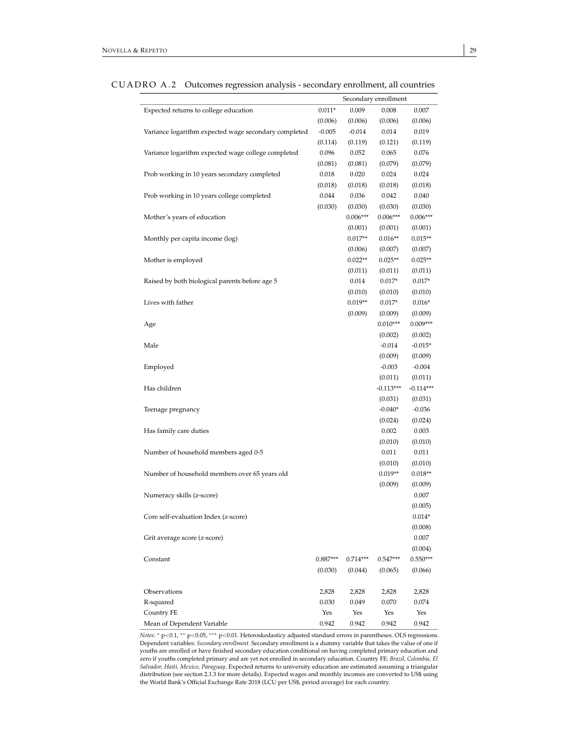CUADRO A.2 Outcomes regression analysis - secondary enrollment, all countries

| | Secondary enrollment | | | |
|---|---|---|---|---|
| Expected returns to college education | 0.011* | 0.009 | 0.008 | 0.007 |
| | (0.006) | (0.006) | (0.006) | (0.006) |
| Variance logarithm expected wage secondary completed | -0.005 | -0.014 | 0.014 | 0.019 |
| | (0.114) | (0.119) | (0.121) | (0.119) |
| Variance logarithm expected wage college completed | 0.096 | 0.052 | 0.065 | 0.076 |
| | (0.081) | (0.081) | (0.079) | (0.079) |
| Prob working in 10 years secondary completed | 0.018 | 0.020 | 0.024 | 0.024 |
| | (0.018) | (0.018) | (0.018) | (0.018) |
| Prob working in 10 years college completed | 0.044 | 0.036 | 0.042 | 0.040 |
| | (0.030) | (0.030) | (0.030) | (0.030) |
| Mother's years of education | | 0.006*** | 0.006*** | 0.006*** |
| | | (0.001) | (0.001) | (0.001) |
| Monthly per capita income (log) | | 0.017** | 0.016** | 0.015** |
| | | (0.006) | (0.007) | (0.007) |
| Mother is employed | | 0.022** | 0.025** | 0.025** |
| | | (0.011) | (0.011) | (0.011) |
| Raised by both biological parents before age 5 | | 0.014 | 0.017* | 0.017* |
| | | (0.010) | (0.010) | (0.010) |
| Lives with father | | 0.019** | 0.017* | 0.016* |
| | | (0.009) | (0.009) | (0.009) |
| Age | | | 0.010*** | 0.009*** |
| | | | (0.002) | (0.002) |
| Male | | | -0.014 | -0.015* |
| | | | (0.009) | (0.009) |
| Employed | | | -0.003 | -0.004 |
| | | | (0.011) | (0.011) |
| Has children | | | -0.113*** | -0.114*** |
| | | | (0.031) | (0.031) |
| Teenage pregnancy | | | -0.040* | -0.036 |
| | | | (0.024) | (0.024) |
| Has family care duties | | | 0.002 | 0.003 |
| | | | (0.010) | (0.010) |
| Number of household members aged 0-5 | | | 0.011 | 0.011 |
| | | | (0.010) | (0.010) |
| Number of household members over 65 years old | | | 0.019** | 0.018** |
| | | | (0.009) | (0.009) |
| Numeracy skills (z-score) | | | | 0.007 |
| | | | | (0.005) |
| Core self-evaluation Index (z-score) | | | | 0.014* |
| | | | | (0.008) |
| Grit average score (z-score) | | | | 0.007 |
| | | | | (0.004) |
| Constant | 0.887*** | 0.714*** | 0.547*** | 0.550*** |
| | (0.030) | (0.044) | (0.065) | (0.066) |
| Observations | 2,828 | 2,828 | 2,828 | 2,828 |
| R-squared | 0.030 | 0.049 | 0.070 | 0.074 |
| Country FE | Yes | Yes | Yes | Yes |
| Mean of Dependent Variable | 0.942 | 0.942 | 0.942 | 0.942 |

*Notes:* * p<0.1, ** p<0.05, *** p<0.01. Heteroskedasticy adjusted standard errors in parentheses. OLS regressions. Dependent variables: *Secondary enrollment*. Secondary enrollment is a dummy variable that takes the value of one if youths are enrolled or have finished secondary education conditional on having completed primary education and zero if youths completed primary and are yet not enrolled in secondary education. Country FE: *Brazil, Colombia, El Salvador, Haiti, Mexico, Paraguay*. Expected returns to university education are estimated assuming a triangular distribution (see section 2.1.3 for more details). Expected wages and monthly incomes are converted to US$ using the World Bank's Official Exchange Rate 2018 (LCU per US$, period average) for each country.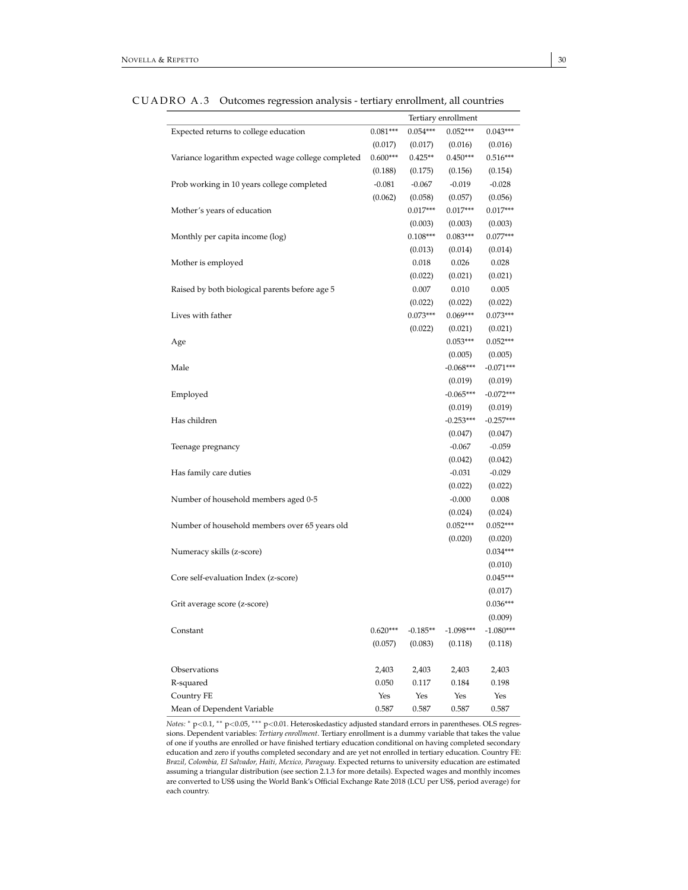CUADRO A.3 Outcomes regression analysis - tertiary enrollment, all countries

| | Tertiary enrollment | | | |
|---|---|---|---|---|
| Expected returns to college education | 0.081*** | 0.054*** | 0.052*** | 0.043*** |
| | (0.017) | (0.017) | (0.016) | (0.016) |
| Variance logarithm expected wage college completed | 0.600*** | 0.425** | 0.450*** | 0.516*** |
| | (0.188) | (0.175) | (0.156) | (0.154) |
| Prob working in 10 years college completed | -0.081 | -0.067 | -0.019 | -0.028 |
| | (0.062) | (0.058) | (0.057) | (0.056) |
| Mother's years of education | | 0.017*** | 0.017*** | 0.017*** |
| | | (0.003) | (0.003) | (0.003) |
| Monthly per capita income (log) | | 0.108*** | 0.083*** | 0.077*** |
| | | (0.013) | (0.014) | (0.014) |
| Mother is employed | | 0.018 | 0.026 | 0.028 |
| | | (0.022) | (0.021) | (0.021) |
| Raised by both biological parents before age 5 | | 0.007 | 0.010 | 0.005 |
| | | (0.022) | (0.022) | (0.022) |
| Lives with father | | 0.073*** | 0.069*** | 0.073*** |
| | | (0.022) | (0.021) | (0.021) |
| Age | | | 0.053*** | 0.052*** |
| | | | (0.005) | (0.005) |
| Male | | | -0.068*** | -0.071*** |
| | | | (0.019) | (0.019) |
| Employed | | | -0.065*** | -0.072*** |
| | | | (0.019) | (0.019) |
| Has children | | | -0.253*** | -0.257*** |
| | | | (0.047) | (0.047) |
| Teenage pregnancy | | | -0.067 | -0.059 |
| | | | (0.042) | (0.042) |
| Has family care duties | | | -0.031 | -0.029 |
| | | | (0.022) | (0.022) |
| Number of household members aged 0-5 | | | -0.000 | 0.008 |
| | | | (0.024) | (0.024) |
| Number of household members over 65 years old | | | 0.052*** | 0.052*** |
| | | | (0.020) | (0.020) |
| Numeracy skills (z-score) | | | | 0.034*** |
| | | | | (0.010) |
| Core self-evaluation Index (z-score) | | | | 0.045*** |
| | | | | (0.017) |
| Grit average score (z-score) | | | | 0.036*** |
| | | | | (0.009) |
| Constant | 0.620*** | -0.185** | -1.098*** | -1.080*** |
| | (0.057) | (0.083) | (0.118) | (0.118) |
| Observations | 2,403 | 2,403 | 2,403 | 2,403 |
| R-squared | 0.050 | 0.117 | 0.184 | 0.198 |
| Country FE | Yes | Yes | Yes | Yes |
| Mean of Dependent Variable | 0.587 | 0.587 | 0.587 | 0.587 |

*Notes:* * p<0.1, ** p<0.05, *** p<0.01. Heteroskedasticy adjusted standard errors in parentheses. OLS regressions. Dependent variables: *Tertiary enrollment*. Tertiary enrollment is a dummy variable that takes the value of one if youths are enrolled or have finished tertiary education conditional on having completed secondary education and zero if youths completed secondary and are yet not enrolled in tertiary education. Country FE: *Brazil, Colombia, El Salvador, Haiti, Mexico, Paraguay*. Expected returns to university education are estimated assuming a triangular distribution (see section 2.1.3 for more details). Expected wages and monthly incomes are converted to US$ using the World Bank's Official Exchange Rate 2018 (LCU per US$, period average) for each country.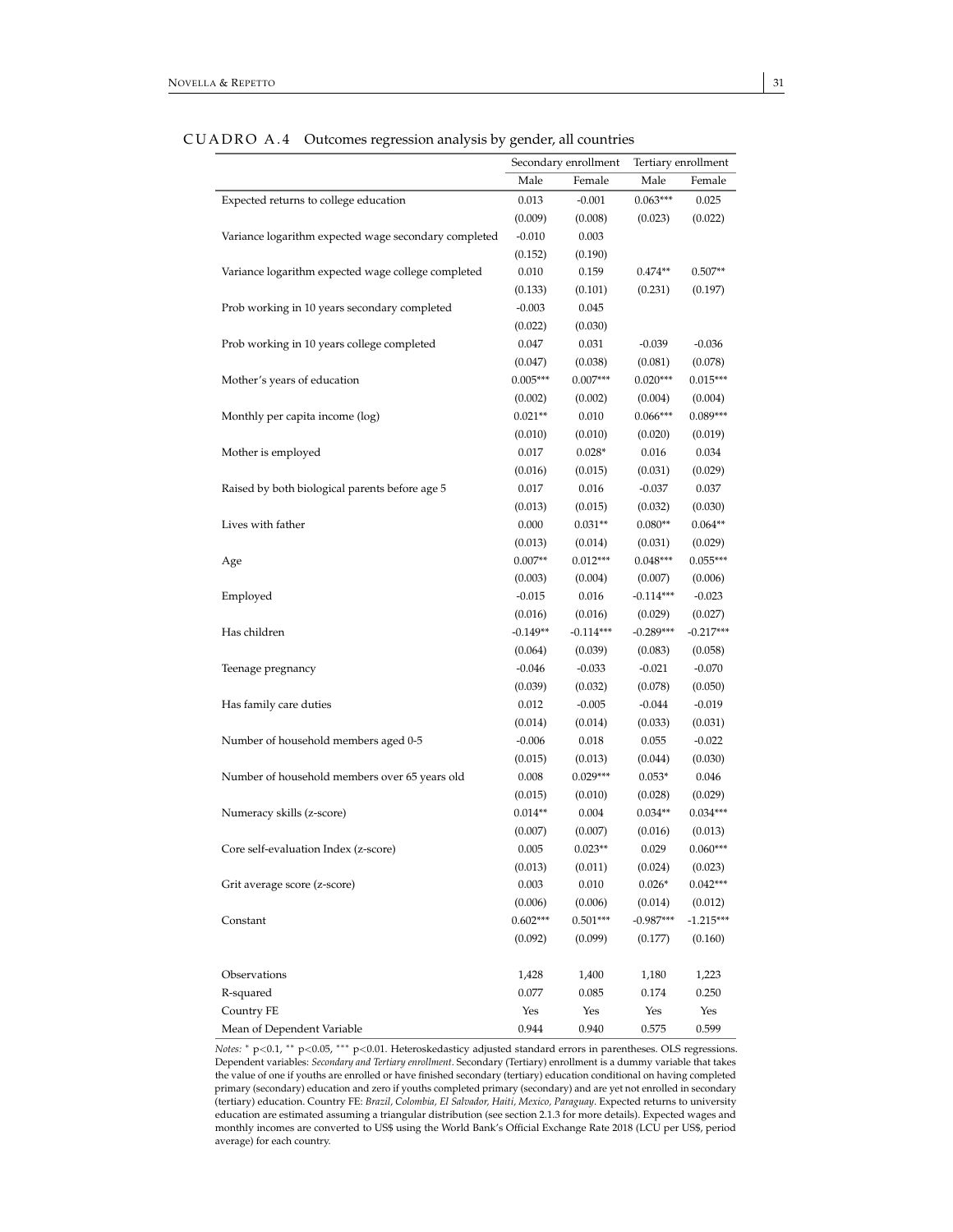CUADRO A.4 Outcomes regression analysis by gender, all countries

| | Secondary enrollment | | Tertiary enrollment | |
|---|---|---|---|---|
| | Male | Female | Male | Female |
| Expected returns to college education | 0.013 | -0.001 | 0.063*** | 0.025 |
| | (0.009) | (0.008) | (0.023) | (0.022) |
| Variance logarithm expected wage secondary completed | -0.010 | 0.003 | | |
| | (0.152) | (0.190) | | |
| Variance logarithm expected wage college completed | 0.010 | 0.159 | 0.474** | 0.507** |
| | (0.133) | (0.101) | (0.231) | (0.197) |
| Prob working in 10 years secondary completed | -0.003 | 0.045 | | |
| | (0.022) | (0.030) | | |
| Prob working in 10 years college completed | 0.047 | 0.031 | -0.039 | -0.036 |
| | (0.047) | (0.038) | (0.081) | (0.078) |
| Mother's years of education | 0.005*** | 0.007*** | 0.020*** | 0.015*** |
| | (0.002) | (0.002) | (0.004) | (0.004) |
| Monthly per capita income (log) | 0.021** | 0.010 | 0.066*** | 0.089*** |
| | (0.010) | (0.010) | (0.020) | (0.019) |
| Mother is employed | 0.017 | 0.028* | 0.016 | 0.034 |
| | (0.016) | (0.015) | (0.031) | (0.029) |
| Raised by both biological parents before age 5 | 0.017 | 0.016 | -0.037 | 0.037 |
| | (0.013) | (0.015) | (0.032) | (0.030) |
| Lives with father | 0.000 | 0.031** | 0.080** | 0.064** |
| | (0.013) | (0.014) | (0.031) | (0.029) |
| Age | 0.007** | 0.012*** | 0.048*** | 0.055*** |
| | (0.003) | (0.004) | (0.007) | (0.006) |
| Employed | -0.015 | 0.016 | -0.114*** | -0.023 |
| | (0.016) | (0.016) | (0.029) | (0.027) |
| Has children | -0.149** | -0.114*** | -0.289*** | -0.217*** |
| | (0.064) | (0.039) | (0.083) | (0.058) |
| Teenage pregnancy | -0.046 | -0.033 | -0.021 | -0.070 |
| | (0.039) | (0.032) | (0.078) | (0.050) |
| Has family care duties | 0.012 | -0.005 | -0.044 | -0.019 |
| | (0.014) | (0.014) | (0.033) | (0.031) |
| Number of household members aged 0-5 | -0.006 | 0.018 | 0.055 | -0.022 |
| | (0.015) | (0.013) | (0.044) | (0.030) |
| Number of household members over 65 years old | 0.008 | 0.029*** | 0.053* | 0.046 |
| | (0.015) | (0.010) | (0.028) | (0.029) |
| Numeracy skills (z-score) | 0.014** | 0.004 | 0.034** | 0.034*** |
| | (0.007) | (0.007) | (0.016) | (0.013) |
| Core self-evaluation Index (z-score) | 0.005 | 0.023** | 0.029 | 0.060*** |
| | (0.013) | (0.011) | (0.024) | (0.023) |
| Grit average score (z-score) | 0.003 | 0.010 | 0.026* | 0.042*** |
| | (0.006) | (0.006) | (0.014) | (0.012) |
| Constant | 0.602*** | 0.501*** | -0.987*** | -1.215*** |
| | (0.092) | (0.099) | (0.177) | (0.160) |
| Observations | 1,428 | 1,400 | 1,180 | 1,223 |
| R-squared | 0.077 | 0.085 | 0.174 | 0.250 |
| Country FE | Yes | Yes | Yes | Yes |
| Mean of Dependent Variable | 0.944 | 0.940 | 0.575 | 0.599 |

*Notes:* * p<0.1, ** p<0.05, *** p<0.01. Heteroskedasticy adjusted standard errors in parentheses. OLS regressions. Dependent variables: *Secondary and Tertiary enrollment*. Secondary (Tertiary) enrollment is a dummy variable that takes the value of one if youths are enrolled or have finished secondary (tertiary) education conditional on having completed primary (secondary) education and zero if youths completed primary (secondary) and are yet not enrolled in secondary (tertiary) education. Country FE: *Brazil, Colombia, El Salvador, Haiti, Mexico, Paraguay*. Expected returns to university education are estimated assuming a triangular distribution (see section 2.1.3 for more details). Expected wages and monthly incomes are converted to US$ using the World Bank's Official Exchange Rate 2018 (LCU per US$, period average) for each country.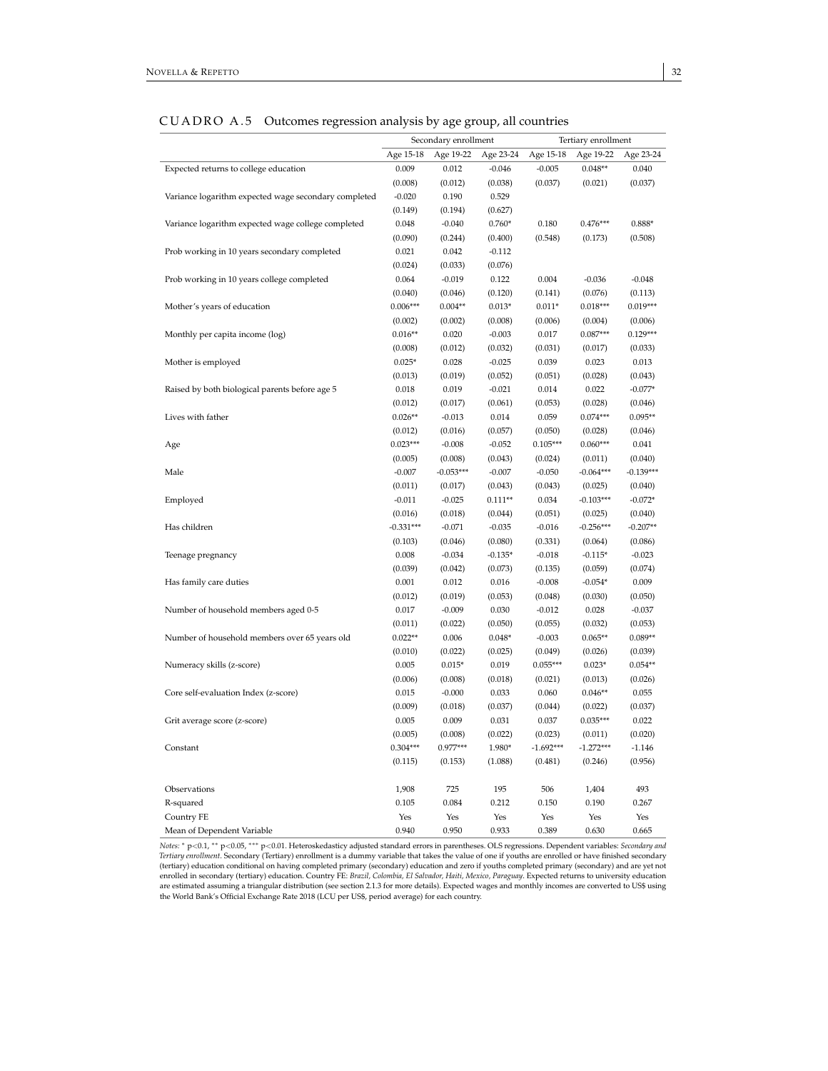CUADRO A.5 Outcomes regression analysis by age group, all countries

| | Secondary enrollment | | | Tertiary enrollment | | |
|---|---|---|---|---|---|---|
| | Age 15-18 | Age 19-22 | Age 23-24 | Age 15-18 | Age 19-22 | Age 23-24 |
| Expected returns to college education | 0.009 | 0.012 | -0.046 | -0.005 | 0.048** | 0.040 |
| | (0.008) | (0.012) | (0.038) | (0.037) | (0.021) | (0.037) |
| Variance logarithm expected wage secondary completed | -0.020 | 0.190 | 0.529 | | | |
| | (0.149) | (0.194) | (0.627) | | | |
| Variance logarithm expected wage college completed | 0.048 | -0.040 | 0.760* | 0.180 | 0.476*** | 0.888* |
| | (0.090) | (0.244) | (0.400) | (0.548) | (0.173) | (0.508) |
| Prob working in 10 years secondary completed | 0.021 | 0.042 | -0.112 | | | |
| | (0.024) | (0.033) | (0.076) | | | |
| Prob working in 10 years college completed | 0.064 | -0.019 | 0.122 | 0.004 | -0.036 | -0.048 |
| | (0.040) | (0.046) | (0.120) | (0.141) | (0.076) | (0.113) |
| Mother's years of education | 0.006*** | 0.004** | 0.013* | 0.011* | 0.018*** | 0.019*** |
| | (0.002) | (0.002) | (0.008) | (0.006) | (0.004) | (0.006) |
| Monthly per capita income (log) | 0.016** | 0.020 | -0.003 | 0.017 | 0.087*** | 0.129*** |
| | (0.008) | (0.012) | (0.032) | (0.031) | (0.017) | (0.033) |
| Mother is employed | 0.025* | 0.028 | -0.025 | 0.039 | 0.023 | 0.013 |
| | (0.013) | (0.019) | (0.052) | (0.051) | (0.028) | (0.043) |
| Raised by both biological parents before age 5 | 0.018 | 0.019 | -0.021 | 0.014 | 0.022 | -0.077* |
| | (0.012) | (0.017) | (0.061) | (0.053) | (0.028) | (0.046) |
| Lives with father | 0.026** | -0.013 | 0.014 | 0.059 | 0.074*** | 0.095** |
| | (0.012) | (0.016) | (0.057) | (0.050) | (0.028) | (0.046) |
| Age | 0.023*** | -0.008 | -0.052 | 0.105*** | 0.060*** | 0.041 |
| | (0.005) | (0.008) | (0.043) | (0.024) | (0.011) | (0.040) |
| Male | -0.007 | -0.053*** | -0.007 | -0.050 | -0.064*** | -0.139*** |
| | (0.011) | (0.017) | (0.043) | (0.043) | (0.025) | (0.040) |
| Employed | -0.011 | -0.025 | 0.111** | 0.034 | -0.103*** | -0.072* |
| | (0.016) | (0.018) | (0.044) | (0.051) | (0.025) | (0.040) |
| Has children | -0.331*** | -0.071 | -0.035 | -0.016 | -0.256*** | -0.207** |
| | (0.103) | (0.046) | (0.080) | (0.331) | (0.064) | (0.086) |
| Teenage pregnancy | 0.008 | -0.034 | -0.135* | -0.018 | -0.115* | -0.023 |
| | (0.039) | (0.042) | (0.073) | (0.135) | (0.059) | (0.074) |
| Has family care duties | 0.001 | 0.012 | 0.016 | -0.008 | -0.054* | 0.009 |
| | (0.012) | (0.019) | (0.053) | (0.048) | (0.030) | (0.050) |
| Number of household members aged 0-5 | 0.017 | -0.009 | 0.030 | -0.012 | 0.028 | -0.037 |
| | (0.011) | (0.022) | (0.050) | (0.055) | (0.032) | (0.053) |
| Number of household members over 65 years old | 0.022** | 0.006 | 0.048* | -0.003 | 0.065** | 0.089** |
| | (0.010) | (0.022) | (0.025) | (0.049) | (0.026) | (0.039) |
| Numeracy skills (z-score) | 0.005 | 0.015* | 0.019 | 0.055*** | 0.023* | 0.054** |
| | (0.006) | (0.008) | (0.018) | (0.021) | (0.013) | (0.026) |
| Core self-evaluation Index (z-score) | 0.015 | -0.000 | 0.033 | 0.060 | 0.046** | 0.055 |
| | (0.009) | (0.018) | (0.037) | (0.044) | (0.022) | (0.037) |
| Grit average score (z-score) | 0.005 | 0.009 | 0.031 | 0.037 | 0.035*** | 0.022 |
| | (0.005) | (0.008) | (0.022) | (0.023) | (0.011) | (0.020) |
| Constant | 0.304*** | 0.977*** | 1.980* | -1.692*** | -1.272*** | -1.146 |
| | (0.115) | (0.153) | (1.088) | (0.481) | (0.246) | (0.956) |
| Observations | 1,908 | 725 | 195 | 506 | 1,404 | 493 |
| R-squared | 0.105 | 0.084 | 0.212 | 0.150 | 0.190 | 0.267 |
| Country FE | Yes | Yes | Yes | Yes | Yes | Yes |
| Mean of Dependent Variable | 0.940 | 0.950 | 0.933 | 0.389 | 0.630 | 0.665 |

*Notes:* * p<0.1, ** p<0.05, *** p<0.01. Heteroskedasticy adjusted standard errors in parentheses. OLS regressions. Dependent variables: *Secondary and Tertiary enrollment*. Secondary (Tertiary) enrollment is a dummy variable that takes the value of one if youths are enrolled or have finished secondary (tertiary) education conditional on having completed primary (secondary) education and zero if youths completed primary (secondary) and are yet not enrolled in secondary (tertiary) education. Country FE: *Brazil, Colombia, El Salvador, Haiti, Mexico, Paraguay*. Expected returns to university education are estimated assuming a triangular distribution (see section 2.1.3 for more details). Expected wages and monthly incomes are converted to US$ using the World Bank's Official Exchange Rate 2018 (LCU per US$, period average) for each country.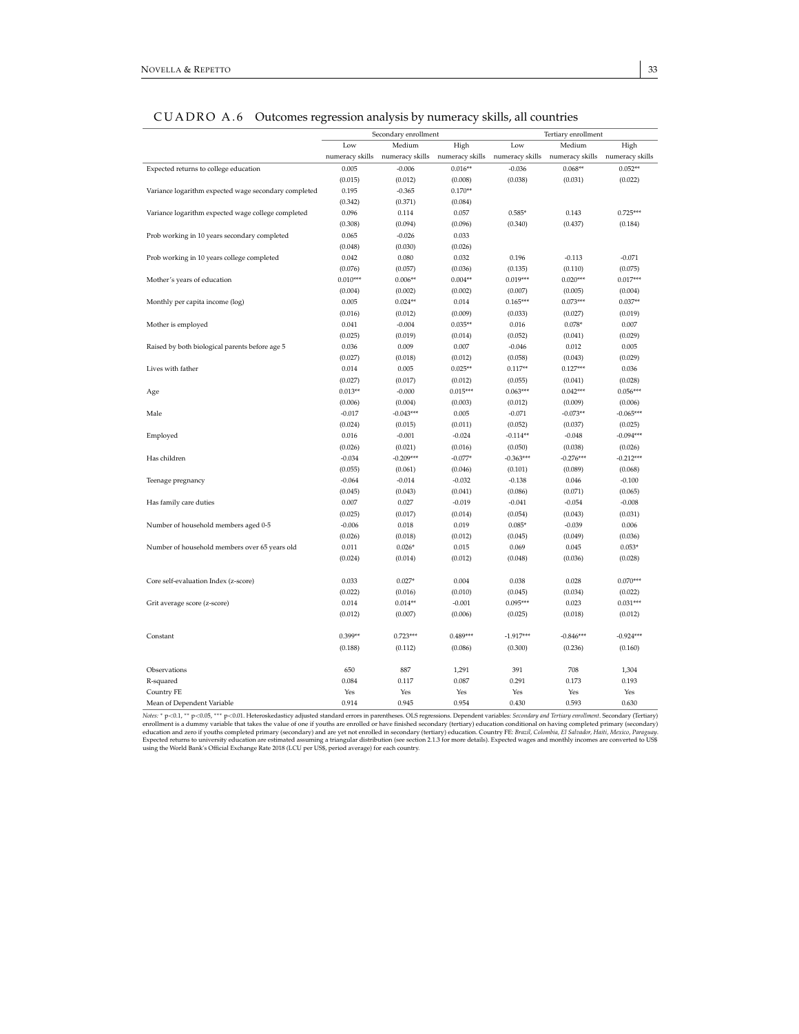## CUADRO A.6 Outcomes regression analysis by numeracy skills, all countries

| | Secondary enrollment | | | Tertiary enrollment | | |
|---|---|---|---|---|---|---|
| | Low numeracy skills | Medium numeracy skills | High numeracy skills | Low numeracy skills | Medium numeracy skills | High numeracy skills |
| Expected returns to college education | 0.005 | -0.006 | 0.016** | -0.036 | 0.068** | 0.052** |
| | (0.015) | (0.012) | (0.008) | (0.038) | (0.031) | (0.022) |
| Variance logarithm expected wage secondary completed | 0.195 | -0.365 | 0.170** | | | |
| | (0.342) | (0.371) | (0.084) | | | |
| Variance logarithm expected wage college completed | 0.096 | 0.114 | 0.057 | 0.585* | 0.143 | 0.725*** |
| | (0.308) | (0.094) | (0.096) | (0.340) | (0.437) | (0.184) |
| Prob working in 10 years secondary completed | 0.065 | -0.026 | 0.033 | | | |
| | (0.048) | (0.030) | (0.026) | | | |
| Prob working in 10 years college completed | 0.042 | 0.080 | 0.032 | 0.196 | -0.113 | -0.071 |
| | (0.076) | (0.057) | (0.036) | (0.135) | (0.110) | (0.075) |
| Mother's years of education | 0.010*** | 0.006** | 0.004** | 0.019*** | 0.020*** | 0.017*** |
| | (0.004) | (0.002) | (0.002) | (0.007) | (0.005) | (0.004) |
| Monthly per capita income (log) | 0.005 | 0.024** | 0.014 | 0.165*** | 0.073*** | 0.037** |
| | (0.016) | (0.012) | (0.009) | (0.033) | (0.027) | (0.019) |
| Mother is employed | 0.041 | -0.004 | 0.035** | 0.016 | 0.078* | 0.007 |
| | (0.025) | (0.019) | (0.014) | (0.052) | (0.041) | (0.029) |
| Raised by both biological parents before age 5 | 0.036 | 0.009 | 0.007 | -0.046 | 0.012 | 0.005 |
| | (0.027) | (0.018) | (0.012) | (0.058) | (0.043) | (0.029) |
| Lives with father | 0.014 | 0.005 | 0.025** | 0.117** | 0.127*** | 0.036 |
| | (0.027) | (0.017) | (0.012) | (0.055) | (0.041) | (0.028) |
| Age | 0.013** | -0.000 | 0.015*** | 0.063*** | 0.042*** | 0.056*** |
| | (0.006) | (0.004) | (0.003) | (0.012) | (0.009) | (0.006) |
| Male | -0.017 | -0.043*** | 0.005 | -0.071 | -0.073** | -0.065*** |
| | (0.024) | (0.015) | (0.011) | (0.052) | (0.037) | (0.025) |
| Employed | 0.016 | -0.001 | -0.024 | -0.114** | -0.048 | -0.094*** |
| | (0.026) | (0.021) | (0.016) | (0.050) | (0.038) | (0.026) |
| Has children | -0.034 | -0.209*** | -0.077* | -0.363*** | -0.276*** | -0.212*** |
| | (0.055) | (0.061) | (0.046) | (0.101) | (0.089) | (0.068) |
| Teenage pregnancy | -0.064 | -0.014 | -0.032 | -0.138 | 0.046 | -0.100 |
| | (0.045) | (0.043) | (0.041) | (0.086) | (0.071) | (0.065) |
| Has family care duties | 0.007 | 0.027 | -0.019 | -0.041 | -0.054 | -0.008 |
| | (0.025) | (0.017) | (0.014) | (0.054) | (0.043) | (0.031) |
| Number of household members aged 0-5 | -0.006 | 0.018 | 0.019 | 0.085* | -0.039 | 0.006 |
| | (0.026) | (0.018) | (0.012) | (0.045) | (0.049) | (0.036) |
| Number of household members over 65 years old | 0.011 | 0.026* | 0.015 | 0.069 | 0.045 | 0.053* |
| | (0.024) | (0.014) | (0.012) | (0.048) | (0.036) | (0.028) |
| Core self-evaluation Index (z-score) | 0.033 | 0.027* | 0.004 | 0.038 | 0.028 | 0.070*** |
| | (0.022) | (0.016) | (0.010) | (0.045) | (0.034) | (0.022) |
| Grit average score (z-score) | 0.014 | 0.014** | -0.001 | 0.095*** | 0.023 | 0.031*** |
| | (0.012) | (0.007) | (0.006) | (0.025) | (0.018) | (0.012) |
| Constant | 0.399** | 0.723*** | 0.489*** | -1.917*** | -0.846*** | -0.924*** |
| | (0.188) | (0.112) | (0.086) | (0.300) | (0.236) | (0.160) |
| Observations | 650 | 887 | 1,291 | 391 | 708 | 1,304 |
| R-squared | 0.084 | 0.117 | 0.087 | 0.291 | 0.173 | 0.193 |
| Country FE | Yes | Yes | Yes | Yes | Yes | Yes |
| Mean of Dependent Variable | 0.914 | 0.945 | 0.954 | 0.430 | 0.593 | 0.630 |

*Notes:* * p<0.1, ** p<0.05, *** p<0.01. Heteroskedasticy adjusted standard errors in parentheses. OLS regressions. Dependent variables: *Secondary and Tertiary enrollment*. Secondary (Tertiary) enrollment is a dummy variable that takes the value of one if youths are enrolled or have finished secondary (tertiary) education conditional on having completed primary (secondary) education and zero if youths completed primary (secondary) and are yet not enrolled in secondary (tertiary) education. Country FE: *Brazil, Colombia, El Salvador, Haiti, Mexico, Paraguay*. Expected returns to university education are estimated assuming a triangular distribution (see section 2.1.3 for more details). Expected wages and monthly incomes are converted to US$ using the World Bank's Official Exchange Rate 2018 (LCU per US$, period average) for each country.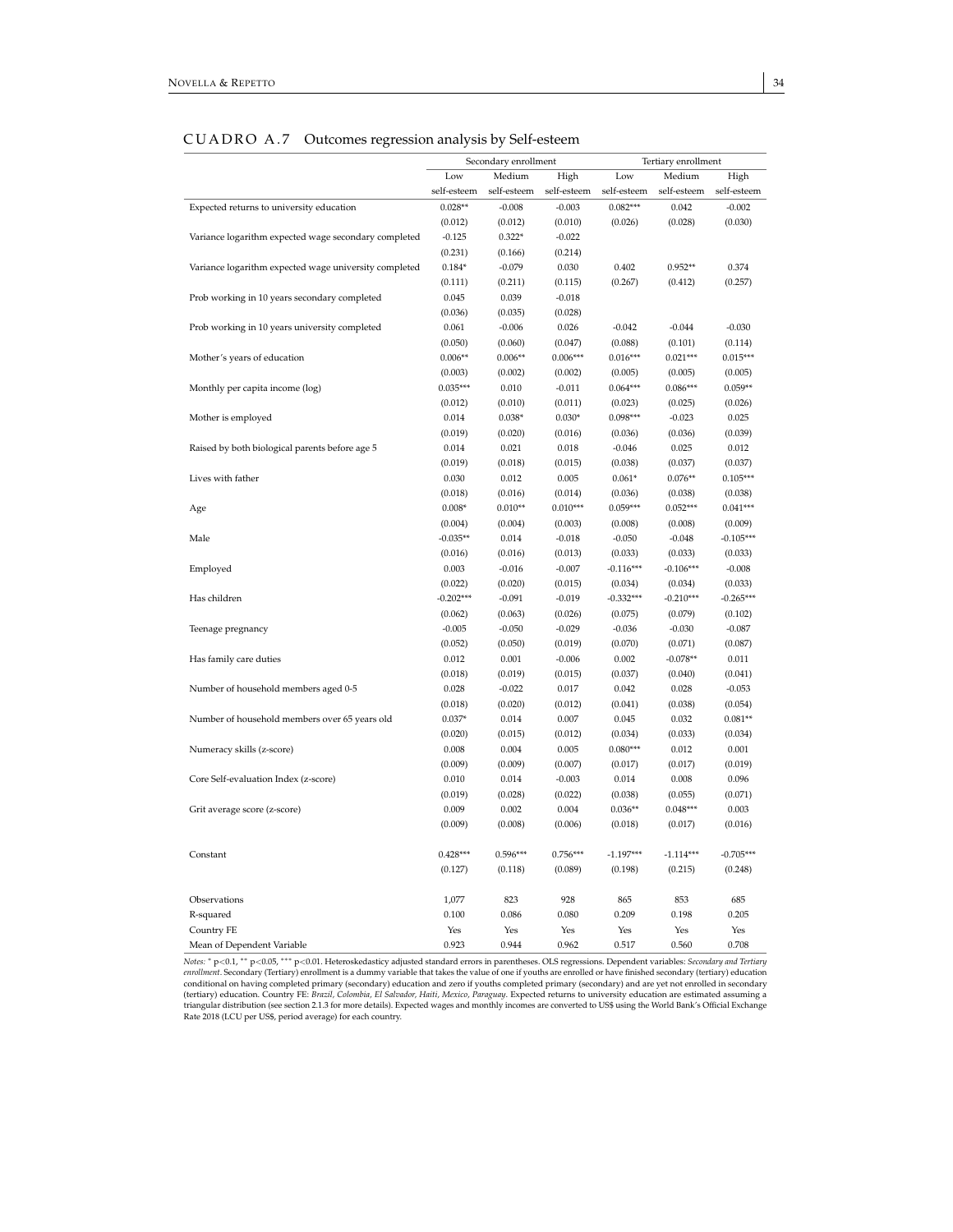## CUADRO A.7 Outcomes regression analysis by Self-esteem

| | Secondary enrollment | | | Tertiary enrollment | | |
|---|---|---|---|---|---|---|
| | Low self-esteem | Medium self-esteem | High self-esteem | Low self-esteem | Medium self-esteem | High self-esteem |
| Expected returns to university education | 0.028** | -0.008 | -0.003 | 0.082*** | 0.042 | -0.002 |
| | (0.012) | (0.012) | (0.010) | (0.026) | (0.028) | (0.030) |
| Variance logarithm expected wage secondary completed | -0.125 | 0.322* | -0.022 | | | |
| | (0.231) | (0.166) | (0.214) | | | |
| Variance logarithm expected wage university completed | 0.184* | -0.079 | 0.030 | 0.402 | 0.952** | 0.374 |
| | (0.111) | (0.211) | (0.115) | (0.267) | (0.412) | (0.257) |
| Prob working in 10 years secondary completed | 0.045 | 0.039 | -0.018 | | | |
| | (0.036) | (0.035) | (0.028) | | | |
| Prob working in 10 years university completed | 0.061 | -0.006 | 0.026 | -0.042 | -0.044 | -0.030 |
| | (0.050) | (0.060) | (0.047) | (0.088) | (0.101) | (0.114) |
| Mother's years of education | 0.006** | 0.006** | 0.006*** | 0.016*** | 0.021*** | 0.015*** |
| | (0.003) | (0.002) | (0.002) | (0.005) | (0.005) | (0.005) |
| Monthly per capita income (log) | 0.035*** | 0.010 | -0.011 | 0.064*** | 0.086*** | 0.059** |
| | (0.012) | (0.010) | (0.011) | (0.023) | (0.025) | (0.026) |
| Mother is employed | 0.014 | 0.038* | 0.030* | 0.098*** | -0.023 | 0.025 |
| | (0.019) | (0.020) | (0.016) | (0.036) | (0.036) | (0.039) |
| Raised by both biological parents before age 5 | 0.014 | 0.021 | 0.018 | -0.046 | 0.025 | 0.012 |
| | (0.019) | (0.018) | (0.015) | (0.038) | (0.037) | (0.037) |
| Lives with father | 0.030 | 0.012 | 0.005 | 0.061* | 0.076** | 0.105*** |
| | (0.018) | (0.016) | (0.014) | (0.036) | (0.038) | (0.038) |
| Age | 0.008* | 0.010** | 0.010*** | 0.059*** | 0.052*** | 0.041*** |
| | (0.004) | (0.004) | (0.003) | (0.008) | (0.008) | (0.009) |
| Male | -0.035** | 0.014 | -0.018 | -0.050 | -0.048 | -0.105*** |
| | (0.016) | (0.016) | (0.013) | (0.033) | (0.033) | (0.033) |
| Employed | 0.003 | -0.016 | -0.007 | -0.116*** | -0.106*** | -0.008 |
| | (0.022) | (0.020) | (0.015) | (0.034) | (0.034) | (0.033) |
| Has children | -0.202*** | -0.091 | -0.019 | -0.332*** | -0.210*** | -0.265*** |
| | (0.062) | (0.063) | (0.026) | (0.075) | (0.079) | (0.102) |
| Teenage pregnancy | -0.005 | -0.050 | -0.029 | -0.036 | -0.030 | -0.087 |
| | (0.052) | (0.050) | (0.019) | (0.070) | (0.071) | (0.087) |
| Has family care duties | 0.012 | 0.001 | -0.006 | 0.002 | -0.078** | 0.011 |
| | (0.018) | (0.019) | (0.015) | (0.037) | (0.040) | (0.041) |
| Number of household members aged 0-5 | 0.028 | -0.022 | 0.017 | 0.042 | 0.028 | -0.053 |
| | (0.018) | (0.020) | (0.012) | (0.041) | (0.038) | (0.054) |
| Number of household members over 65 years old | 0.037* | 0.014 | 0.007 | 0.045 | 0.032 | 0.081** |
| | (0.020) | (0.015) | (0.012) | (0.034) | (0.033) | (0.034) |
| Numeracy skills (z-score) | 0.008 | 0.004 | 0.005 | 0.080*** | 0.012 | 0.001 |
| | (0.009) | (0.009) | (0.007) | (0.017) | (0.017) | (0.019) |
| Core Self-evaluation Index (z-score) | 0.010 | 0.014 | -0.003 | 0.014 | 0.008 | 0.096 |
| | (0.019) | (0.028) | (0.022) | (0.038) | (0.055) | (0.071) |
| Grit average score (z-score) | 0.009 | 0.002 | 0.004 | 0.036** | 0.048*** | 0.003 |
| | (0.009) | (0.008) | (0.006) | (0.018) | (0.017) | (0.016) |
| Constant | 0.428*** | 0.596*** | 0.756*** | -1.197*** | -1.114*** | -0.705*** |
| | (0.127) | (0.118) | (0.089) | (0.198) | (0.215) | (0.248) |
| Observations | 1,077 | 823 | 928 | 865 | 853 | 685 |
| R-squared | 0.100 | 0.086 | 0.080 | 0.209 | 0.198 | 0.205 |
| Country FE | Yes | Yes | Yes | Yes | Yes | Yes |
| Mean of Dependent Variable | 0.923 | 0.944 | 0.962 | 0.517 | 0.560 | 0.708 |

*Notes:* * p<0.1, ** p<0.05, *** p<0.01. Heteroskedasticy adjusted standard errors in parentheses. OLS regressions. Dependent variables: *Secondary and Tertiary enrollment*. Secondary (Tertiary) enrollment is a dummy variable that takes the value of one if youths are enrolled or have finished secondary (tertiary) education conditional on having completed primary (secondary) education and zero if youths completed primary (secondary) and are yet not enrolled in secondary (tertiary) education. Country FE: *Brazil, Colombia, El Salvador, Haiti, Mexico, Paraguay*. Expected returns to university education are estimated assuming a triangular distribution (see section 2.1.3 for more details). Expected wages and monthly incomes are converted to US$ using the World Bank's Official Exchange Rate 2018 (LCU per US$, period average) for each country.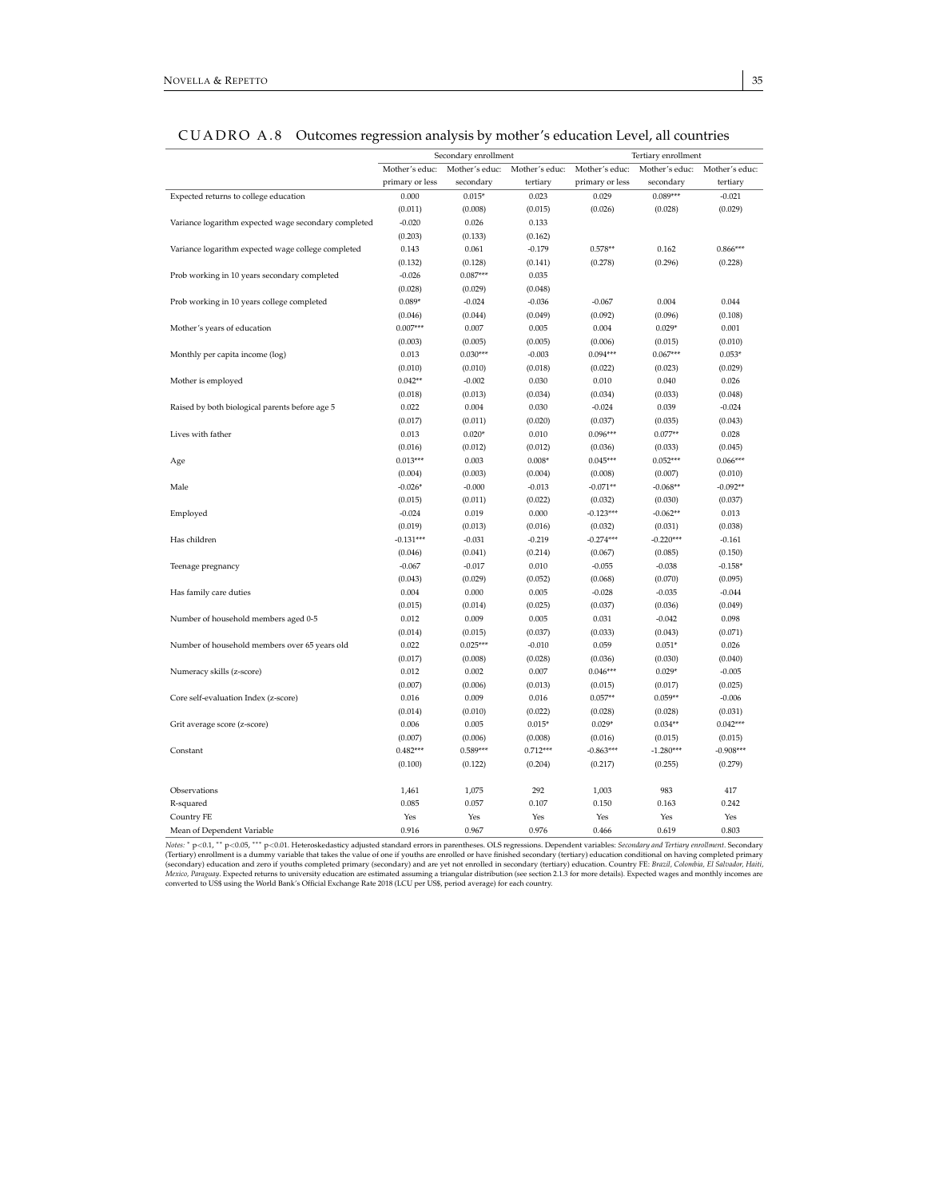CUADRO A.8 Outcomes regression analysis by mother's education Level, all countries

| | Secondary enrollment | | | Tertiary enrollment | | |
|---|---|---|---|---|---|---|
| | Mother's educ: primary or less | Mother's educ: secondary | Mother's educ: tertiary | Mother's educ: primary or less | Mother's educ: secondary | Mother's educ: tertiary |
| Expected returns to college education | 0.000 | 0.015* | 0.023 | 0.029 | 0.089*** | -0.021 |
| | (0.011) | (0.008) | (0.015) | (0.026) | (0.028) | (0.029) |
| Variance logarithm expected wage secondary completed | -0.020 | 0.026 | 0.133 | | | |
| | (0.203) | (0.133) | (0.162) | | | |
| Variance logarithm expected wage college completed | 0.143 | 0.061 | -0.179 | 0.578** | 0.162 | 0.866*** |
| | (0.132) | (0.128) | (0.141) | (0.278) | (0.296) | (0.228) |
| Prob working in 10 years secondary completed | -0.026 | 0.087*** | 0.035 | | | |
| | (0.028) | (0.029) | (0.048) | | | |
| Prob working in 10 years college completed | 0.089* | -0.024 | -0.036 | -0.067 | 0.004 | 0.044 |
| | (0.046) | (0.044) | (0.049) | (0.092) | (0.096) | (0.108) |
| Mother's years of education | 0.007*** | 0.007 | 0.005 | 0.004 | 0.029* | 0.001 |
| | (0.003) | (0.005) | (0.005) | (0.006) | (0.015) | (0.010) |
| Monthly per capita income (log) | 0.013 | 0.030*** | -0.003 | 0.094*** | 0.067*** | 0.053* |
| | (0.010) | (0.010) | (0.018) | (0.022) | (0.023) | (0.029) |
| Mother is employed | 0.042** | -0.002 | 0.030 | 0.010 | 0.040 | 0.026 |
| | (0.018) | (0.013) | (0.034) | (0.034) | (0.033) | (0.048) |
| Raised by both biological parents before age 5 | 0.022 | 0.004 | 0.030 | -0.024 | 0.039 | -0.024 |
| | (0.017) | (0.011) | (0.020) | (0.037) | (0.035) | (0.043) |
| Lives with father | 0.013 | 0.020* | 0.010 | 0.096*** | 0.077** | 0.028 |
| | (0.016) | (0.012) | (0.012) | (0.036) | (0.033) | (0.045) |
| Age | 0.013*** | 0.003 | 0.008* | 0.045*** | 0.052*** | 0.066*** |
| | (0.004) | (0.003) | (0.004) | (0.008) | (0.007) | (0.010) |
| Male | -0.026* | -0.000 | -0.013 | -0.071** | -0.068** | -0.092** |
| | (0.015) | (0.011) | (0.022) | (0.032) | (0.030) | (0.037) |
| Employed | -0.024 | 0.019 | 0.000 | -0.123*** | -0.062** | 0.013 |
| | (0.019) | (0.013) | (0.016) | (0.032) | (0.031) | (0.038) |
| Has children | -0.131*** | -0.031 | -0.219 | -0.274*** | -0.220*** | -0.161 |
| | (0.046) | (0.041) | (0.214) | (0.067) | (0.085) | (0.150) |
| Teenage pregnancy | -0.067 | -0.017 | 0.010 | -0.055 | -0.038 | -0.158* |
| | (0.043) | (0.029) | (0.052) | (0.068) | (0.070) | (0.095) |
| Has family care duties | 0.004 | 0.000 | 0.005 | -0.028 | -0.035 | -0.044 |
| | (0.015) | (0.014) | (0.025) | (0.037) | (0.036) | (0.049) |
| Number of household members aged 0-5 | 0.012 | 0.009 | 0.005 | 0.031 | -0.042 | 0.098 |
| | (0.014) | (0.015) | (0.037) | (0.033) | (0.043) | (0.071) |
| Number of household members over 65 years old | 0.022 | 0.025*** | -0.010 | 0.059 | 0.051* | 0.026 |
| | (0.017) | (0.008) | (0.028) | (0.036) | (0.030) | (0.040) |
| Numeracy skills (z-score) | 0.012 | 0.002 | 0.007 | 0.046*** | 0.029* | -0.005 |
| | (0.007) | (0.006) | (0.013) | (0.015) | (0.017) | (0.025) |
| Core self-evaluation Index (z-score) | 0.016 | 0.009 | 0.016 | 0.057** | 0.059** | -0.006 |
| | (0.014) | (0.010) | (0.022) | (0.028) | (0.028) | (0.031) |
| Grit average score (z-score) | 0.006 | 0.005 | 0.015* | 0.029* | 0.034** | 0.042*** |
| | (0.007) | (0.006) | (0.008) | (0.016) | (0.015) | (0.015) |
| Constant | 0.482*** | 0.589*** | 0.712*** | -0.863*** | -1.280*** | -0.908*** |
| | (0.100) | (0.122) | (0.204) | (0.217) | (0.255) | (0.279) |
| Observations | 1,461 | 1,075 | 292 | 1,003 | 983 | 417 |
| R-squared | 0.085 | 0.057 | 0.107 | 0.150 | 0.163 | 0.242 |
| Country FE | Yes | Yes | Yes | Yes | Yes | Yes |
| Mean of Dependent Variable | 0.916 | 0.967 | 0.976 | 0.466 | 0.619 | 0.803 |

*Notes:* * $p<0.1$, ** $p<0.05$, *** $p<0.01$. Heteroskedasticy adjusted standard errors in parentheses. OLS regressions. Dependent variables: *Secondary and Tertiary enrollment*. Secondary (Tertiary) enrollment is a dummy variable that takes the value of one if youths are enrolled or have finished secondary (tertiary) education conditional on having completed primary (secondary) education and zero if youths completed primary (secondary) and are yet not enrolled in secondary (tertiary) education. Country FE: *Brazil, Colombia, El Salvador, Haiti, Mexico, Paraguay*. Expected returns to university education are estimated assuming a triangular distribution (see section 2.1.3 for more details). Expected wages and monthly incomes are converted to US$ using the World Bank's Official Exchange Rate 2018 (LCU per US$, period average) for each country.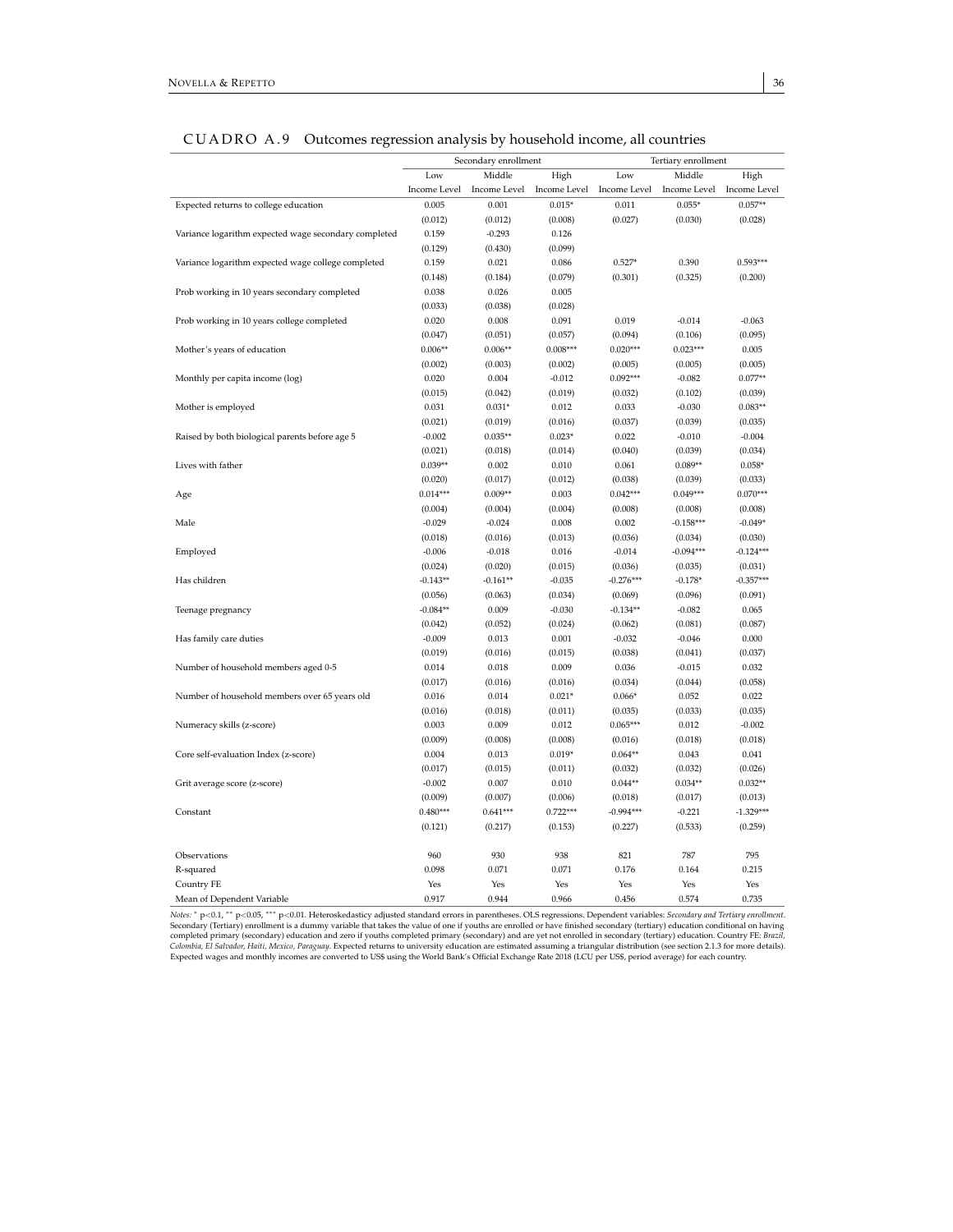## CUADRO A.9 Outcomes regression analysis by household income, all countries

| | Secondary enrollment | | | Tertiary enrollment | | |
|---|---|---|---|---|---|---|
| | Low Income Level | Middle Income Level | High Income Level | Low Income Level | Middle Income Level | High Income Level |
| Expected returns to college education | 0.005 | 0.001 | 0.015* | 0.011 | 0.055* | 0.057** |
| | (0.012) | (0.012) | (0.008) | (0.027) | (0.030) | (0.028) |
| Variance logarithm expected wage secondary completed | 0.159 | -0.293 | 0.126 | | | |
| | (0.129) | (0.430) | (0.099) | | | |
| Variance logarithm expected wage college completed | 0.159 | 0.021 | 0.086 | 0.527* | 0.390 | 0.593*** |
| | (0.148) | (0.184) | (0.079) | (0.301) | (0.325) | (0.200) |
| Prob working in 10 years secondary completed | 0.038 | 0.026 | 0.005 | | | |
| | (0.033) | (0.038) | (0.028) | | | |
| Prob working in 10 years college completed | 0.020 | 0.008 | 0.091 | 0.019 | -0.014 | -0.063 |
| | (0.047) | (0.051) | (0.057) | (0.094) | (0.106) | (0.095) |
| Mother's years of education | 0.006** | 0.006** | 0.008*** | 0.020*** | 0.023*** | 0.005 |
| | (0.002) | (0.003) | (0.002) | (0.005) | (0.005) | (0.005) |
| Monthly per capita income (log) | 0.020 | 0.004 | -0.012 | 0.092*** | -0.082 | 0.077** |
| | (0.015) | (0.042) | (0.019) | (0.032) | (0.102) | (0.039) |
| Mother is employed | 0.031 | 0.031* | 0.012 | 0.033 | -0.030 | 0.083** |
| | (0.021) | (0.019) | (0.016) | (0.037) | (0.039) | (0.035) |
| Raised by both biological parents before age 5 | -0.002 | 0.035** | 0.023* | 0.022 | -0.010 | -0.004 |
| | (0.021) | (0.018) | (0.014) | (0.040) | (0.039) | (0.034) |
| Lives with father | 0.039** | 0.002 | 0.010 | 0.061 | 0.089** | 0.058* |
| | (0.020) | (0.017) | (0.012) | (0.038) | (0.039) | (0.033) |
| Age | 0.014*** | 0.009** | 0.003 | 0.042*** | 0.049*** | 0.070*** |
| | (0.004) | (0.004) | (0.004) | (0.008) | (0.008) | (0.008) |
| Male | -0.029 | -0.024 | 0.008 | 0.002 | -0.158*** | -0.049* |
| | (0.018) | (0.016) | (0.013) | (0.036) | (0.034) | (0.030) |
| Employed | -0.006 | -0.018 | 0.016 | -0.014 | -0.094*** | -0.124*** |
| | (0.024) | (0.020) | (0.015) | (0.036) | (0.035) | (0.031) |
| Has children | -0.143** | -0.161** | -0.035 | -0.276*** | -0.178* | -0.357*** |
| | (0.056) | (0.063) | (0.034) | (0.069) | (0.096) | (0.091) |
| Teenage pregnancy | -0.084** | 0.009 | -0.030 | -0.134** | -0.082 | 0.065 |
| | (0.042) | (0.052) | (0.024) | (0.062) | (0.081) | (0.087) |
| Has family care duties | -0.009 | 0.013 | 0.001 | -0.032 | -0.046 | 0.000 |
| | (0.019) | (0.016) | (0.015) | (0.038) | (0.041) | (0.037) |
| Number of household members aged 0-5 | 0.014 | 0.018 | 0.009 | 0.036 | -0.015 | 0.032 |
| | (0.017) | (0.016) | (0.016) | (0.034) | (0.044) | (0.058) |
| Number of household members over 65 years old | 0.016 | 0.014 | 0.021* | 0.066* | 0.052 | 0.022 |
| | (0.016) | (0.018) | (0.011) | (0.035) | (0.033) | (0.035) |
| Numeracy skills (z-score) | 0.003 | 0.009 | 0.012 | 0.065*** | 0.012 | -0.002 |
| | (0.009) | (0.008) | (0.008) | (0.016) | (0.018) | (0.018) |
| Core self-evaluation Index (z-score) | 0.004 | 0.013 | 0.019* | 0.064** | 0.043 | 0.041 |
| | (0.017) | (0.015) | (0.011) | (0.032) | (0.032) | (0.026) |
| Grit average score (z-score) | -0.002 | 0.007 | 0.010 | 0.044** | 0.034** | 0.032** |
| | (0.009) | (0.007) | (0.006) | (0.018) | (0.017) | (0.013) |
| Constant | 0.480*** | 0.641*** | 0.722*** | -0.994*** | -0.221 | -1.329*** |
| | (0.121) | (0.217) | (0.153) | (0.227) | (0.533) | (0.259) |
| Observations | 960 | 930 | 938 | 821 | 787 | 795 |
| R-squared | 0.098 | 0.071 | 0.071 | 0.176 | 0.164 | 0.215 |
| Country FE | Yes | Yes | Yes | Yes | Yes | Yes |
| Mean of Dependent Variable | 0.917 | 0.944 | 0.966 | 0.456 | 0.574 | 0.735 |

*Notes:* * p<0.1, ** p<0.05, *** p<0.01. Heteroskedasticy adjusted standard errors in parentheses. OLS regressions. Dependent variables: *Secondary and Tertiary enrollment*. Secondary (Tertiary) enrollment is a dummy variable that takes the value of one if youths are enrolled or have finished secondary (tertiary) education conditional on having completed primary (secondary) education and zero if youths completed primary (secondary) and are yet not enrolled in secondary (tertiary) education. Country FE: *Brazil, Colombia, El Salvador, Haiti, Mexico, Paraguay*. Expected returns to university education are estimated assuming a triangular distribution (see section 2.1.3 for more details). Expected wages and monthly incomes are converted to US$ using the World Bank's Official Exchange Rate 2018 (LCU per US$, period average) for each country.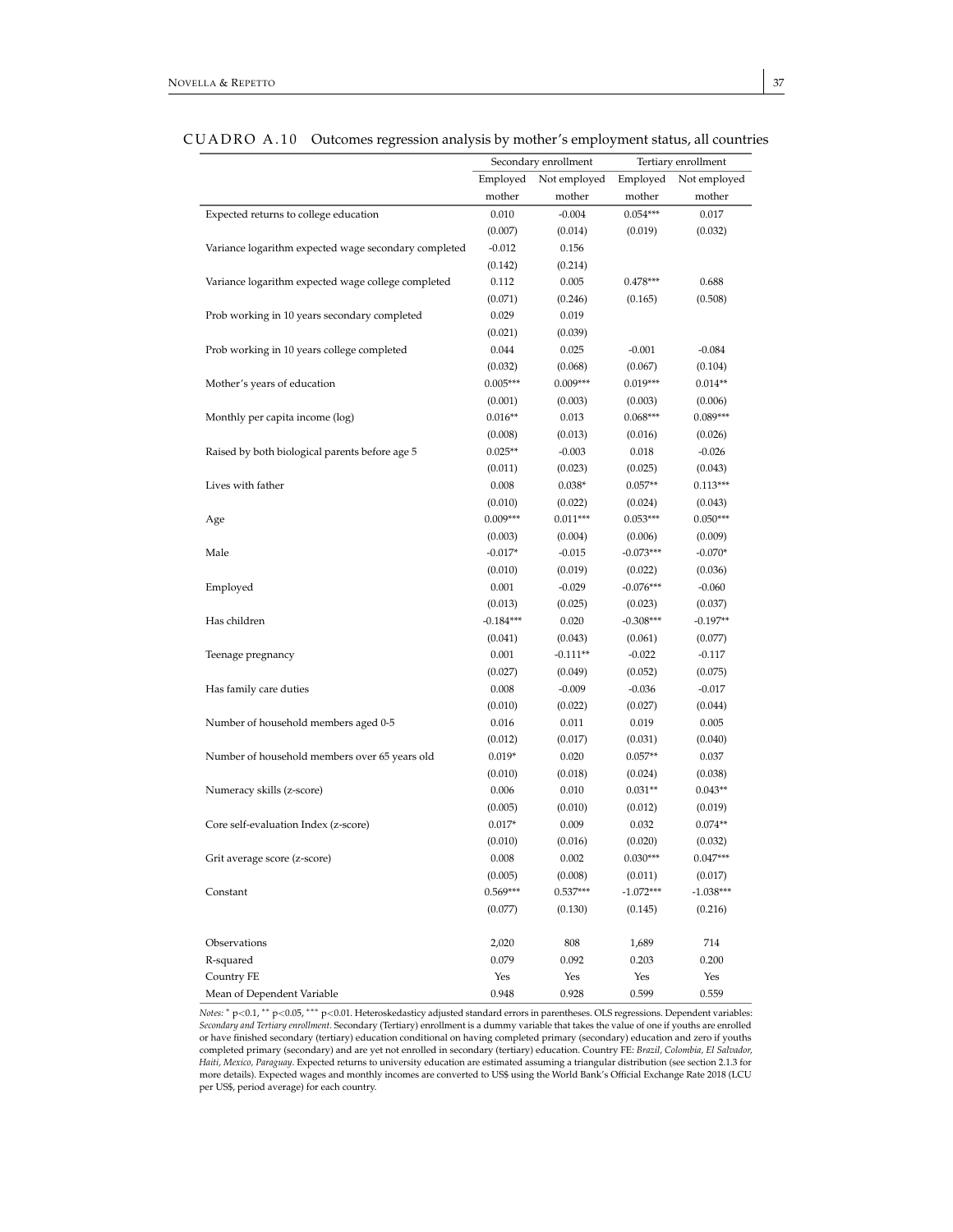CUADRO A.10 Outcomes regression analysis by mother's employment status, all countries

| | Secondary enrollment | | Tertiary enrollment | |
|---|---|---|---|---|
| | Employed mother | Not employed mother | Employed mother | Not employed mother |
| Expected returns to college education | 0.010 | -0.004 | 0.054*** | 0.017 |
| | (0.007) | (0.014) | (0.019) | (0.032) |
| Variance logarithm expected wage secondary completed | -0.012 | 0.156 | | |
| | (0.142) | (0.214) | | |
| Variance logarithm expected wage college completed | 0.112 | 0.005 | 0.478*** | 0.688 |
| | (0.071) | (0.246) | (0.165) | (0.508) |
| Prob working in 10 years secondary completed | 0.029 | 0.019 | | |
| | (0.021) | (0.039) | | |
| Prob working in 10 years college completed | 0.044 | 0.025 | -0.001 | -0.084 |
| | (0.032) | (0.068) | (0.067) | (0.104) |
| Mother's years of education | 0.005*** | 0.009*** | 0.019*** | 0.014** |
| | (0.001) | (0.003) | (0.003) | (0.006) |
| Monthly per capita income (log) | 0.016** | 0.013 | 0.068*** | 0.089*** |
| | (0.008) | (0.013) | (0.016) | (0.026) |
| Raised by both biological parents before age 5 | 0.025** | -0.003 | 0.018 | -0.026 |
| | (0.011) | (0.023) | (0.025) | (0.043) |
| Lives with father | 0.008 | 0.038* | 0.057** | 0.113*** |
| | (0.010) | (0.022) | (0.024) | (0.043) |
| Age | 0.009*** | 0.011*** | 0.053*** | 0.050*** |
| | (0.003) | (0.004) | (0.006) | (0.009) |
| Male | -0.017* | -0.015 | -0.073*** | -0.070* |
| | (0.010) | (0.019) | (0.022) | (0.036) |
| Employed | 0.001 | -0.029 | -0.076*** | -0.060 |
| | (0.013) | (0.025) | (0.023) | (0.037) |
| Has children | -0.184*** | 0.020 | -0.308*** | -0.197** |
| | (0.041) | (0.043) | (0.061) | (0.077) |
| Teenage pregnancy | 0.001 | -0.111** | -0.022 | -0.117 |
| | (0.027) | (0.049) | (0.052) | (0.075) |
| Has family care duties | 0.008 | -0.009 | -0.036 | -0.017 |
| | (0.010) | (0.022) | (0.027) | (0.044) |
| Number of household members aged 0-5 | 0.016 | 0.011 | 0.019 | 0.005 |
| | (0.012) | (0.017) | (0.031) | (0.040) |
| Number of household members over 65 years old | 0.019* | 0.020 | 0.057** | 0.037 |
| | (0.010) | (0.018) | (0.024) | (0.038) |
| Numeracy skills (z-score) | 0.006 | 0.010 | 0.031** | 0.043** |
| | (0.005) | (0.010) | (0.012) | (0.019) |
| Core self-evaluation Index (z-score) | 0.017* | 0.009 | 0.032 | 0.074** |
| | (0.010) | (0.016) | (0.020) | (0.032) |
| Grit average score (z-score) | 0.008 | 0.002 | 0.030*** | 0.047*** |
| | (0.005) | (0.008) | (0.011) | (0.017) |
| Constant | 0.569*** | 0.537*** | -1.072*** | -1.038*** |
| | (0.077) | (0.130) | (0.145) | (0.216) |
| Observations | 2,020 | 808 | 1,689 | 714 |
| R-squared | 0.079 | 0.092 | 0.203 | 0.200 |
| Country FE | Yes | Yes | Yes | Yes |
| Mean of Dependent Variable | 0.948 | 0.928 | 0.599 | 0.559 |

*Notes:* * p<0.1, ** p<0.05, *** p<0.01. Heteroskedasticy adjusted standard errors in parentheses. OLS regressions. Dependent variables: *Secondary and Tertiary enrollment*. Secondary (Tertiary) enrollment is a dummy variable that takes the value of one if youths are enrolled or have finished secondary (tertiary) education conditional on having completed primary (secondary) education and zero if youths completed primary (secondary) and are yet not enrolled in secondary (tertiary) education. Country FE: *Brazil, Colombia, El Salvador, Haiti, Mexico, Paraguay*. Expected returns to university education are estimated assuming a triangular distribution (see section 2.1.3 for more details). Expected wages and monthly incomes are converted to US$ using the World Bank's Official Exchange Rate 2018 (LCU per US$, period average) for each country.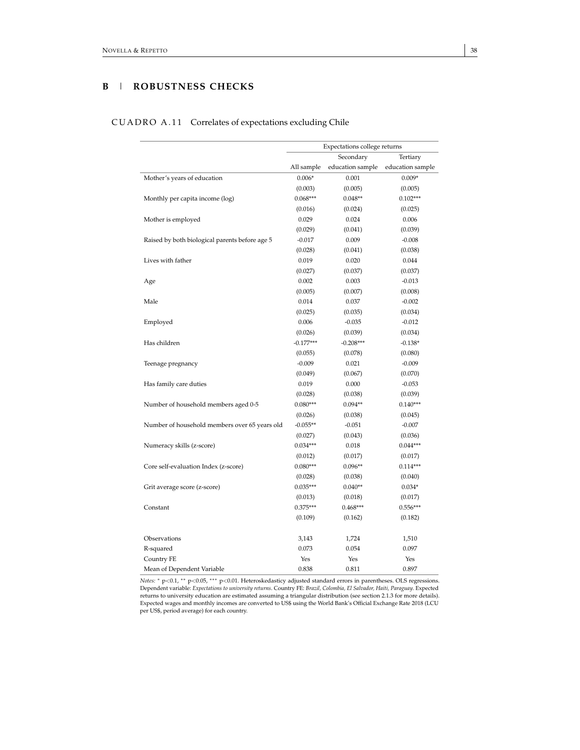## B | ROBUSTNESS CHECKS

CUADRO A.11 Correlates of expectations excluding Chile

| | Expectations college returns | | |
|---|---|---|---|
| | All sample | Secondary education sample | Tertiary education sample |
| Mother's years of education | 0.006* | 0.001 | 0.009* |
| | (0.003) | (0.005) | (0.005) |
| Monthly per capita income (log) | 0.068*** | 0.048** | 0.102*** |
| | (0.016) | (0.024) | (0.025) |
| Mother is employed | 0.029 | 0.024 | 0.006 |
| | (0.029) | (0.041) | (0.039) |
| Raised by both biological parents before age 5 | -0.017 | 0.009 | -0.008 |
| | (0.028) | (0.041) | (0.038) |
| Lives with father | 0.019 | 0.020 | 0.044 |
| | (0.027) | (0.037) | (0.037) |
| Age | 0.002 | 0.003 | -0.013 |
| | (0.005) | (0.007) | (0.008) |
| Male | 0.014 | 0.037 | -0.002 |
| | (0.025) | (0.035) | (0.034) |
| Employed | 0.006 | -0.035 | -0.012 |
| | (0.026) | (0.039) | (0.034) |
| Has children | -0.177*** | -0.208*** | -0.138* |
| | (0.055) | (0.078) | (0.080) |
| Teenage pregnancy | -0.009 | 0.021 | -0.009 |
| | (0.049) | (0.067) | (0.070) |
| Has family care duties | 0.019 | 0.000 | -0.053 |
| | (0.028) | (0.038) | (0.039) |
| Number of household members aged 0-5 | 0.080*** | 0.094** | 0.140*** |
| | (0.026) | (0.038) | (0.045) |
| Number of household members over 65 years old | -0.055** | -0.051 | -0.007 |
| | (0.027) | (0.043) | (0.036) |
| Numeracy skills (z-score) | 0.034*** | 0.018 | 0.044*** |
| | (0.012) | (0.017) | (0.017) |
| Core self-evaluation Index (z-score) | 0.080*** | 0.096** | 0.114*** |
| | (0.028) | (0.038) | (0.040) |
| Grit average score (z-score) | 0.035*** | 0.040** | 0.034* |
| | (0.013) | (0.018) | (0.017) |
| Constant | 0.375*** | 0.468*** | 0.556*** |
| | (0.109) | (0.162) | (0.182) |
| Observations | 3,143 | 1,724 | 1,510 |
| R-squared | 0.073 | 0.054 | 0.097 |
| Country FE | Yes | Yes | Yes |
| Mean of Dependent Variable | 0.838 | 0.811 | 0.897 |

*Notes:* * $p<0.1$, ** $p<0.05$, *** $p<0.01$. Heteroskedasticy adjusted standard errors in parentheses. OLS regressions. Dependent variable: *Expectations to university returns*. Country FE: *Brazil, Colombia, El Salvador, Haiti, Paraguay*. Expected returns to university education are estimated assuming a triangular distribution (see section 2.1.3 for more details). Expected wages and monthly incomes are converted to US$ using the World Bank's Official Exchange Rate 2018 (LCU per US$, period average) for each country.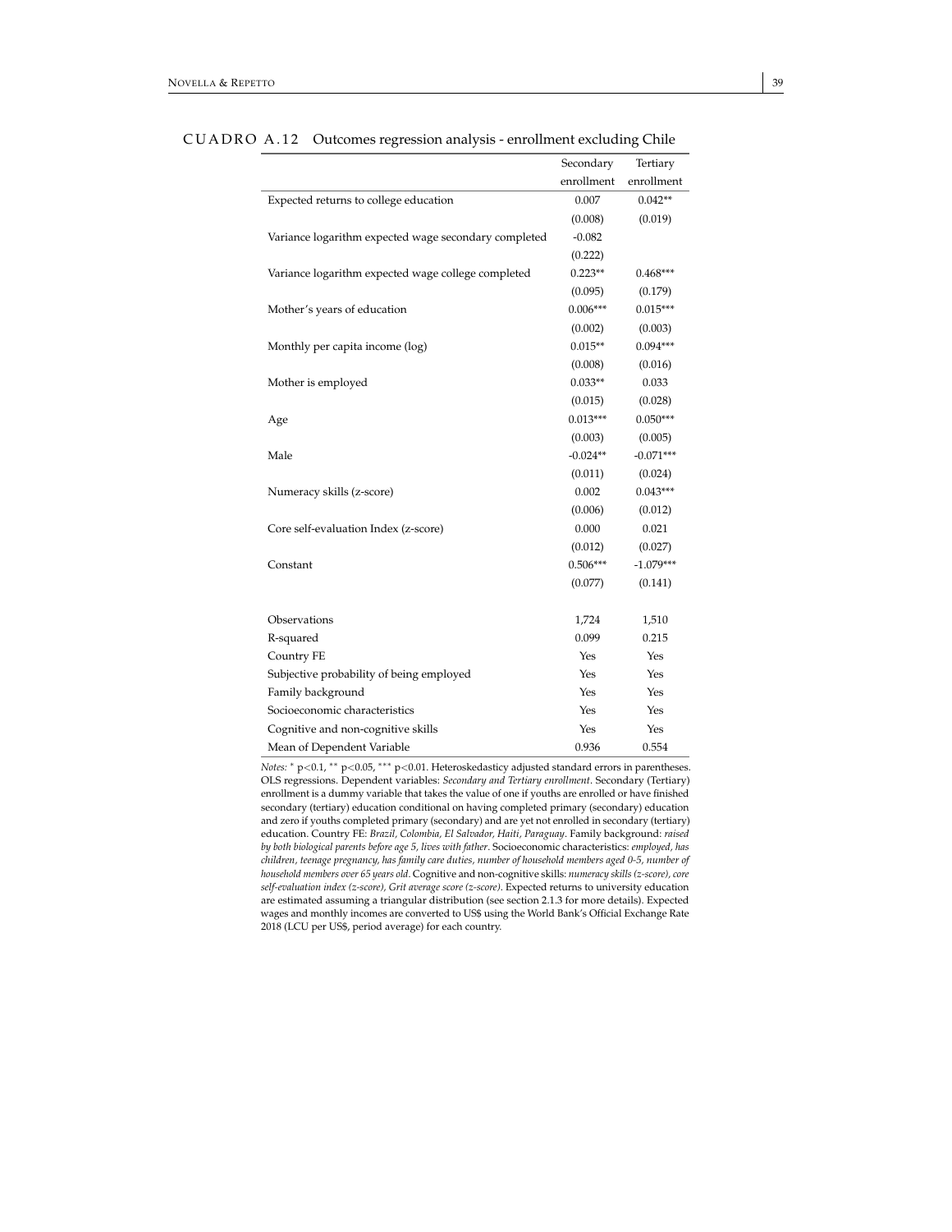CUADRO A.12 Outcomes regression analysis - enrollment excluding Chile

| | Secondary enrollment | Tertiary enrollment |
|---|---|---|
| Expected returns to college education | 0.007 | 0.042** |
| | (0.008) | (0.019) |
| Variance logarithm expected wage secondary completed | -0.082 | |
| | (0.222) | |
| Variance logarithm expected wage college completed | 0.223** | 0.468*** |
| | (0.095) | (0.179) |
| Mother's years of education | 0.006*** | 0.015*** |
| | (0.002) | (0.003) |
| Monthly per capita income (log) | 0.015** | 0.094*** |
| | (0.008) | (0.016) |
| Mother is employed | 0.033** | 0.033 |
| | (0.015) | (0.028) |
| Age | 0.013*** | 0.050*** |
| | (0.003) | (0.005) |
| Male | -0.024** | -0.071*** |
| | (0.011) | (0.024) |
| Numeracy skills (z-score) | 0.002 | 0.043*** |
| | (0.006) | (0.012) |
| Core self-evaluation Index (z-score) | 0.000 | 0.021 |
| | (0.012) | (0.027) |
| Constant | 0.506*** | -1.079*** |
| | (0.077) | (0.141) |
| Observations | 1,724 | 1,510 |
| R-squared | 0.099 | 0.215 |
| Country FE | Yes | Yes |
| Subjective probability of being employed | Yes | Yes |
| Family background | Yes | Yes |
| Socioeconomic characteristics | Yes | Yes |
| Cognitive and non-cognitive skills | Yes | Yes |
| Mean of Dependent Variable | 0.936 | 0.554 |

*Notes:* * p<0.1, ** p<0.05, *** p<0.01. Heteroskedasticy adjusted standard errors in parentheses. OLS regressions. Dependent variables: *Secondary and Tertiary enrollment*. Secondary (Tertiary) enrollment is a dummy variable that takes the value of one if youths are enrolled or have finished secondary (tertiary) education conditional on having completed primary (secondary) education and zero if youths completed primary (secondary) and are yet not enrolled in secondary (tertiary) education. Country FE: *Brazil, Colombia, El Salvador, Haiti, Paraguay*. Family background: *raised by both biological parents before age 5, lives with father*. Socioeconomic characteristics: *employed, has children, teenage pregnancy, has family care duties, number of household members aged 0-5, number of household members over 65 years old*. Cognitive and non-cognitive skills: *numeracy skills (z-score), core self-evaluation index (z-score), Grit average score (z-score)*. Expected returns to university education are estimated assuming a triangular distribution (see section 2.1.3 for more details). Expected wages and monthly incomes are converted to US$ using the World Bank's Official Exchange Rate 2018 (LCU per US$, period average) for each country.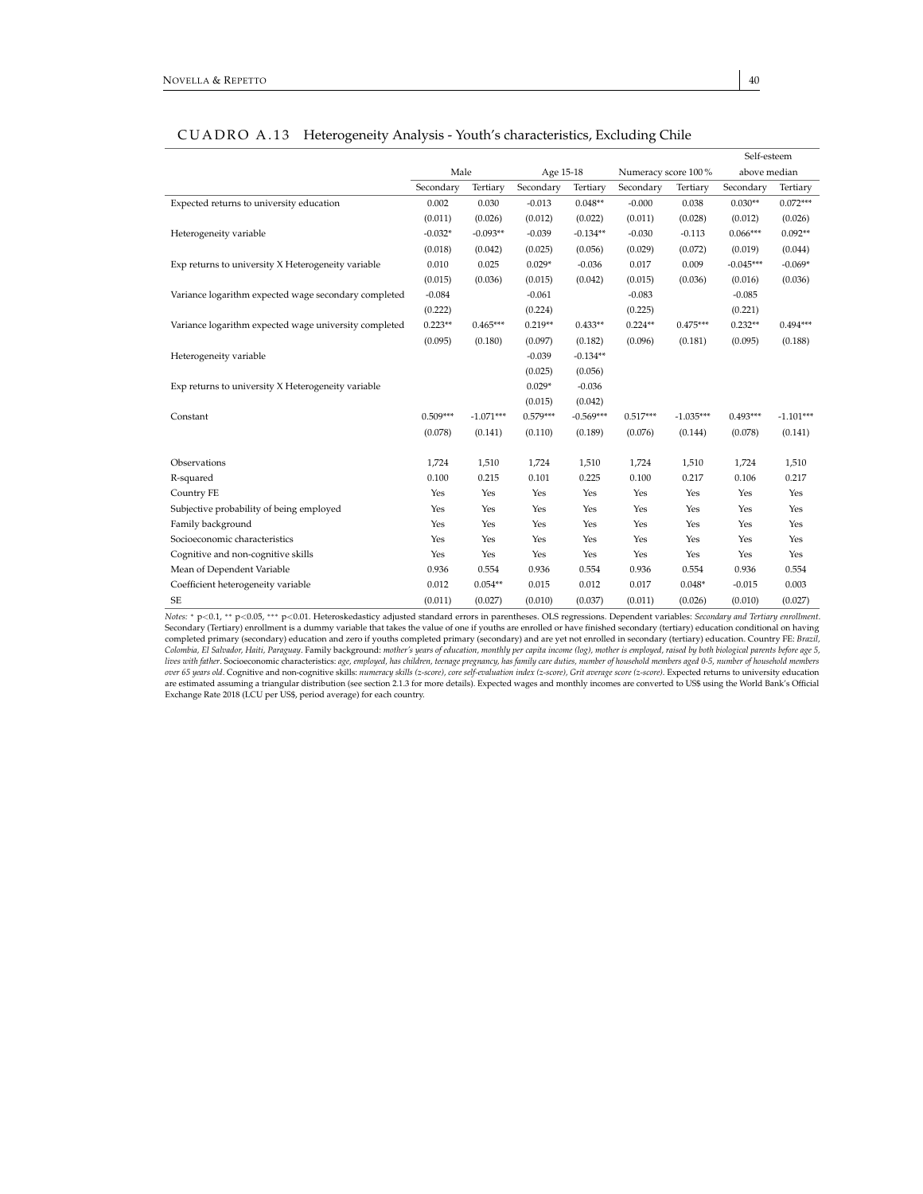CUADRO A.13 Heterogeneity Analysis - Youth's characteristics, Excluding Chile

| | Male | | Age 15-18 | | Numeracy score 100 % | | Self-esteem above median | |
|---|---|---|---|---|---|---|---|---|
| | Secondary | Tertiary | Secondary | Tertiary | Secondary | Tertiary | Secondary | Tertiary |
| Expected returns to university education | 0.002 | 0.030 | -0.013 | 0.048** | -0.000 | 0.038 | 0.030** | 0.072*** |
| | (0.011) | (0.026) | (0.012) | (0.022) | (0.011) | (0.028) | (0.012) | (0.026) |
| Heterogeneity variable | -0.032* | -0.093** | -0.039 | -0.134** | -0.030 | -0.113 | 0.066*** | 0.092** |
| | (0.018) | (0.042) | (0.025) | (0.056) | (0.029) | (0.072) | (0.019) | (0.044) |
| Exp returns to university X Heterogeneity variable | 0.010 | 0.025 | 0.029* | -0.036 | 0.017 | 0.009 | -0.045*** | -0.069* |
| | (0.015) | (0.036) | (0.015) | (0.042) | (0.015) | (0.036) | (0.016) | (0.036) |
| Variance logarithm expected wage secondary completed | -0.084 | | -0.061 | | -0.083 | | -0.085 | |
| | (0.222) | | (0.224) | | (0.225) | | (0.221) | |
| Variance logarithm expected wage university completed | 0.223** | 0.465*** | 0.219** | 0.433** | 0.224** | 0.475*** | 0.232** | 0.494*** |
| | (0.095) | (0.180) | (0.097) | (0.182) | (0.096) | (0.181) | (0.095) | (0.188) |
| Heterogeneity variable | | | -0.039 | -0.134** | | | | |
| | | | (0.025) | (0.056) | | | | |
| Exp returns to university X Heterogeneity variable | | | 0.029* | -0.036 | | | | |
| | | | (0.015) | (0.042) | | | | |
| Constant | 0.509*** | -1.071*** | 0.579*** | -0.569*** | 0.517*** | -1.035*** | 0.493*** | -1.101*** |
| | (0.078) | (0.141) | (0.110) | (0.189) | (0.076) | (0.144) | (0.078) | (0.141) |
| Observations | 1,724 | 1,510 | 1,724 | 1,510 | 1,724 | 1,510 | 1,724 | 1,510 |
| R-squared | 0.100 | 0.215 | 0.101 | 0.225 | 0.100 | 0.217 | 0.106 | 0.217 |
| Country FE | Yes | Yes | Yes | Yes | Yes | Yes | Yes | Yes |
| Subjective probability of being employed | Yes | Yes | Yes | Yes | Yes | Yes | Yes | Yes |
| Family background | Yes | Yes | Yes | Yes | Yes | Yes | Yes | Yes |
| Socioeconomic characteristics | Yes | Yes | Yes | Yes | Yes | Yes | Yes | Yes |
| Cognitive and non-cognitive skills | Yes | Yes | Yes | Yes | Yes | Yes | Yes | Yes |
| Mean of Dependent Variable | 0.936 | 0.554 | 0.936 | 0.554 | 0.936 | 0.554 | 0.936 | 0.554 |
| Coefficient heterogeneity variable | 0.012 | 0.054** | 0.015 | 0.012 | 0.017 | 0.048* | -0.015 | 0.003 |
| SE | (0.011) | (0.027) | (0.010) | (0.037) | (0.011) | (0.026) | (0.010) | (0.027) |

*Notes:* * p<0.1, ** p<0.05, *** p<0.01. Heteroskedasticy adjusted standard errors in parentheses. OLS regressions. Dependent variables: *Secondary and Tertiary enrollment*. Secondary (Tertiary) enrollment is a dummy variable that takes the value of one if youths are enrolled or have finished secondary (tertiary) education conditional on having completed primary (secondary) education and zero if youths completed primary (secondary) and are yet not enrolled in secondary (tertiary) education. Country FE: *Brazil, Colombia, El Salvador, Haiti, Paraguay*. Family background: *mother's years of education, monthly per capita income (log), mother is employed, raised by both biological parents before age 5, lives with father*. Socioeconomic characteristics: *age, employed, has children, teenage pregnancy, has family care duties, number of household members aged 0-5, number of household members over 65 years old*. Cognitive and non-cognitive skills: *numeracy skills (z-score), core self-evaluation index (z-score), Grit average score (z-score)*. Expected returns to university education are estimated assuming a triangular distribution (see section 2.1.3 for more details). Expected wages and monthly incomes are converted to US$ using the World Bank's Official Exchange Rate 2018 (LCU per US$, period average) for each country.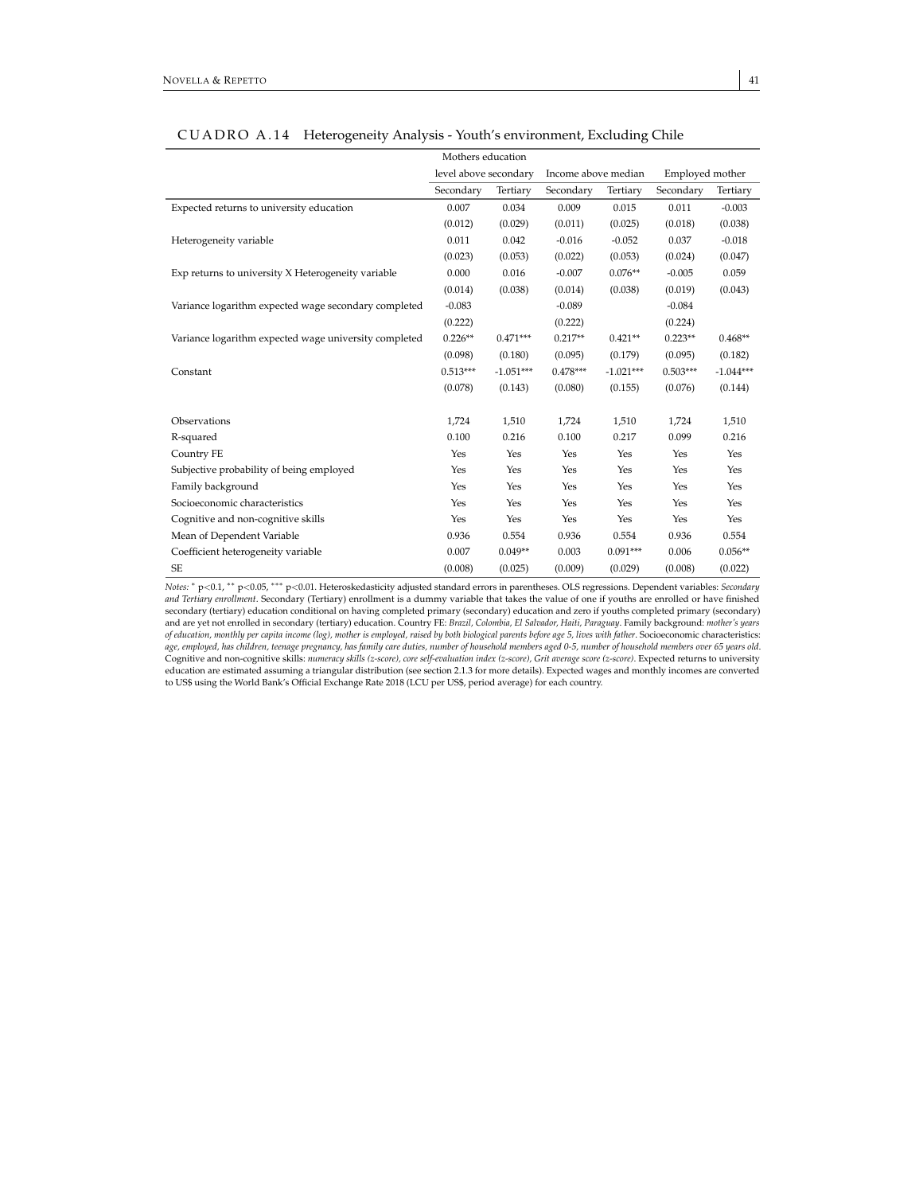CUADRO A.14 Heterogeneity Analysis - Youth's environment, Excluding Chile

| | Mothers education level above secondary | | Income above median | | Employed mother | |
|---|---|---|---|---|---|---|
| | Secondary | Tertiary | Secondary | Tertiary | Secondary | Tertiary |
| Expected returns to university education | 0.007 | 0.034 | 0.009 | 0.015 | 0.011 | -0.003 |
| | (0.012) | (0.029) | (0.011) | (0.025) | (0.018) | (0.038) |
| Heterogeneity variable | 0.011 | 0.042 | -0.016 | -0.052 | 0.037 | -0.018 |
| | (0.023) | (0.053) | (0.022) | (0.053) | (0.024) | (0.047) |
| Exp returns to university X Heterogeneity variable | 0.000 | 0.016 | -0.007 | 0.076** | -0.005 | 0.059 |
| | (0.014) | (0.038) | (0.014) | (0.038) | (0.019) | (0.043) |
| Variance logarithm expected wage secondary completed | -0.083 | | -0.089 | | -0.084 | |
| | (0.222) | | (0.222) | | (0.224) | |
| Variance logarithm expected wage university completed | 0.226** | 0.471*** | 0.217** | 0.421** | 0.223** | 0.468** |
| | (0.098) | (0.180) | (0.095) | (0.179) | (0.095) | (0.182) |
| Constant | 0.513*** | -1.051*** | 0.478*** | -1.021*** | 0.503*** | -1.044*** |
| | (0.078) | (0.143) | (0.080) | (0.155) | (0.076) | (0.144) |
| | | | | | | |
| Observations | 1,724 | 1,510 | 1,724 | 1,510 | 1,724 | 1,510 |
| R-squared | 0.100 | 0.216 | 0.100 | 0.217 | 0.099 | 0.216 |
| Country FE | Yes | Yes | Yes | Yes | Yes | Yes |
| Subjective probability of being employed | Yes | Yes | Yes | Yes | Yes | Yes |
| Family background | Yes | Yes | Yes | Yes | Yes | Yes |
| Socioeconomic characteristics | Yes | Yes | Yes | Yes | Yes | Yes |
| Cognitive and non-cognitive skills | Yes | Yes | Yes | Yes | Yes | Yes |
| Mean of Dependent Variable | 0.936 | 0.554 | 0.936 | 0.554 | 0.936 | 0.554 |
| Coefficient heterogeneity variable | 0.007 | 0.049** | 0.003 | 0.091*** | 0.006 | 0.056** |
| SE | (0.008) | (0.025) | (0.009) | (0.029) | (0.008) | (0.022) |

*Notes:* * p<0.1, ** p<0.05, *** p<0.01. Heteroskedasticity adjusted standard errors in parentheses. OLS regressions. Dependent variables: *Secondary and Tertiary enrollment*. Secondary (Tertiary) enrollment is a dummy variable that takes the value of one if youths are enrolled or have finished secondary (tertiary) education conditional on having completed primary (secondary) education and zero if youths completed primary (secondary) and are yet not enrolled in secondary (tertiary) education. Country FE: *Brazil, Colombia, El Salvador, Haiti, Paraguay*. Family background: *mother's years of education, monthly per capita income (log), mother is employed, raised by both biological parents before age 5, lives with father*. Socioeconomic characteristics: *age, employed, has children, teenage pregnancy, has family care duties, number of household members aged 0-5, number of household members over 65 years old*. Cognitive and non-cognitive skills: *numeracy skills (z-score), core self-evaluation index (z-score), Grit average score (z-score)*. Expected returns to university education are estimated assuming a triangular distribution (see section 2.1.3 for more details). Expected wages and monthly incomes are converted to US$ using the World Bank's Official Exchange Rate 2018 (LCU per US$, period average) for each country.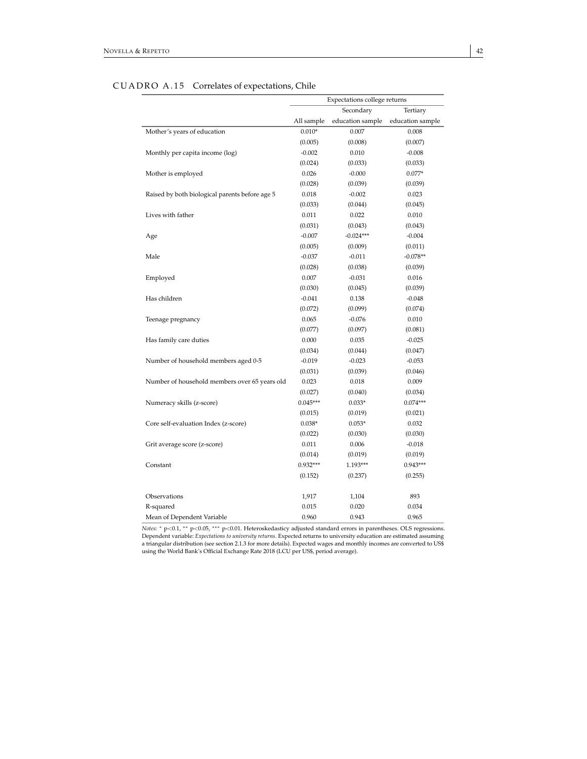CUADRO A.15 Correlates of expectations, Chile

| | Expectations college returns | | |
|---|---|---|---|
| | | Secondary | Tertiary |
| | All sample | education sample | education sample |
| Mother's years of education | 0.010* | 0.007 | 0.008 |
| | (0.005) | (0.008) | (0.007) |
| Monthly per capita income (log) | -0.002 | 0.010 | -0.008 |
| | (0.024) | (0.033) | (0.033) |
| Mother is employed | 0.026 | -0.000 | 0.077* |
| | (0.028) | (0.039) | (0.039) |
| Raised by both biological parents before age 5 | 0.018 | -0.002 | 0.023 |
| | (0.033) | (0.044) | (0.045) |
| Lives with father | 0.011 | 0.022 | 0.010 |
| | (0.031) | (0.043) | (0.043) |
| Age | -0.007 | -0.024*** | -0.004 |
| | (0.005) | (0.009) | (0.011) |
| Male | -0.037 | -0.011 | -0.078** |
| | (0.028) | (0.038) | (0.039) |
| Employed | 0.007 | -0.031 | 0.016 |
| | (0.030) | (0.045) | (0.039) |
| Has children | -0.041 | 0.138 | -0.048 |
| | (0.072) | (0.099) | (0.074) |
| Teenage pregnancy | 0.065 | -0.076 | 0.010 |
| | (0.077) | (0.097) | (0.081) |
| Has family care duties | 0.000 | 0.035 | -0.025 |
| | (0.034) | (0.044) | (0.047) |
| Number of household members aged 0-5 | -0.019 | -0.023 | -0.053 |
| | (0.031) | (0.039) | (0.046) |
| Number of household members over 65 years old | 0.023 | 0.018 | 0.009 |
| | (0.027) | (0.040) | (0.034) |
| Numeracy skills (z-score) | 0.045*** | 0.033* | 0.074*** |
| | (0.015) | (0.019) | (0.021) |
| Core self-evaluation Index (z-score) | 0.038* | 0.053* | 0.032 |
| | (0.022) | (0.030) | (0.030) |
| Grit average score (z-score) | 0.011 | 0.006 | -0.018 |
| | (0.014) | (0.019) | (0.019) |
| Constant | 0.932*** | 1.193*** | 0.943*** |
| | (0.152) | (0.237) | (0.255) |
| Observations | 1,917 | 1,104 | 893 |
| R-squared | 0.015 | 0.020 | 0.034 |
| Mean of Dependent Variable | 0.960 | 0.943 | 0.965 |

*Notes:* * p<0.1, ** p<0.05, *** p<0.01. Heteroskedasticy adjusted standard errors in parentheses. OLS regressions. Dependent variable: *Expectations to university returns*. Expected returns to university education are estimated assuming a triangular distribution (see section 2.1.3 for more details). Expected wages and monthly incomes are converted to US$ using the World Bank's Official Exchange Rate 2018 (LCU per US$, period average).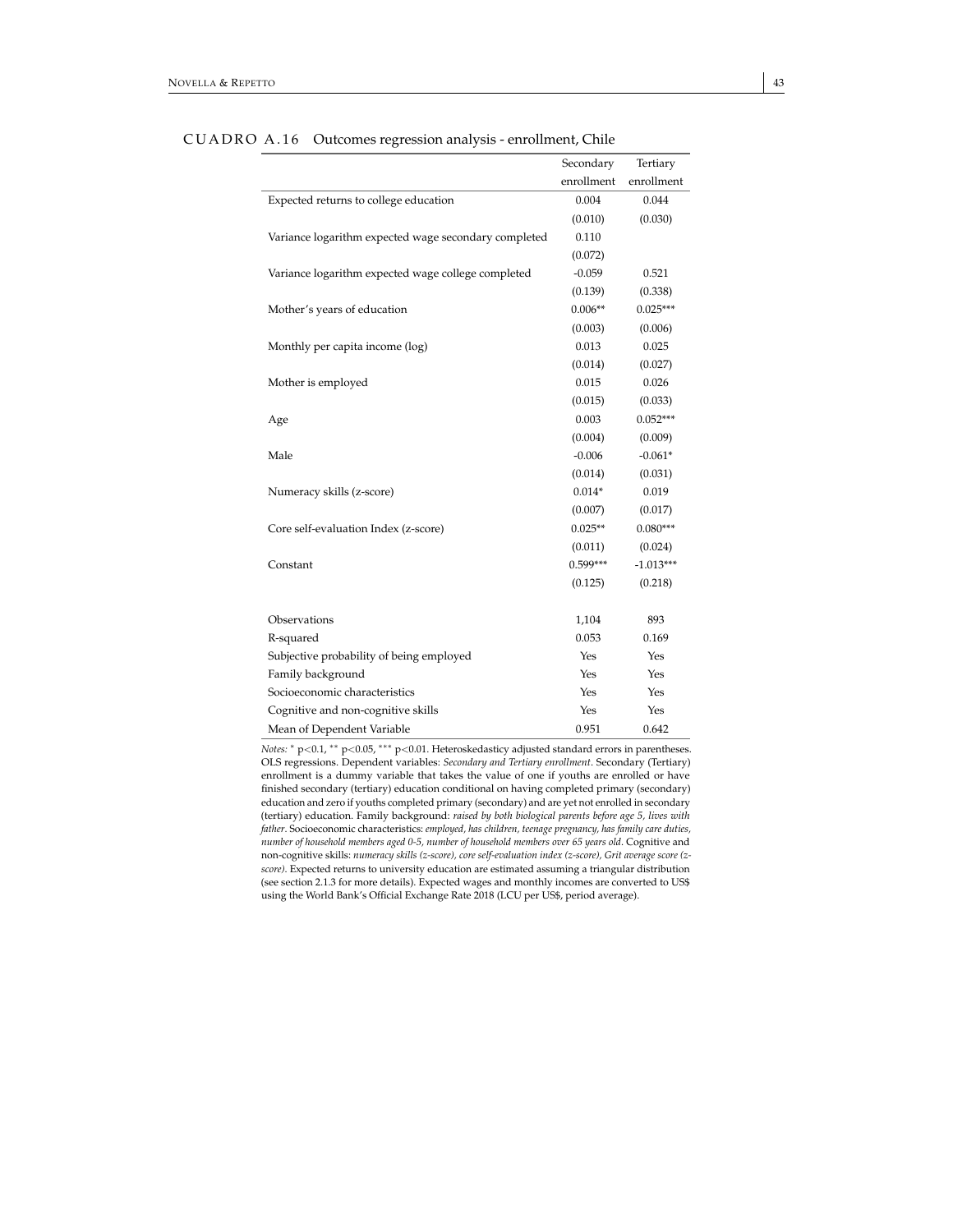CUADRO A.16 Outcomes regression analysis - enrollment, Chile

| | Secondary enrollment | Tertiary enrollment |
|---|---|---|
| Expected returns to college education | 0.004 | 0.044 |
| | (0.010) | (0.030) |
| Variance logarithm expected wage secondary completed | 0.110 | |
| | (0.072) | |
| Variance logarithm expected wage college completed | -0.059 | 0.521 |
| | (0.139) | (0.338) |
| Mother's years of education | 0.006** | 0.025*** |
| | (0.003) | (0.006) |
| Monthly per capita income (log) | 0.013 | 0.025 |
| | (0.014) | (0.027) |
| Mother is employed | 0.015 | 0.026 |
| | (0.015) | (0.033) |
| Age | 0.003 | 0.052*** |
| | (0.004) | (0.009) |
| Male | -0.006 | -0.061* |
| | (0.014) | (0.031) |
| Numeracy skills (z-score) | 0.014* | 0.019 |
| | (0.007) | (0.017) |
| Core self-evaluation Index (z-score) | 0.025** | 0.080*** |
| | (0.011) | (0.024) |
| Constant | 0.599*** | -1.013*** |
| | (0.125) | (0.218) |
| Observations | 1,104 | 893 |
| R-squared | 0.053 | 0.169 |
| Subjective probability of being employed | Yes | Yes |
| Family background | Yes | Yes |
| Socioeconomic characteristics | Yes | Yes |
| Cognitive and non-cognitive skills | Yes | Yes |
| Mean of Dependent Variable | 0.951 | 0.642 |

*Notes:* * p<0.1, ** p<0.05, *** p<0.01. Heteroskedasticy adjusted standard errors in parentheses. OLS regressions. Dependent variables: *Secondary and Tertiary enrollment*. Secondary (Tertiary) enrollment is a dummy variable that takes the value of one if youths are enrolled or have finished secondary (tertiary) education conditional on having completed primary (secondary) education and zero if youths completed primary (secondary) and are yet not enrolled in secondary (tertiary) education. Family background: *raised by both biological parents before age 5, lives with father*. Socioeconomic characteristics: *employed, has children, teenage pregnancy, has family care duties, number of household members aged 0-5, number of household members over 65 years old*. Cognitive and non-cognitive skills: *numeracy skills (z-score), core self-evaluation index (z-score), Grit average score (z-score)*. Expected returns to university education are estimated assuming a triangular distribution (see section 2.1.3 for more details). Expected wages and monthly incomes are converted to US$ using the World Bank's Official Exchange Rate 2018 (LCU per US$, period average).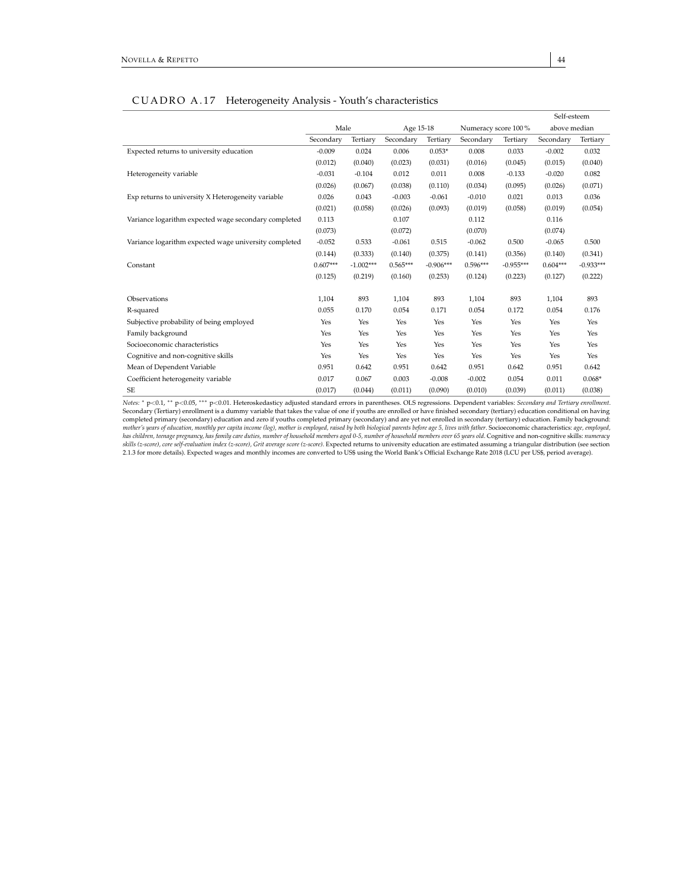CUADRO A.17 Heterogeneity Analysis - Youth's characteristics

| | Male | | Age 15-18 | | Numeracy score 100 % | | Self-esteem above median | |
|---|---|---|---|---|---|---|---|---|
| | Secondary | Tertiary | Secondary | Tertiary | Secondary | Tertiary | Secondary | Tertiary |
| Expected returns to university education | -0.009 | 0.024 | 0.006 | 0.053* | 0.008 | 0.033 | -0.002 | 0.032 |
| | (0.012) | (0.040) | (0.023) | (0.031) | (0.016) | (0.045) | (0.015) | (0.040) |
| Heterogeneity variable | -0.031 | -0.104 | 0.012 | 0.011 | 0.008 | -0.133 | -0.020 | 0.082 |
| | (0.026) | (0.067) | (0.038) | (0.110) | (0.034) | (0.095) | (0.026) | (0.071) |
| Exp returns to university X Heterogeneity variable | 0.026 | 0.043 | -0.003 | -0.061 | -0.010 | 0.021 | 0.013 | 0.036 |
| | (0.021) | (0.058) | (0.026) | (0.093) | (0.019) | (0.058) | (0.019) | (0.054) |
| Variance logarithm expected wage secondary completed | 0.113 | | 0.107 | | 0.112 | | 0.116 | |
| | (0.073) | | (0.072) | | (0.070) | | (0.074) | |
| Variance logarithm expected wage university completed | -0.052 | 0.533 | -0.061 | 0.515 | -0.062 | 0.500 | -0.065 | 0.500 |
| | (0.144) | (0.333) | (0.140) | (0.375) | (0.141) | (0.356) | (0.140) | (0.341) |
| Constant | 0.607*** | -1.002*** | 0.565*** | -0.906*** | 0.596*** | -0.955*** | 0.604*** | -0.933*** |
| | (0.125) | (0.219) | (0.160) | (0.253) | (0.124) | (0.223) | (0.127) | (0.222) |
| Observations | 1,104 | 893 | 1,104 | 893 | 1,104 | 893 | 1,104 | 893 |
| R-squared | 0.055 | 0.170 | 0.054 | 0.171 | 0.054 | 0.172 | 0.054 | 0.176 |
| Subjective probability of being employed | Yes | Yes | Yes | Yes | Yes | Yes | Yes | Yes |
| Family background | Yes | Yes | Yes | Yes | Yes | Yes | Yes | Yes |
| Socioeconomic characteristics | Yes | Yes | Yes | Yes | Yes | Yes | Yes | Yes |
| Cognitive and non-cognitive skills | Yes | Yes | Yes | Yes | Yes | Yes | Yes | Yes |
| Mean of Dependent Variable | 0.951 | 0.642 | 0.951 | 0.642 | 0.951 | 0.642 | 0.951 | 0.642 |
| Coefficient heterogeneity variable | 0.017 | 0.067 | 0.003 | -0.008 | -0.002 | 0.054 | 0.011 | 0.068* |
| SE | (0.017) | (0.044) | (0.011) | (0.090) | (0.010) | (0.039) | (0.011) | (0.038) |

*Notes:* * p<0.1, ** p<0.05, *** p<0.01. Heteroskedasticy adjusted standard errors in parentheses. OLS regressions. Dependent variables: *Secondary and Tertiary enrollment*. Secondary (Tertiary) enrollment is a dummy variable that takes the value of one if youths are enrolled or have finished secondary (tertiary) education conditional on having completed primary (secondary) education and zero if youths completed primary (secondary) and are yet not enrolled in secondary (tertiary) education. Family background: *mother's years of education, monthly per capita income (log), mother is employed, raised by both biological parents before age 5, lives with father*. Socioeconomic characteristics: *age, employed, has children, teenage pregnancy, has family care duties, number of household members aged 0-5, number of household members over 65 years old*. Cognitive and non-cognitive skills: *numeracy skills (z-score), core self-evaluation index (z-score), Grit average score (z-score)*. Expected returns to university education are estimated assuming a triangular distribution (see section 2.1.3 for more details). Expected wages and monthly incomes are converted to US$ using the World Bank's Official Exchange Rate 2018 (LCU per US$, period average).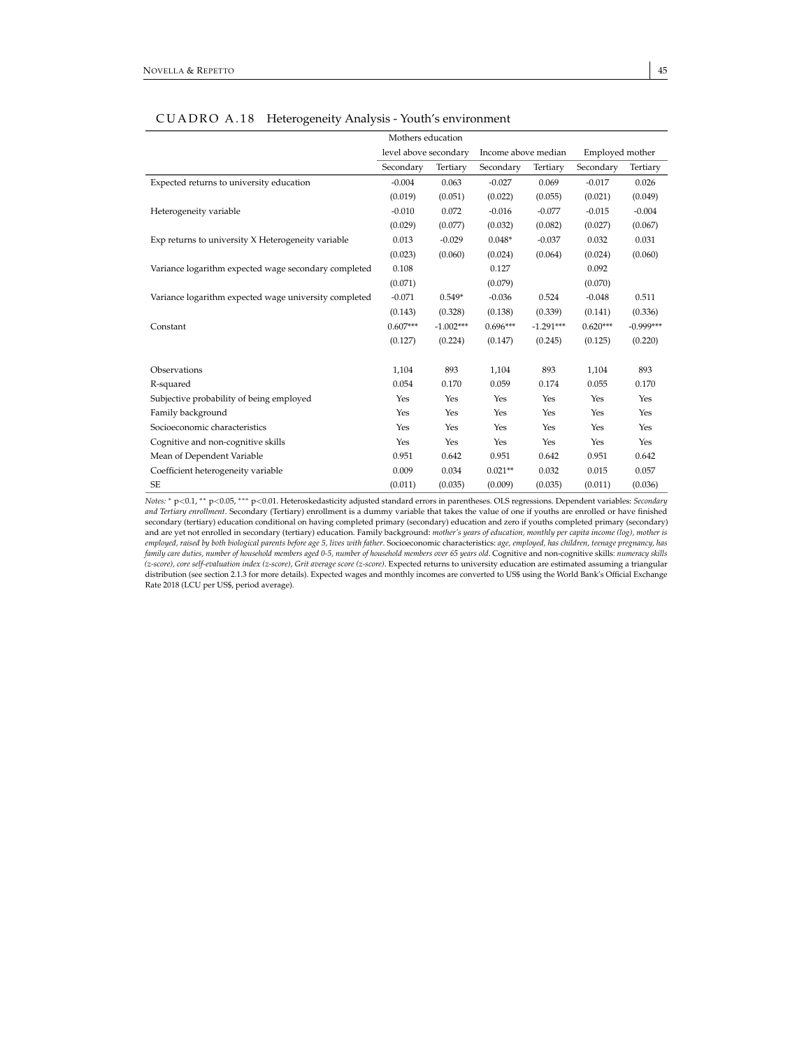CUADRO A.18 Heterogeneity Analysis - Youth's environment

| | Mothers education level above secondary | | Income above median | | Employed mother | |
|---|---|---|---|---|---|---|
| | Secondary | Tertiary | Secondary | Tertiary | Secondary | Tertiary |
| Expected returns to university education | -0.004 | 0.063 | -0.027 | 0.069 | -0.017 | 0.026 |
| | (0.019) | (0.051) | (0.022) | (0.055) | (0.021) | (0.049) |
| Heterogeneity variable | -0.010 | 0.072 | -0.016 | -0.077 | -0.015 | -0.004 |
| | (0.029) | (0.077) | (0.032) | (0.082) | (0.027) | (0.067) |
| Exp returns to university X Heterogeneity variable | 0.013 | -0.029 | 0.048* | -0.037 | 0.032 | 0.031 |
| | (0.023) | (0.060) | (0.024) | (0.064) | (0.024) | (0.060) |
| Variance logarithm expected wage secondary completed | 0.108 | | 0.127 | | 0.092 | |
| | (0.071) | | (0.079) | | (0.070) | |
| Variance logarithm expected wage university completed | -0.071 | 0.549* | -0.036 | 0.524 | -0.048 | 0.511 |
| | (0.143) | (0.328) | (0.138) | (0.339) | (0.141) | (0.336) |
| Constant | 0.607*** | -1.002*** | 0.696*** | -1.291*** | 0.620*** | -0.999*** |
| | (0.127) | (0.224) | (0.147) | (0.245) | (0.125) | (0.220) |
| Observations | 1,104 | 893 | 1,104 | 893 | 1,104 | 893 |
| R-squared | 0.054 | 0.170 | 0.059 | 0.174 | 0.055 | 0.170 |
| Subjective probability of being employed | Yes | Yes | Yes | Yes | Yes | Yes |
| Family background | Yes | Yes | Yes | Yes | Yes | Yes |
| Socioeconomic characteristics | Yes | Yes | Yes | Yes | Yes | Yes |
| Cognitive and non-cognitive skills | Yes | Yes | Yes | Yes | Yes | Yes |
| Mean of Dependent Variable | 0.951 | 0.642 | 0.951 | 0.642 | 0.951 | 0.642 |
| Coefficient heterogeneity variable | 0.009 | 0.034 | 0.021** | 0.032 | 0.015 | 0.057 |
| SE | (0.011) | (0.035) | (0.009) | (0.035) | (0.011) | (0.036) |

*Notes:* * p<0.1, ** p<0.05, *** p<0.01. Heteroskedasticity adjusted standard errors in parentheses. OLS regressions. Dependent variables: *Secondary and Tertiary enrollment*. Secondary (Tertiary) enrollment is a dummy variable that takes the value of one if youths are enrolled or have finished secondary (tertiary) education conditional on having completed primary (secondary) education and zero if youths completed primary (secondary) and are yet not enrolled in secondary (tertiary) education. Family background: *mother's years of education, monthly per capita income (log), mother is employed, raised by both biological parents before age 5, lives with father*. Socioeconomic characteristics: *age, employed, has children, teenage pregnancy, has family care duties, number of household members aged 0-5, number of household members over 65 years old*. Cognitive and non-cognitive skills: *numeracy skills (z-score), core self-evaluation index (z-score), Grit average score (z-score)*. Expected returns to university education are estimated assuming a triangular distribution (see section 2.1.3 for more details). Expected wages and monthly incomes are converted to US$ using the World Bank's Official Exchange Rate 2018 (LCU per US$, period average).